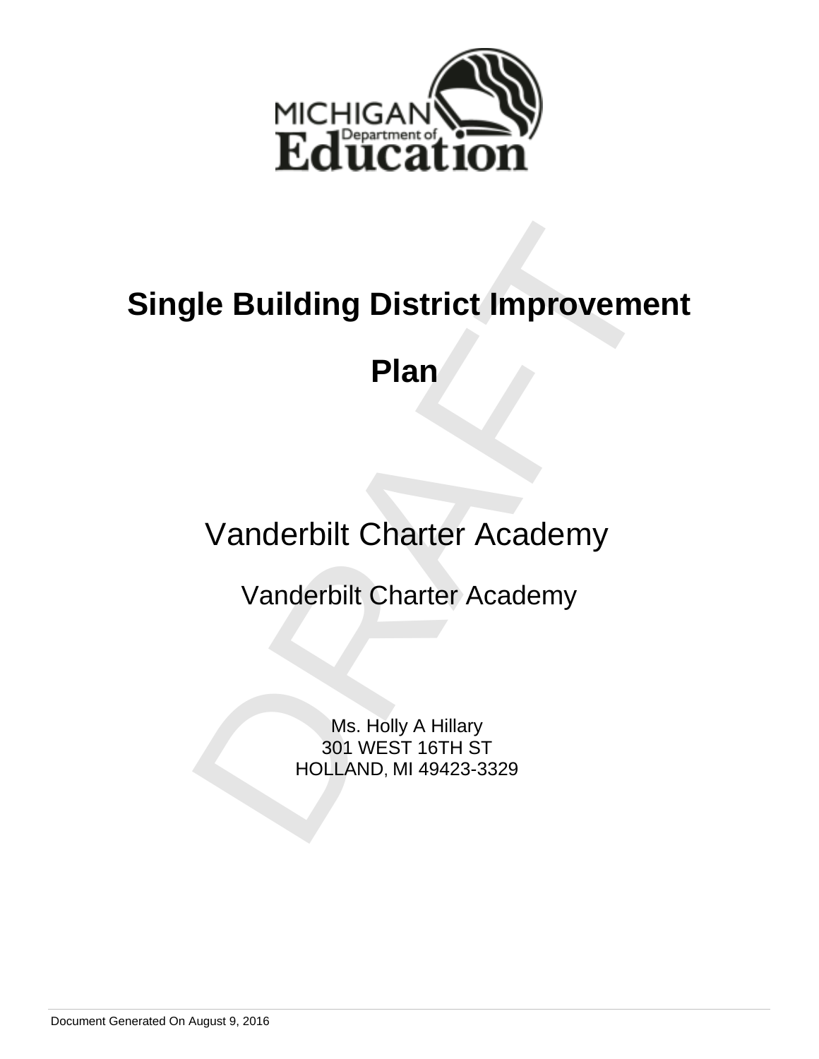# Single Building District Improvement Plan

## Vanderbilt Charter Academy

### Vanderbilt Charter Academy

Ms. Holly A Hillary
301 WEST 16TH ST
HOLLAND, MI 49423-3329

Document Generated On August 9, 2016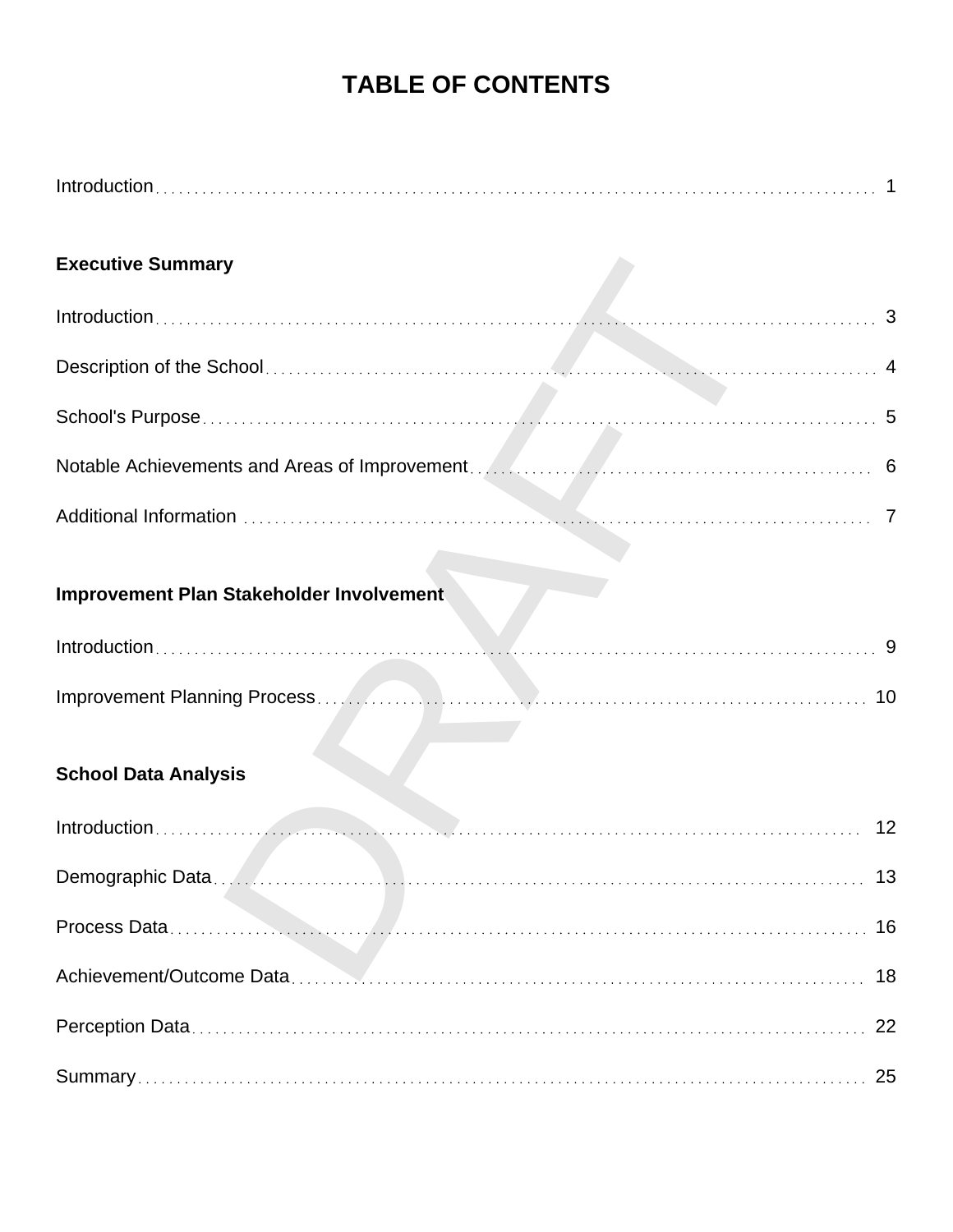# TABLE OF CONTENTS

Introduction ........ 1

**Executive Summary**

Introduction ........ 3

Description of the School ........ 4

School's Purpose ........ 5

Notable Achievements and Areas of Improvement ........ 6

Additional Information ........ 7

**Improvement Plan Stakeholder Involvement**

Introduction ........ 9

Improvement Planning Process ........ 10

**School Data Analysis**

Introduction ........ 12

Demographic Data ........ 13

Process Data ........ 16

Achievement/Outcome Data ........ 18

Perception Data ........ 22

Summary ........ 25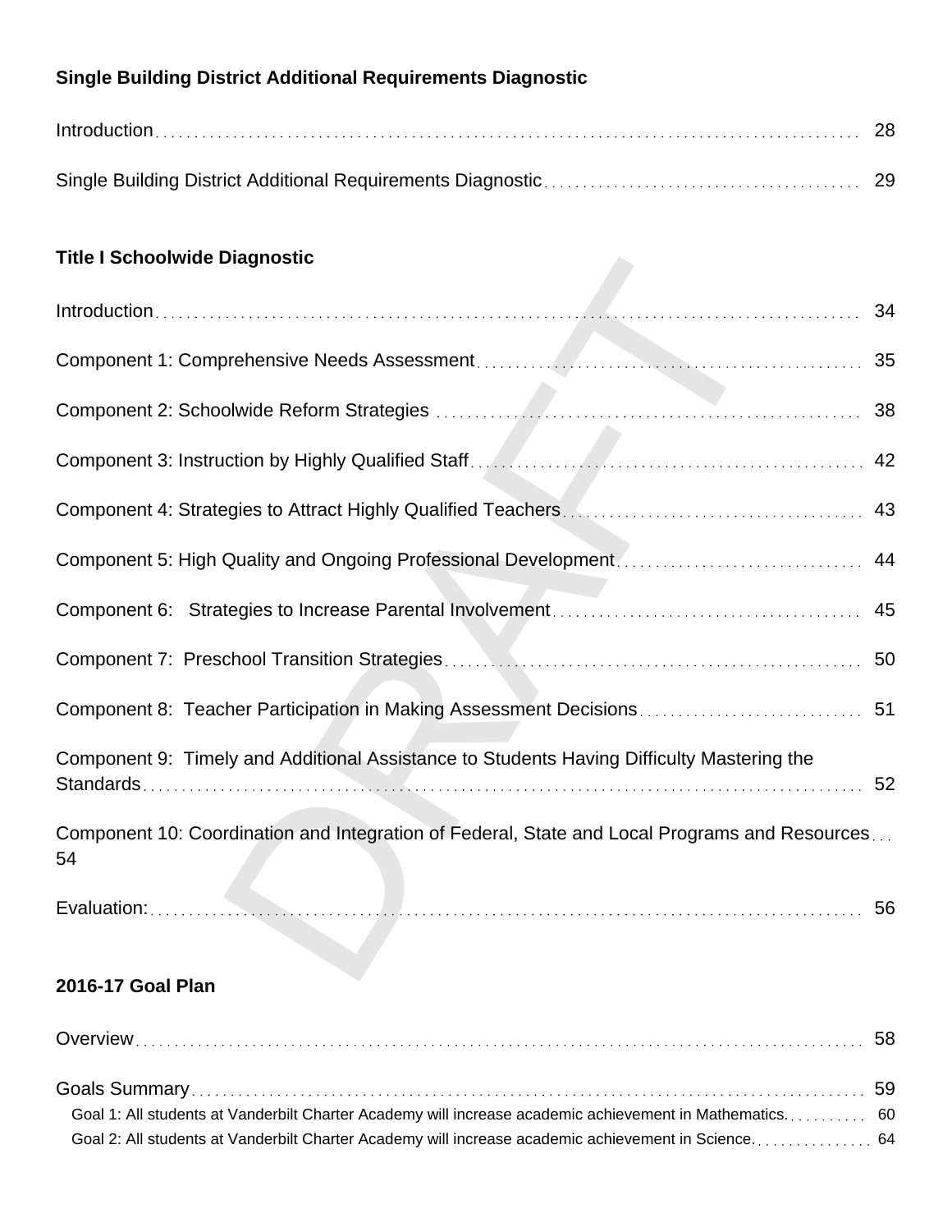**Single Building District Additional Requirements Diagnostic**

Introduction ........ 28

Single Building District Additional Requirements Diagnostic ........ 29

**Title I Schoolwide Diagnostic**

Introduction ........ 34

Component 1: Comprehensive Needs Assessment ........ 35

Component 2: Schoolwide Reform Strategies ........ 38

Component 3: Instruction by Highly Qualified Staff ........ 42

Component 4: Strategies to Attract Highly Qualified Teachers ........ 43

Component 5: High Quality and Ongoing Professional Development ........ 44

Component 6: Strategies to Increase Parental Involvement ........ 45

Component 7: Preschool Transition Strategies ........ 50

Component 8: Teacher Participation in Making Assessment Decisions ........ 51

Component 9: Timely and Additional Assistance to Students Having Difficulty Mastering the Standards ........ 52

Component 10: Coordination and Integration of Federal, State and Local Programs and Resources ... 54

Evaluation: ........ 56

**2016-17 Goal Plan**

Overview ........ 58

Goals Summary ........ 59

Goal 1: All students at Vanderbilt Charter Academy will increase academic achievement in Mathematics. ........ 60

Goal 2: All students at Vanderbilt Charter Academy will increase academic achievement in Science. ........ 64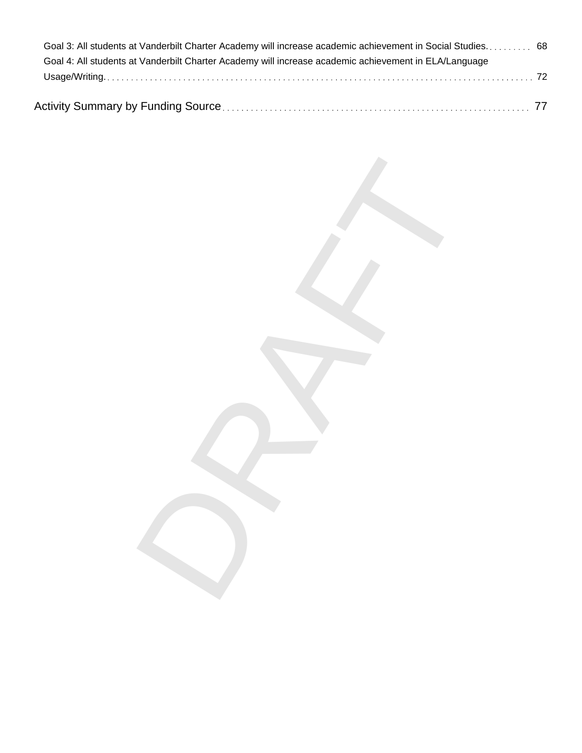Goal 3: All students at Vanderbilt Charter Academy will increase academic achievement in Social Studies. . . . . . . . . . 68

Goal 4: All students at Vanderbilt Charter Academy will increase academic achievement in ELA/Language Usage/Writing. . . . . . . . . . 72

Activity Summary by Funding Source . . . . . . . . . . 77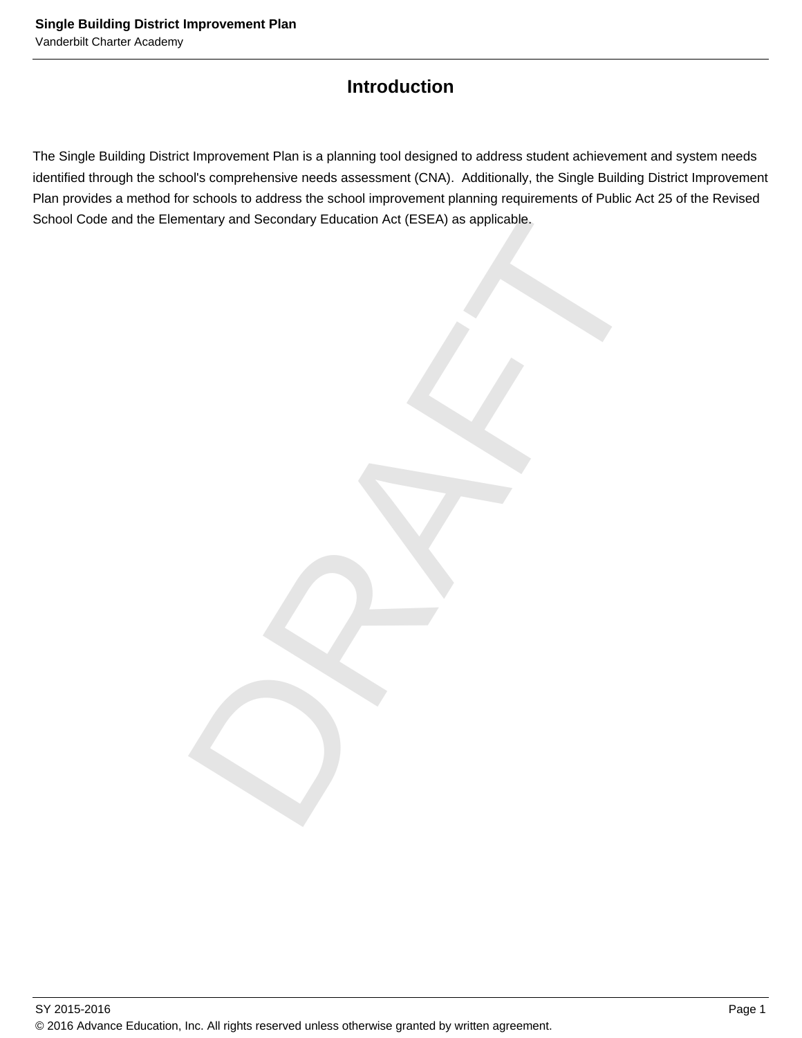# Introduction

The Single Building District Improvement Plan is a planning tool designed to address student achievement and system needs identified through the school's comprehensive needs assessment (CNA). Additionally, the Single Building District Improvement Plan provides a method for schools to address the school improvement planning requirements of Public Act 25 of the Revised School Code and the Elementary and Secondary Education Act (ESEA) as applicable.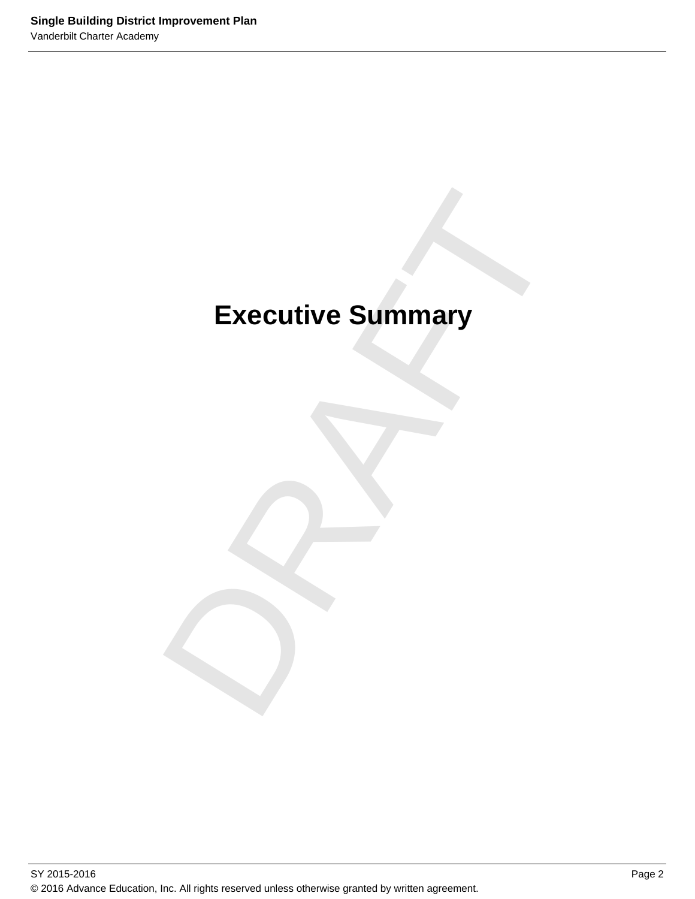# Executive Summary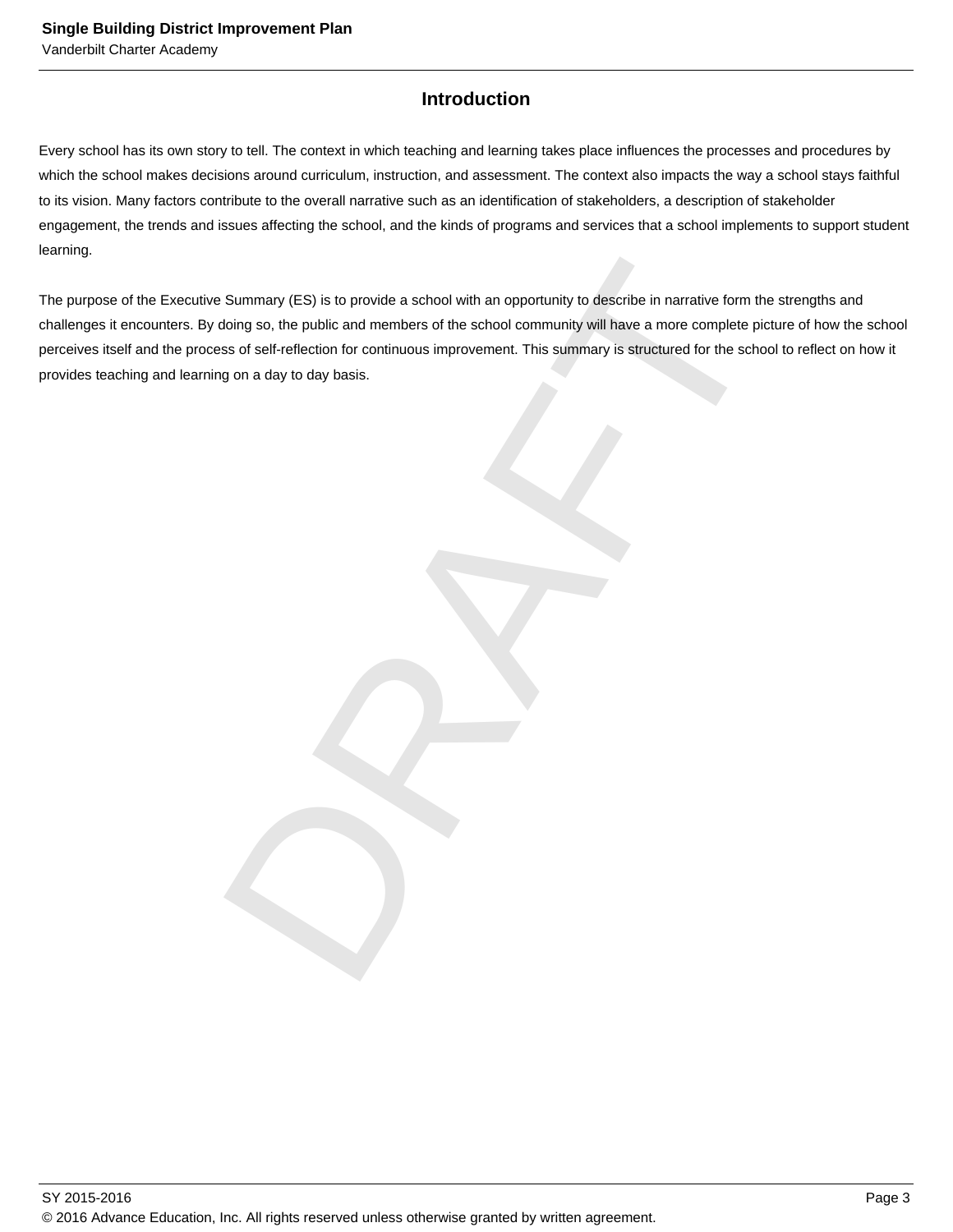## Introduction

Every school has its own story to tell. The context in which teaching and learning takes place influences the processes and procedures by which the school makes decisions around curriculum, instruction, and assessment. The context also impacts the way a school stays faithful to its vision. Many factors contribute to the overall narrative such as an identification of stakeholders, a description of stakeholder engagement, the trends and issues affecting the school, and the kinds of programs and services that a school implements to support student learning.

The purpose of the Executive Summary (ES) is to provide a school with an opportunity to describe in narrative form the strengths and challenges it encounters. By doing so, the public and members of the school community will have a more complete picture of how the school perceives itself and the process of self-reflection for continuous improvement. This summary is structured for the school to reflect on how it provides teaching and learning on a day to day basis.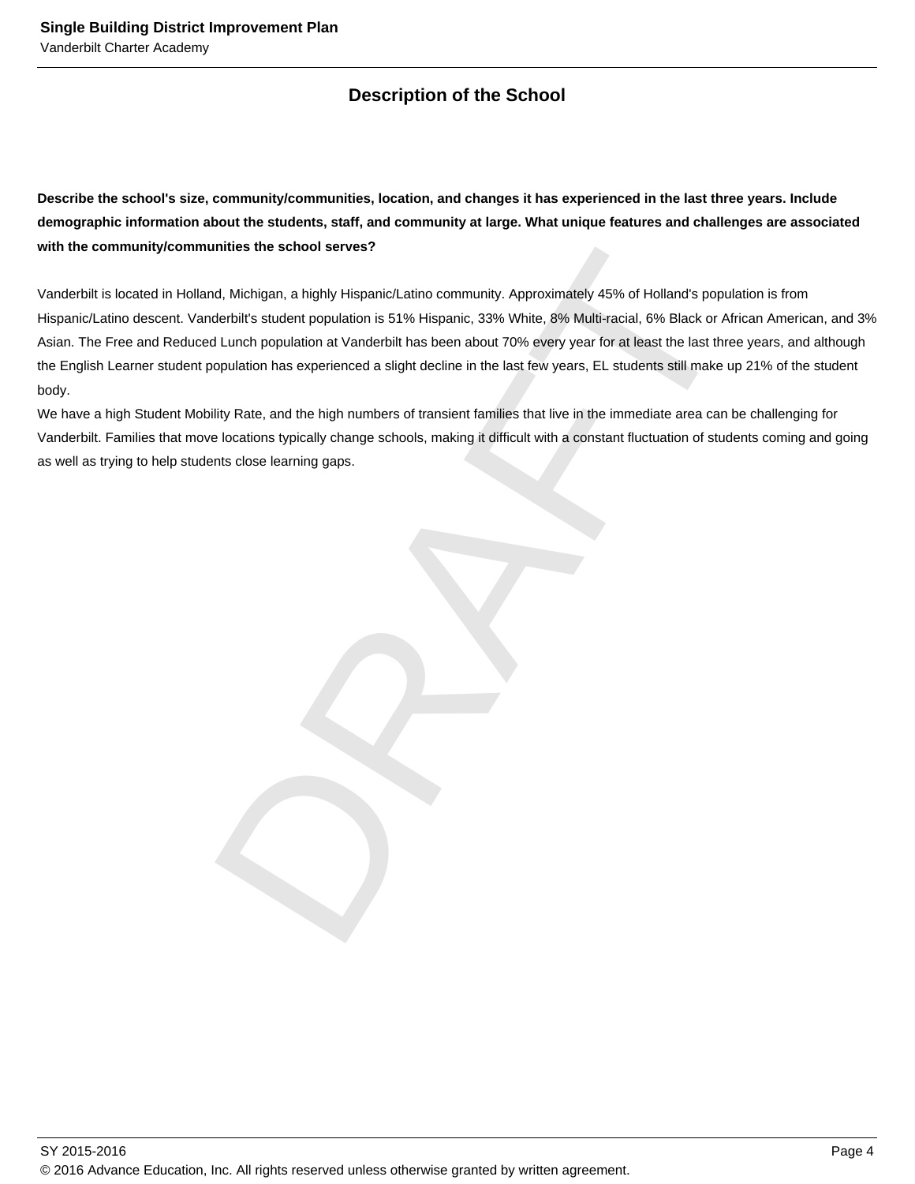## Description of the School

**Describe the school's size, community/communities, location, and changes it has experienced in the last three years. Include demographic information about the students, staff, and community at large. What unique features and challenges are associated with the community/communities the school serves?**

Vanderbilt is located in Holland, Michigan, a highly Hispanic/Latino community. Approximately 45% of Holland's population is from Hispanic/Latino descent. Vanderbilt's student population is 51% Hispanic, 33% White, 8% Multi-racial, 6% Black or African American, and 3% Asian. The Free and Reduced Lunch population at Vanderbilt has been about 70% every year for at least the last three years, and although the English Learner student population has experienced a slight decline in the last few years, EL students still make up 21% of the student body.

We have a high Student Mobility Rate, and the high numbers of transient families that live in the immediate area can be challenging for Vanderbilt. Families that move locations typically change schools, making it difficult with a constant fluctuation of students coming and going as well as trying to help students close learning gaps.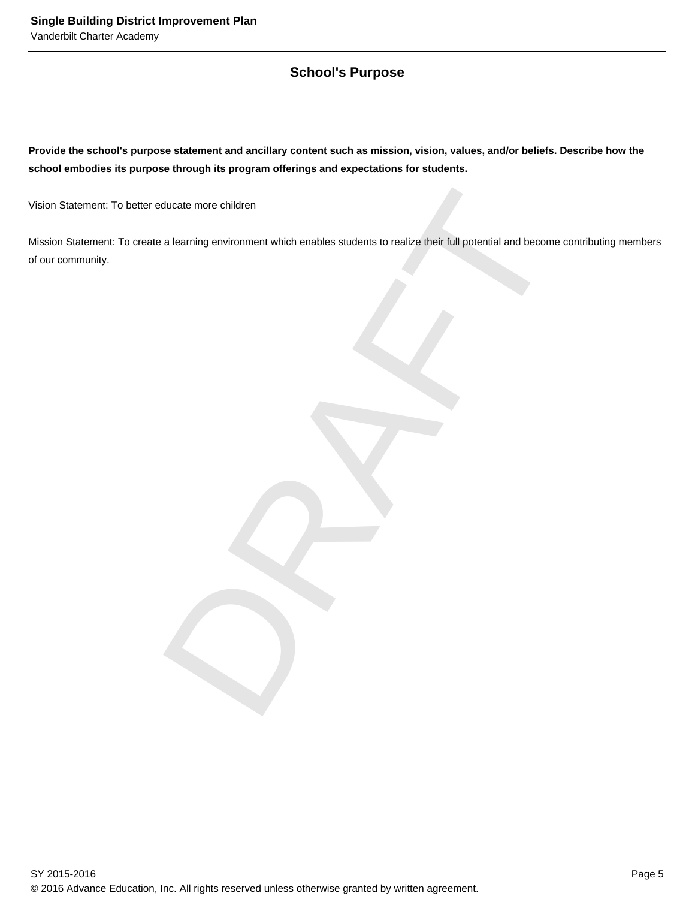## School's Purpose

**Provide the school's purpose statement and ancillary content such as mission, vision, values, and/or beliefs. Describe how the school embodies its purpose through its program offerings and expectations for students.**

Vision Statement: To better educate more children

Mission Statement: To create a learning environment which enables students to realize their full potential and become contributing members of our community.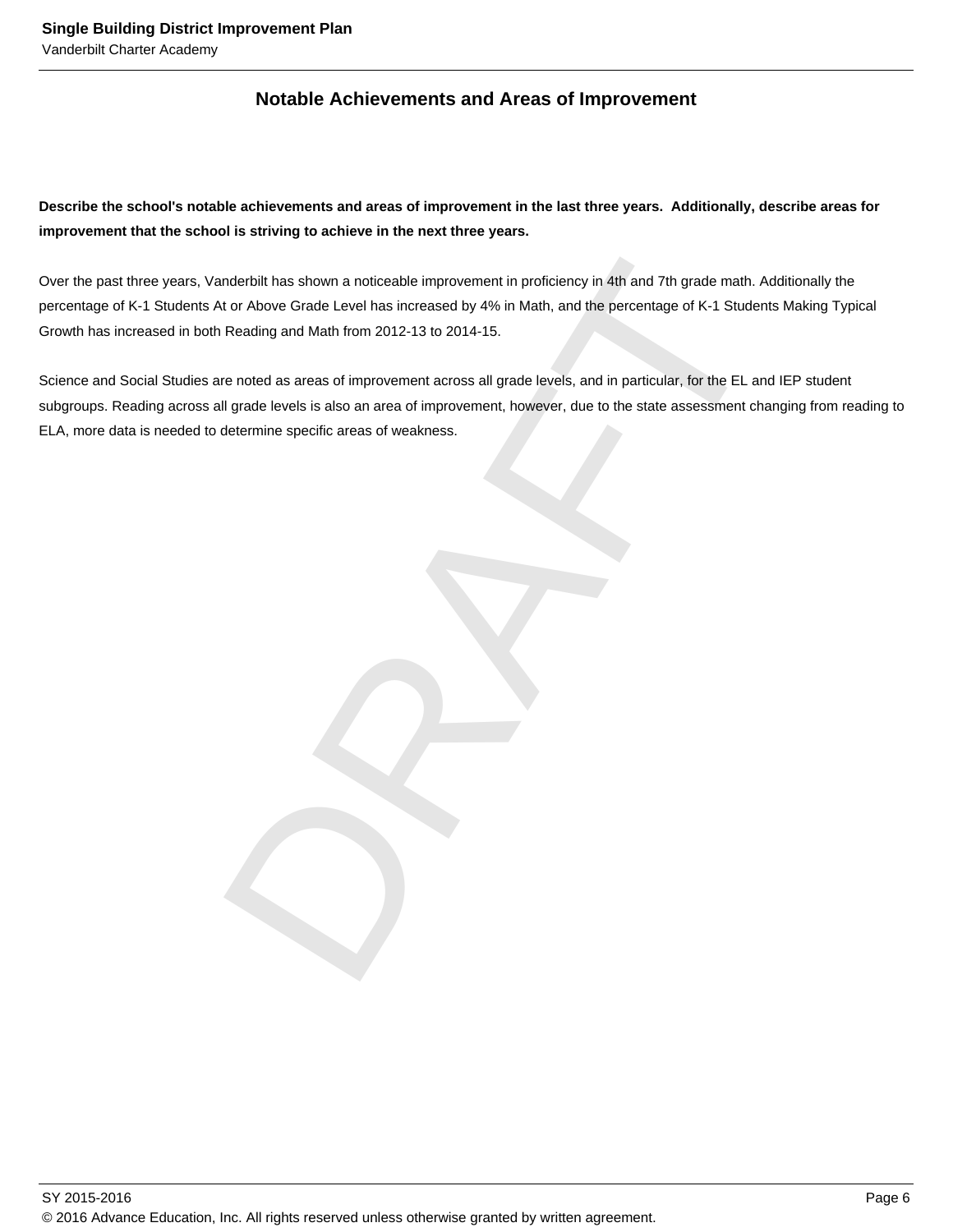## Notable Achievements and Areas of Improvement

**Describe the school's notable achievements and areas of improvement in the last three years. Additionally, describe areas for improvement that the school is striving to achieve in the next three years.**

Over the past three years, Vanderbilt has shown a noticeable improvement in proficiency in 4th and 7th grade math. Additionally the percentage of K-1 Students At or Above Grade Level has increased by 4% in Math, and the percentage of K-1 Students Making Typical Growth has increased in both Reading and Math from 2012-13 to 2014-15.

Science and Social Studies are noted as areas of improvement across all grade levels, and in particular, for the EL and IEP student subgroups. Reading across all grade levels is also an area of improvement, however, due to the state assessment changing from reading to ELA, more data is needed to determine specific areas of weakness.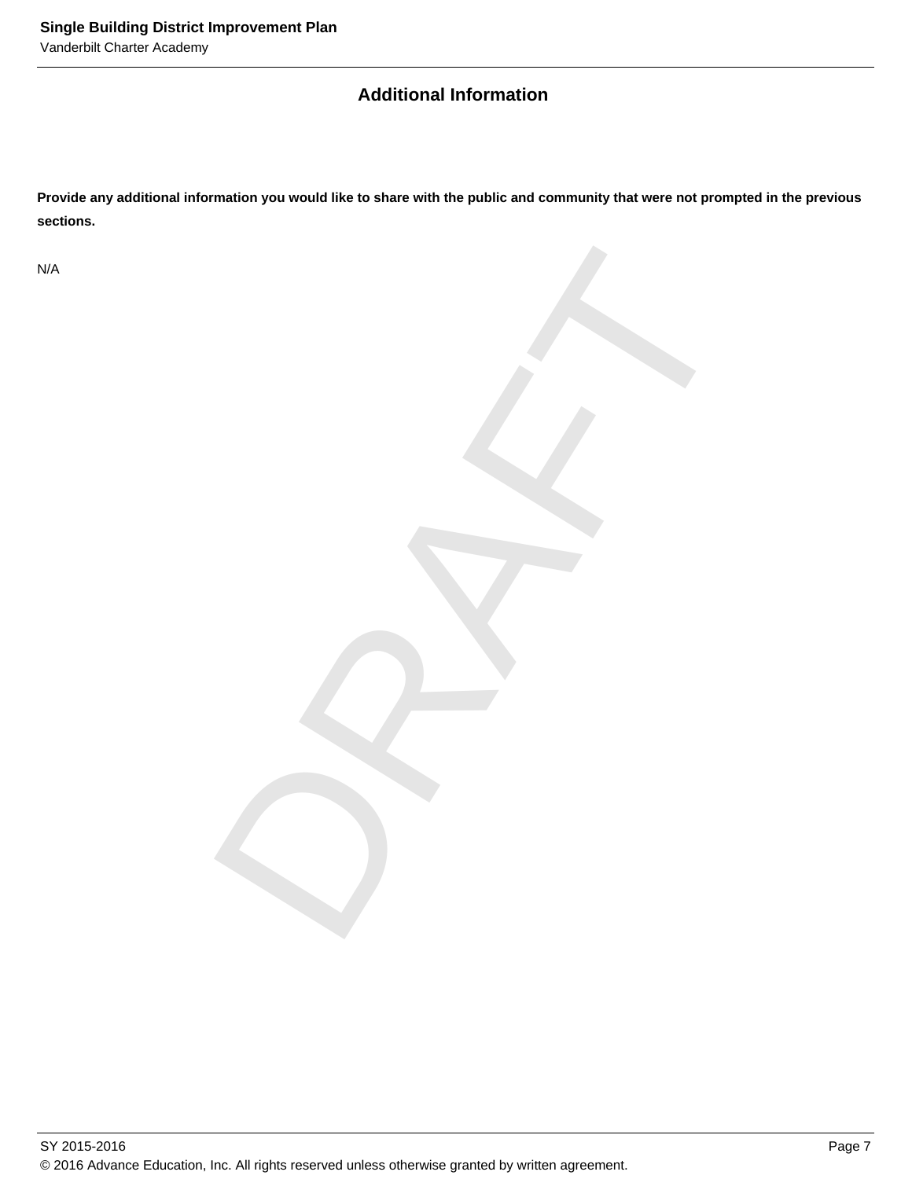## Additional Information

**Provide any additional information you would like to share with the public and community that were not prompted in the previous sections.**

N/A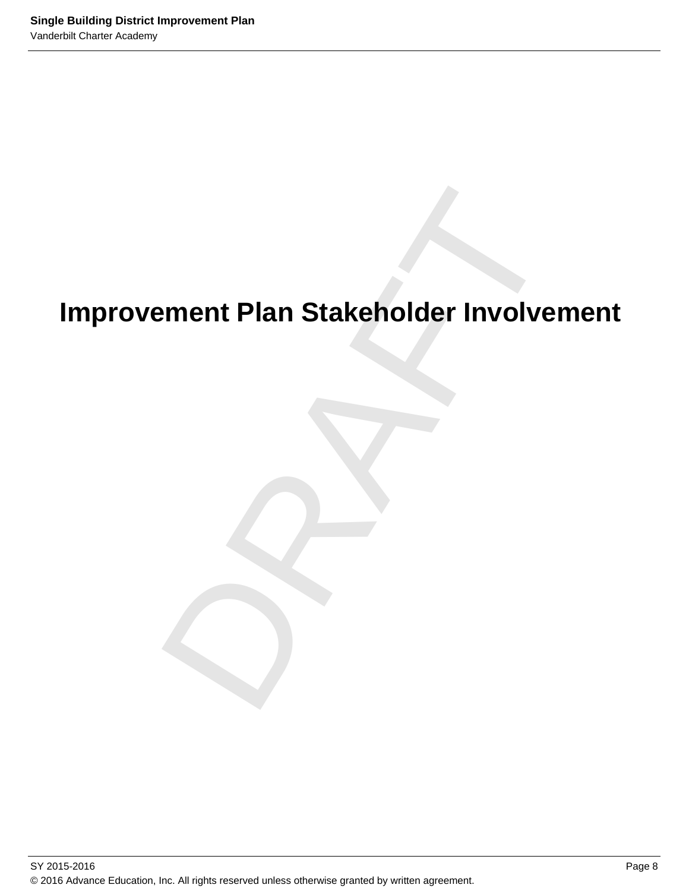# Improvement Plan Stakeholder Involvement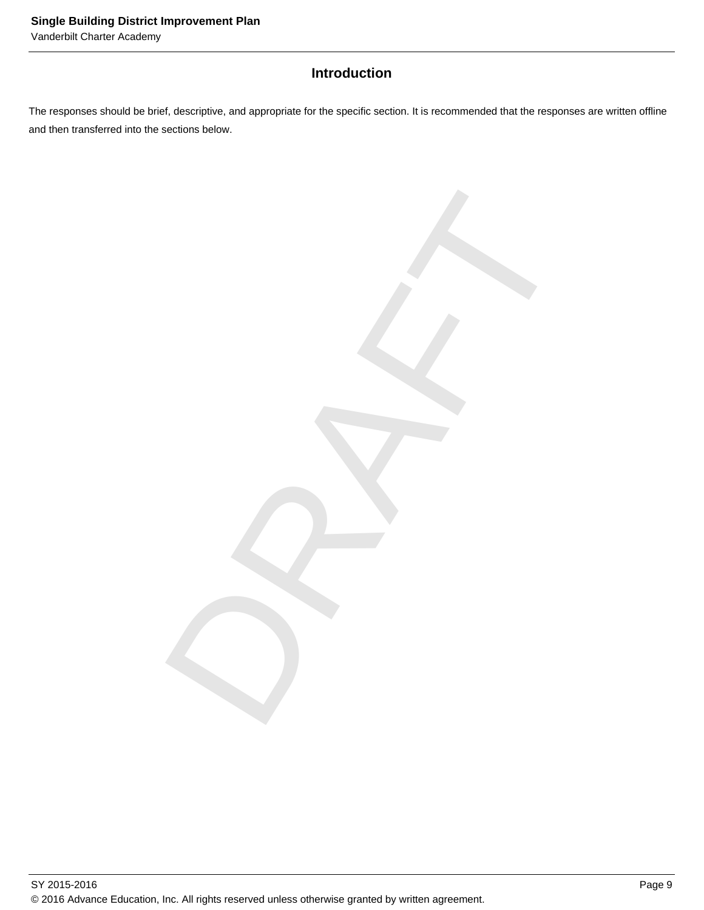## Introduction

The responses should be brief, descriptive, and appropriate for the specific section. It is recommended that the responses are written offline and then transferred into the sections below.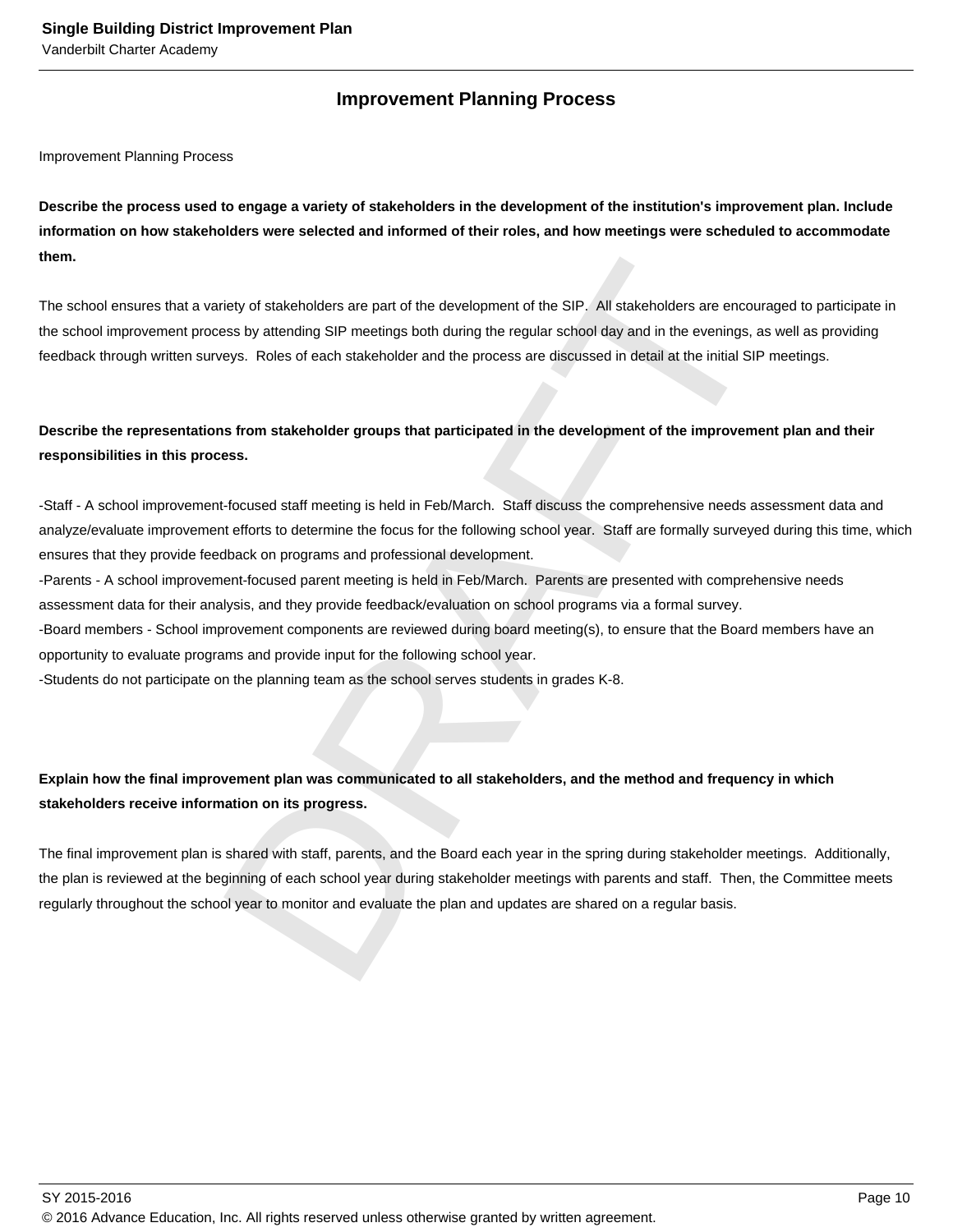## Improvement Planning Process

Improvement Planning Process

**Describe the process used to engage a variety of stakeholders in the development of the institution's improvement plan. Include information on how stakeholders were selected and informed of their roles, and how meetings were scheduled to accommodate them.**

The school ensures that a variety of stakeholders are part of the development of the SIP. All stakeholders are encouraged to participate in the school improvement process by attending SIP meetings both during the regular school day and in the evenings, as well as providing feedback through written surveys. Roles of each stakeholder and the process are discussed in detail at the initial SIP meetings.

**Describe the representations from stakeholder groups that participated in the development of the improvement plan and their responsibilities in this process.**

-Staff - A school improvement-focused staff meeting is held in Feb/March. Staff discuss the comprehensive needs assessment data and analyze/evaluate improvement efforts to determine the focus for the following school year. Staff are formally surveyed during this time, which ensures that they provide feedback on programs and professional development.
-Parents - A school improvement-focused parent meeting is held in Feb/March. Parents are presented with comprehensive needs assessment data for their analysis, and they provide feedback/evaluation on school programs via a formal survey.
-Board members - School improvement components are reviewed during board meeting(s), to ensure that the Board members have an opportunity to evaluate programs and provide input for the following school year.
-Students do not participate on the planning team as the school serves students in grades K-8.

**Explain how the final improvement plan was communicated to all stakeholders, and the method and frequency in which stakeholders receive information on its progress.**

The final improvement plan is shared with staff, parents, and the Board each year in the spring during stakeholder meetings. Additionally, the plan is reviewed at the beginning of each school year during stakeholder meetings with parents and staff. Then, the Committee meets regularly throughout the school year to monitor and evaluate the plan and updates are shared on a regular basis.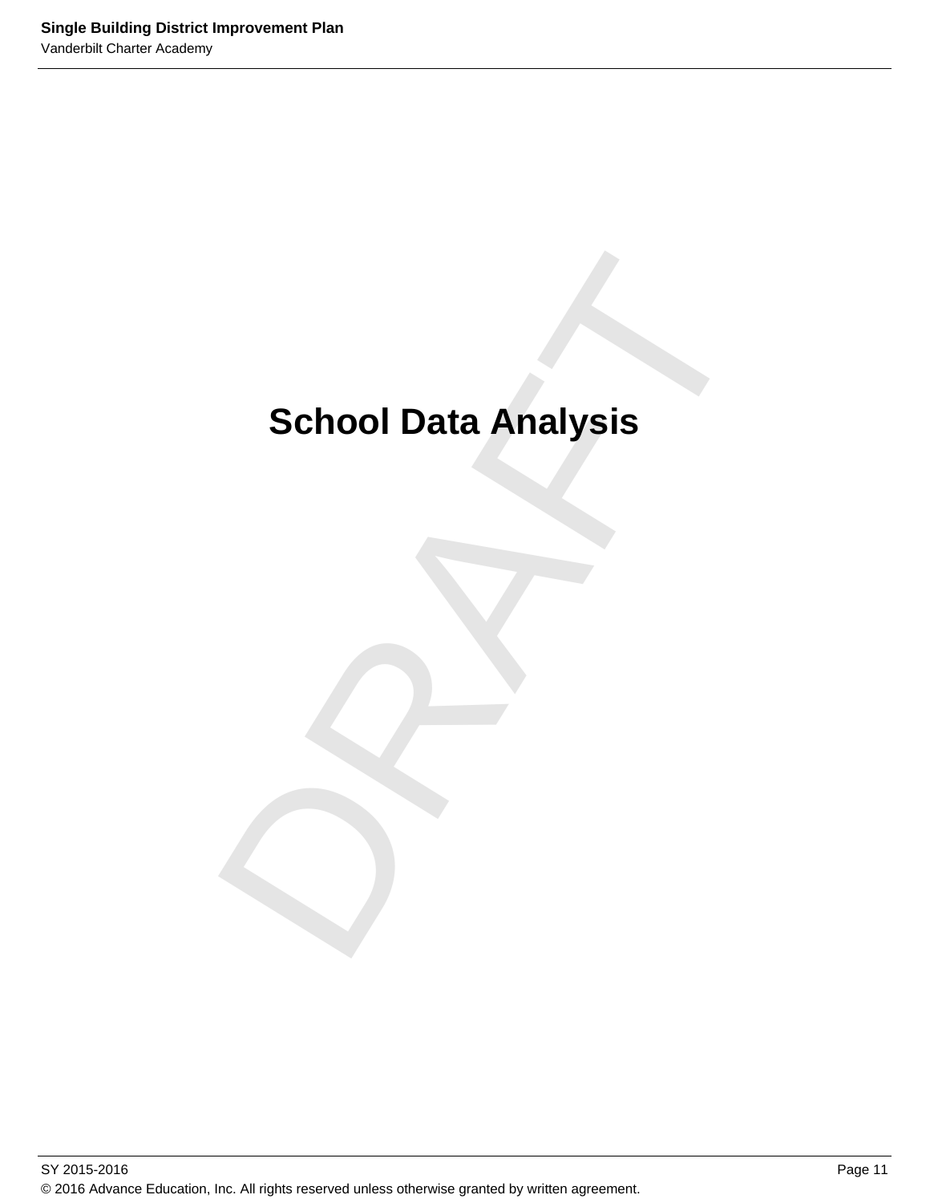# School Data Analysis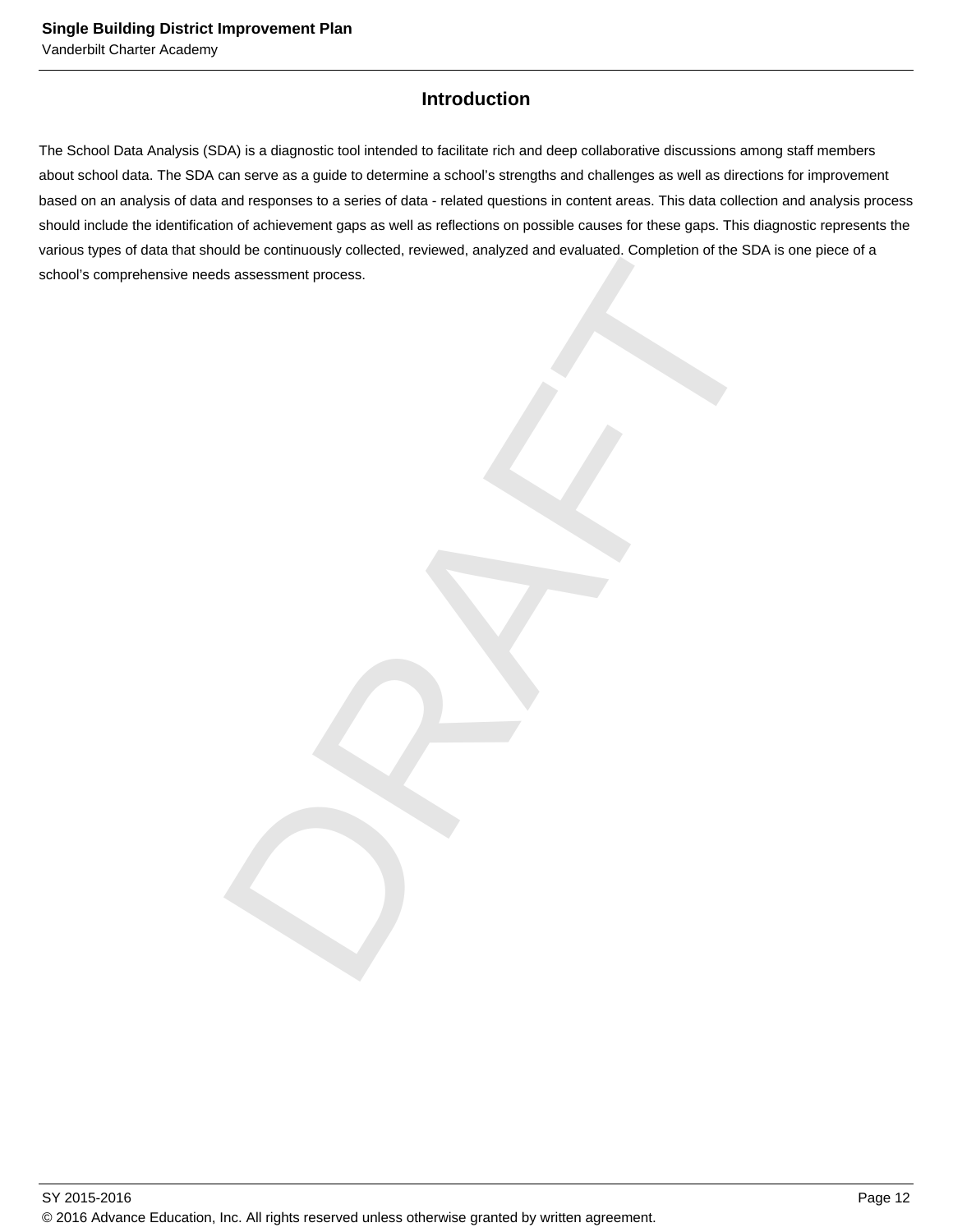## Introduction

The School Data Analysis (SDA) is a diagnostic tool intended to facilitate rich and deep collaborative discussions among staff members about school data. The SDA can serve as a guide to determine a school's strengths and challenges as well as directions for improvement based on an analysis of data and responses to a series of data - related questions in content areas. This data collection and analysis process should include the identification of achievement gaps as well as reflections on possible causes for these gaps. This diagnostic represents the various types of data that should be continuously collected, reviewed, analyzed and evaluated. Completion of the SDA is one piece of a school's comprehensive needs assessment process.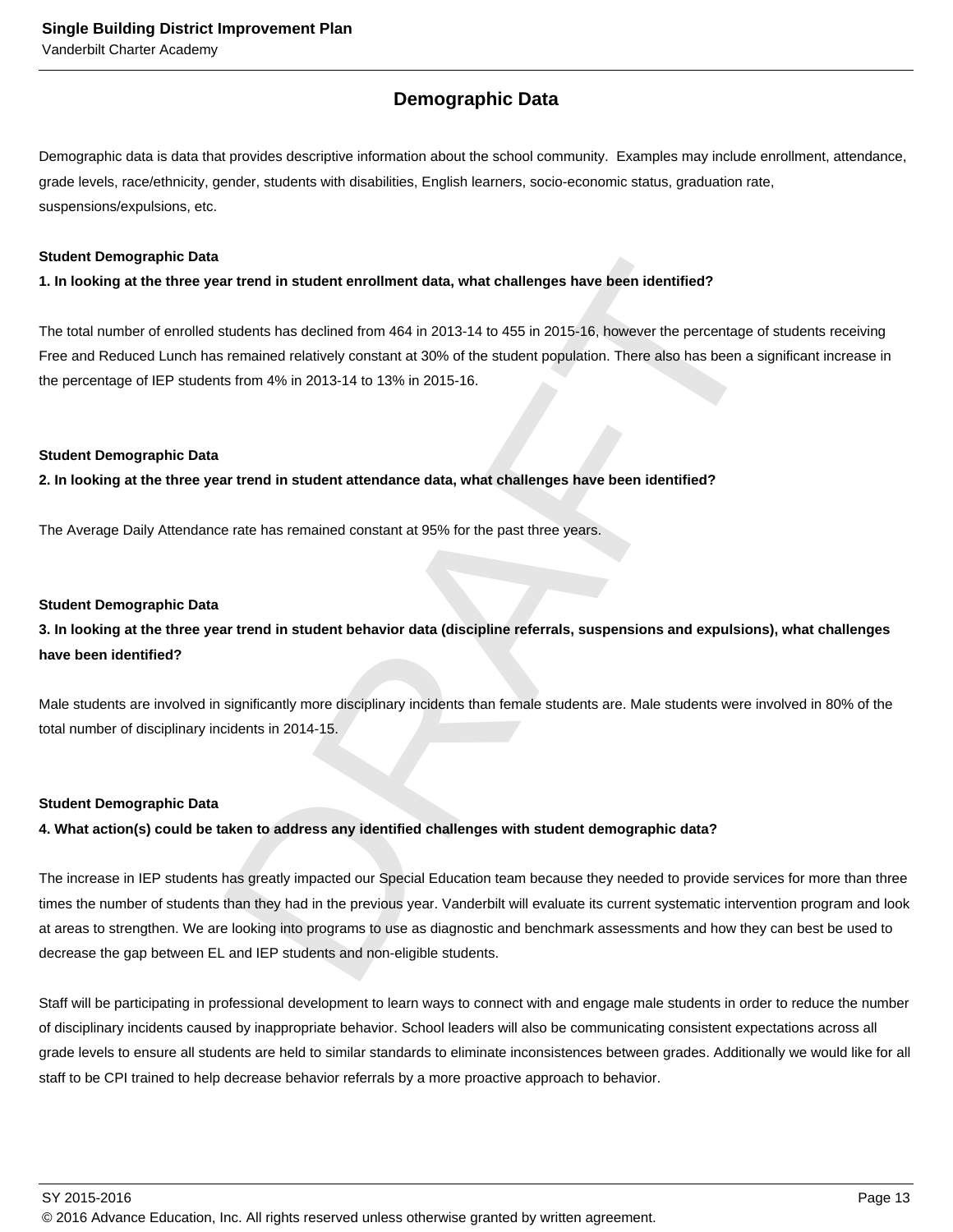## Demographic Data

Demographic data is data that provides descriptive information about the school community. Examples may include enrollment, attendance, grade levels, race/ethnicity, gender, students with disabilities, English learners, socio-economic status, graduation rate, suspensions/expulsions, etc.

**Student Demographic Data**

**1. In looking at the three year trend in student enrollment data, what challenges have been identified?**

The total number of enrolled students has declined from 464 in 2013-14 to 455 in 2015-16, however the percentage of students receiving Free and Reduced Lunch has remained relatively constant at 30% of the student population. There also has been a significant increase in the percentage of IEP students from 4% in 2013-14 to 13% in 2015-16.

**Student Demographic Data**

**2. In looking at the three year trend in student attendance data, what challenges have been identified?**

The Average Daily Attendance rate has remained constant at 95% for the past three years.

**Student Demographic Data**

**3. In looking at the three year trend in student behavior data (discipline referrals, suspensions and expulsions), what challenges have been identified?**

Male students are involved in significantly more disciplinary incidents than female students are. Male students were involved in 80% of the total number of disciplinary incidents in 2014-15.

**Student Demographic Data**

**4. What action(s) could be taken to address any identified challenges with student demographic data?**

The increase in IEP students has greatly impacted our Special Education team because they needed to provide services for more than three times the number of students than they had in the previous year. Vanderbilt will evaluate its current systematic intervention program and look at areas to strengthen. We are looking into programs to use as diagnostic and benchmark assessments and how they can best be used to decrease the gap between EL and IEP students and non-eligible students.

Staff will be participating in professional development to learn ways to connect with and engage male students in order to reduce the number of disciplinary incidents caused by inappropriate behavior. School leaders will also be communicating consistent expectations across all grade levels to ensure all students are held to similar standards to eliminate inconsistences between grades. Additionally we would like for all staff to be CPI trained to help decrease behavior referrals by a more proactive approach to behavior.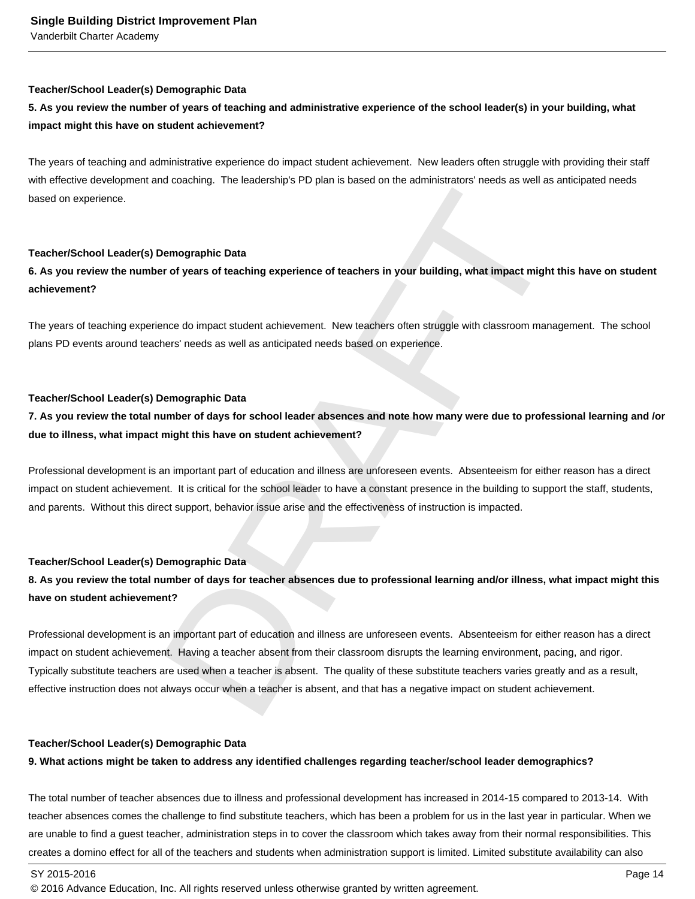**Teacher/School Leader(s) Demographic Data**

**5. As you review the number of years of teaching and administrative experience of the school leader(s) in your building, what impact might this have on student achievement?**

The years of teaching and administrative experience do impact student achievement. New leaders often struggle with providing their staff with effective development and coaching. The leadership's PD plan is based on the administrators' needs as well as anticipated needs based on experience.

**Teacher/School Leader(s) Demographic Data**

**6. As you review the number of years of teaching experience of teachers in your building, what impact might this have on student achievement?**

The years of teaching experience do impact student achievement. New teachers often struggle with classroom management. The school plans PD events around teachers' needs as well as anticipated needs based on experience.

**Teacher/School Leader(s) Demographic Data**

**7. As you review the total number of days for school leader absences and note how many were due to professional learning and /or due to illness, what impact might this have on student achievement?**

Professional development is an important part of education and illness are unforeseen events. Absenteeism for either reason has a direct impact on student achievement. It is critical for the school leader to have a constant presence in the building to support the staff, students, and parents. Without this direct support, behavior issue arise and the effectiveness of instruction is impacted.

**Teacher/School Leader(s) Demographic Data**

**8. As you review the total number of days for teacher absences due to professional learning and/or illness, what impact might this have on student achievement?**

Professional development is an important part of education and illness are unforeseen events. Absenteeism for either reason has a direct impact on student achievement. Having a teacher absent from their classroom disrupts the learning environment, pacing, and rigor. Typically substitute teachers are used when a teacher is absent. The quality of these substitute teachers varies greatly and as a result, effective instruction does not always occur when a teacher is absent, and that has a negative impact on student achievement.

**Teacher/School Leader(s) Demographic Data**

**9. What actions might be taken to address any identified challenges regarding teacher/school leader demographics?**

The total number of teacher absences due to illness and professional development has increased in 2014-15 compared to 2013-14. With teacher absences comes the challenge to find substitute teachers, which has been a problem for us in the last year in particular. When we are unable to find a guest teacher, administration steps in to cover the classroom which takes away from their normal responsibilities. This creates a domino effect for all of the teachers and students when administration support is limited. Limited substitute availability can also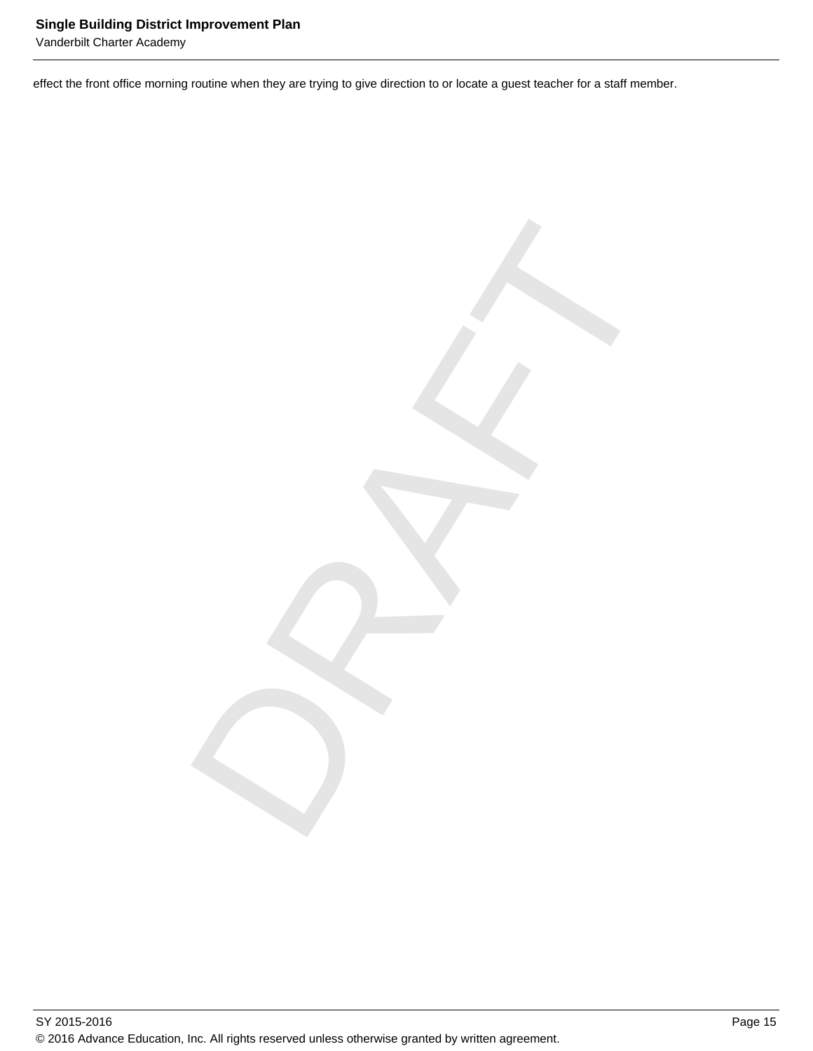effect the front office morning routine when they are trying to give direction to or locate a guest teacher for a staff member.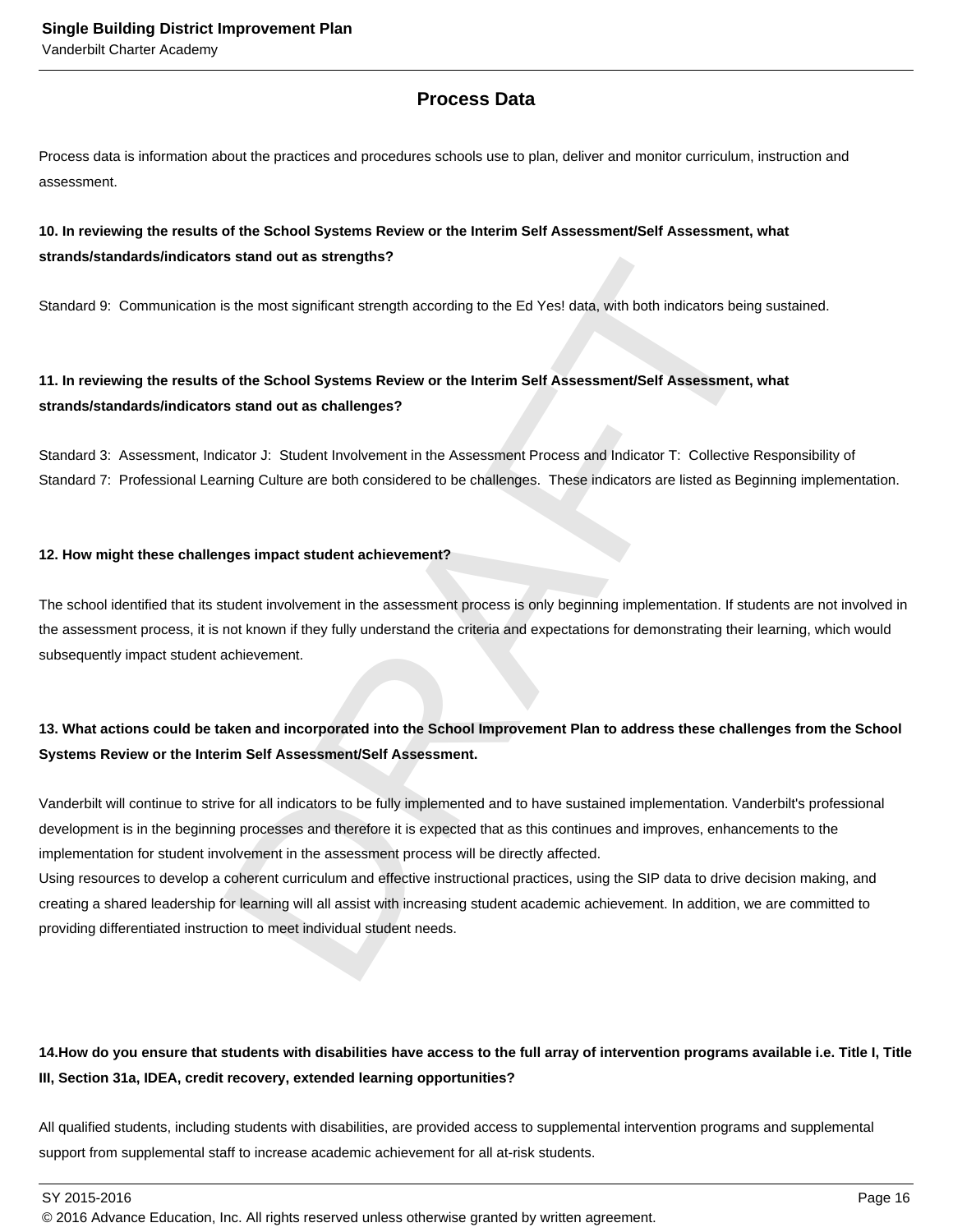## Process Data

Process data is information about the practices and procedures schools use to plan, deliver and monitor curriculum, instruction and assessment.

**10. In reviewing the results of the School Systems Review or the Interim Self Assessment/Self Assessment, what strands/standards/indicators stand out as strengths?**

Standard 9: Communication is the most significant strength according to the Ed Yes! data, with both indicators being sustained.

**11. In reviewing the results of the School Systems Review or the Interim Self Assessment/Self Assessment, what strands/standards/indicators stand out as challenges?**

Standard 3: Assessment, Indicator J: Student Involvement in the Assessment Process and Indicator T: Collective Responsibility of Standard 7: Professional Learning Culture are both considered to be challenges. These indicators are listed as Beginning implementation.

**12. How might these challenges impact student achievement?**

The school identified that its student involvement in the assessment process is only beginning implementation. If students are not involved in the assessment process, it is not known if they fully understand the criteria and expectations for demonstrating their learning, which would subsequently impact student achievement.

**13. What actions could be taken and incorporated into the School Improvement Plan to address these challenges from the School Systems Review or the Interim Self Assessment/Self Assessment.**

Vanderbilt will continue to strive for all indicators to be fully implemented and to have sustained implementation. Vanderbilt's professional development is in the beginning processes and therefore it is expected that as this continues and improves, enhancements to the implementation for student involvement in the assessment process will be directly affected.
Using resources to develop a coherent curriculum and effective instructional practices, using the SIP data to drive decision making, and creating a shared leadership for learning will all assist with increasing student academic achievement. In addition, we are committed to providing differentiated instruction to meet individual student needs.

**14.How do you ensure that students with disabilities have access to the full array of intervention programs available i.e. Title I, Title III, Section 31a, IDEA, credit recovery, extended learning opportunities?**

All qualified students, including students with disabilities, are provided access to supplemental intervention programs and supplemental support from supplemental staff to increase academic achievement for all at-risk students.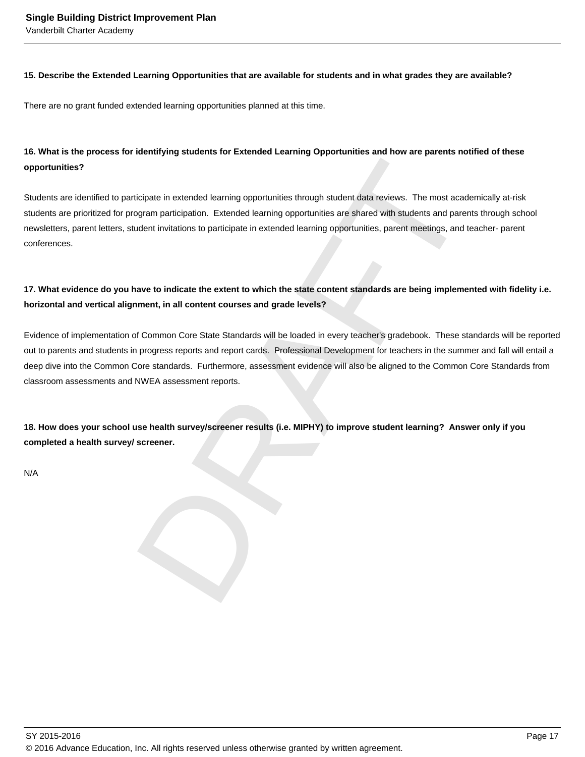**15. Describe the Extended Learning Opportunities that are available for students and in what grades they are available?**

There are no grant funded extended learning opportunities planned at this time.

**16. What is the process for identifying students for Extended Learning Opportunities and how are parents notified of these opportunities?**

Students are identified to participate in extended learning opportunities through student data reviews. The most academically at-risk students are prioritized for program participation. Extended learning opportunities are shared with students and parents through school newsletters, parent letters, student invitations to participate in extended learning opportunities, parent meetings, and teacher- parent conferences.

**17. What evidence do you have to indicate the extent to which the state content standards are being implemented with fidelity i.e. horizontal and vertical alignment, in all content courses and grade levels?**

Evidence of implementation of Common Core State Standards will be loaded in every teacher's gradebook. These standards will be reported out to parents and students in progress reports and report cards. Professional Development for teachers in the summer and fall will entail a deep dive into the Common Core standards. Furthermore, assessment evidence will also be aligned to the Common Core Standards from classroom assessments and NWEA assessment reports.

**18. How does your school use health survey/screener results (i.e. MIPHY) to improve student learning? Answer only if you completed a health survey/ screener.**

N/A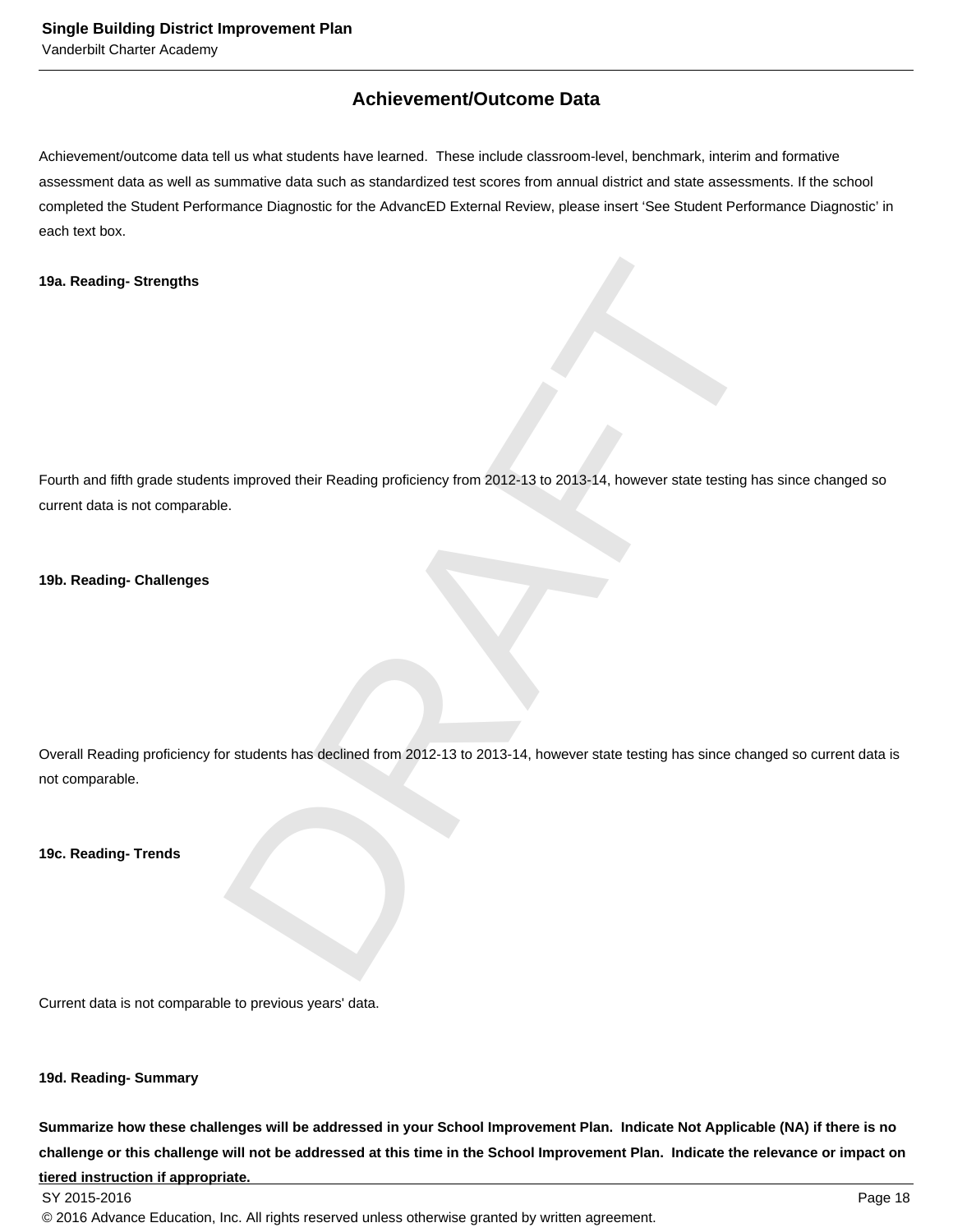## Achievement/Outcome Data

Achievement/outcome data tell us what students have learned. These include classroom-level, benchmark, interim and formative assessment data as well as summative data such as standardized test scores from annual district and state assessments. If the school completed the Student Performance Diagnostic for the AdvancED External Review, please insert 'See Student Performance Diagnostic' in each text box.

**19a. Reading- Strengths**

Fourth and fifth grade students improved their Reading proficiency from 2012-13 to 2013-14, however state testing has since changed so current data is not comparable.

**19b. Reading- Challenges**

Overall Reading proficiency for students has declined from 2012-13 to 2013-14, however state testing has since changed so current data is not comparable.

**19c. Reading- Trends**

Current data is not comparable to previous years' data.

**19d. Reading- Summary**

**Summarize how these challenges will be addressed in your School Improvement Plan. Indicate Not Applicable (NA) if there is no challenge or this challenge will not be addressed at this time in the School Improvement Plan. Indicate the relevance or impact on tiered instruction if appropriate.**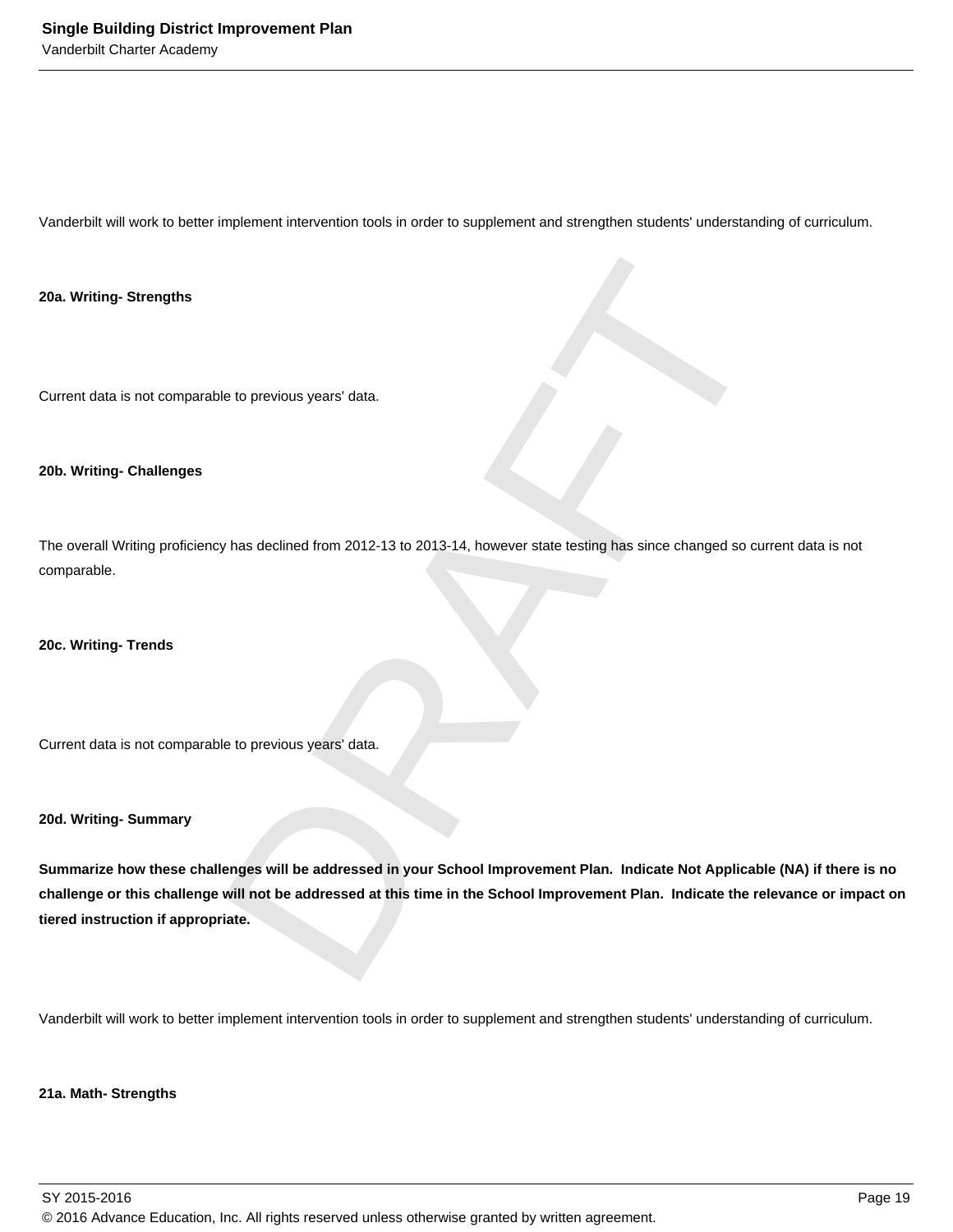Vanderbilt will work to better implement intervention tools in order to supplement and strengthen students' understanding of curriculum.

**20a. Writing- Strengths**

Current data is not comparable to previous years' data.

**20b. Writing- Challenges**

The overall Writing proficiency has declined from 2012-13 to 2013-14, however state testing has since changed so current data is not comparable.

**20c. Writing- Trends**

Current data is not comparable to previous years' data.

**20d. Writing- Summary**

**Summarize how these challenges will be addressed in your School Improvement Plan. Indicate Not Applicable (NA) if there is no challenge or this challenge will not be addressed at this time in the School Improvement Plan. Indicate the relevance or impact on tiered instruction if appropriate.**

Vanderbilt will work to better implement intervention tools in order to supplement and strengthen students' understanding of curriculum.

**21a. Math- Strengths**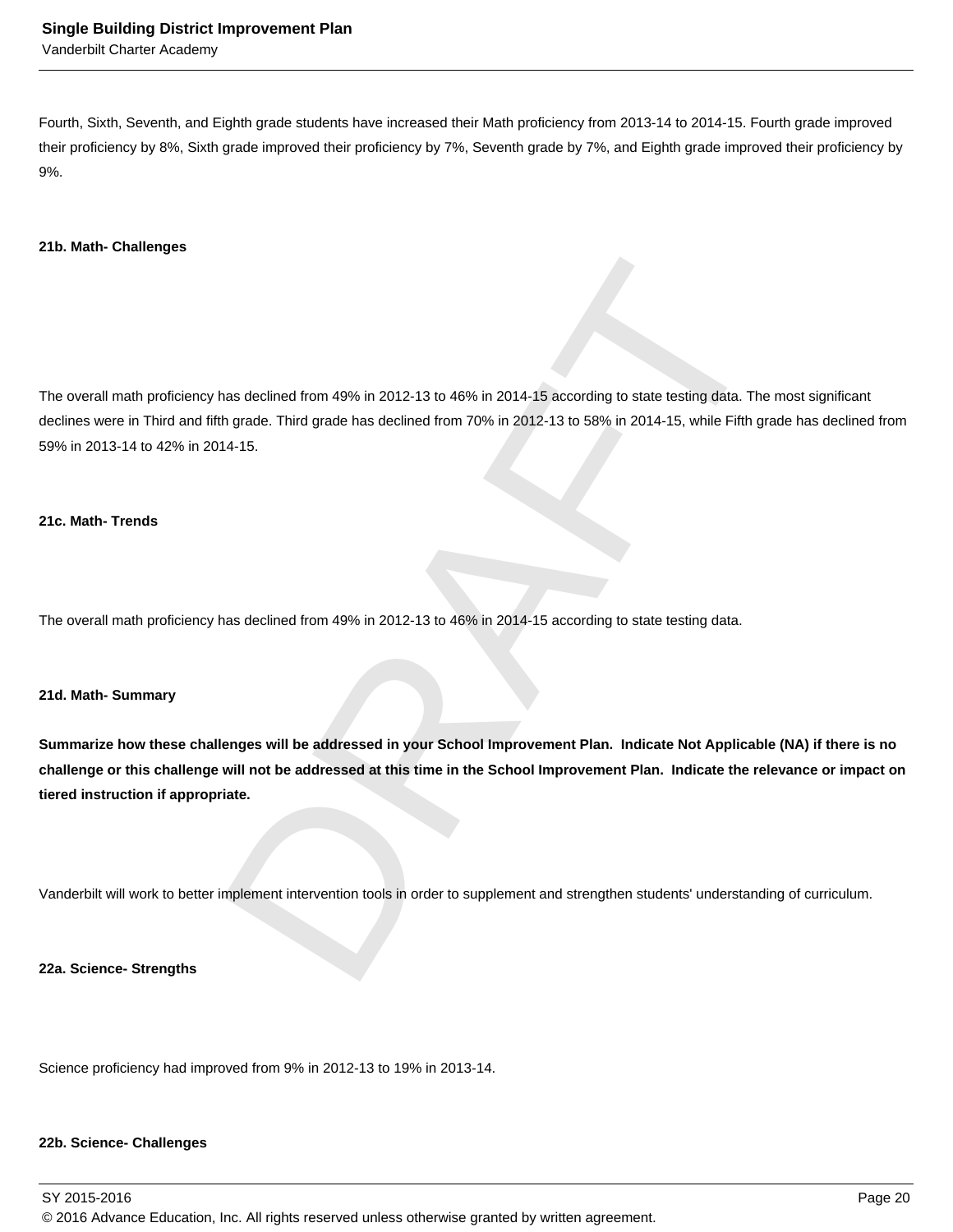Fourth, Sixth, Seventh, and Eighth grade students have increased their Math proficiency from 2013-14 to 2014-15. Fourth grade improved their proficiency by 8%, Sixth grade improved their proficiency by 7%, Seventh grade by 7%, and Eighth grade improved their proficiency by 9%.

**21b. Math- Challenges**

The overall math proficiency has declined from 49% in 2012-13 to 46% in 2014-15 according to state testing data. The most significant declines were in Third and fifth grade. Third grade has declined from 70% in 2012-13 to 58% in 2014-15, while Fifth grade has declined from 59% in 2013-14 to 42% in 2014-15.

**21c. Math- Trends**

The overall math proficiency has declined from 49% in 2012-13 to 46% in 2014-15 according to state testing data.

**21d. Math- Summary**

**Summarize how these challenges will be addressed in your School Improvement Plan. Indicate Not Applicable (NA) if there is no challenge or this challenge will not be addressed at this time in the School Improvement Plan. Indicate the relevance or impact on tiered instruction if appropriate.**

Vanderbilt will work to better implement intervention tools in order to supplement and strengthen students' understanding of curriculum.

**22a. Science- Strengths**

Science proficiency had improved from 9% in 2012-13 to 19% in 2013-14.

**22b. Science- Challenges**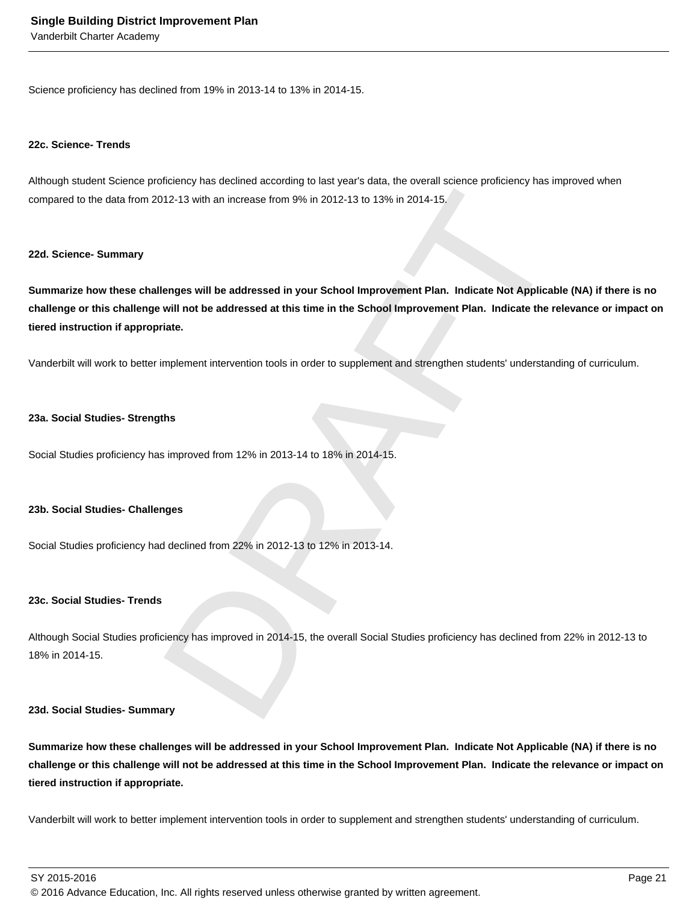Science proficiency has declined from 19% in 2013-14 to 13% in 2014-15.

### 22c. Science- Trends

Although student Science proficiency has declined according to last year's data, the overall science proficiency has improved when compared to the data from 2012-13 with an increase from 9% in 2012-13 to 13% in 2014-15.

### 22d. Science- Summary

**Summarize how these challenges will be addressed in your School Improvement Plan. Indicate Not Applicable (NA) if there is no challenge or this challenge will not be addressed at this time in the School Improvement Plan. Indicate the relevance or impact on tiered instruction if appropriate.**

Vanderbilt will work to better implement intervention tools in order to supplement and strengthen students' understanding of curriculum.

### 23a. Social Studies- Strengths

Social Studies proficiency has improved from 12% in 2013-14 to 18% in 2014-15.

### 23b. Social Studies- Challenges

Social Studies proficiency had declined from 22% in 2012-13 to 12% in 2013-14.

### 23c. Social Studies- Trends

Although Social Studies proficiency has improved in 2014-15, the overall Social Studies proficiency has declined from 22% in 2012-13 to 18% in 2014-15.

### 23d. Social Studies- Summary

**Summarize how these challenges will be addressed in your School Improvement Plan. Indicate Not Applicable (NA) if there is no challenge or this challenge will not be addressed at this time in the School Improvement Plan. Indicate the relevance or impact on tiered instruction if appropriate.**

Vanderbilt will work to better implement intervention tools in order to supplement and strengthen students' understanding of curriculum.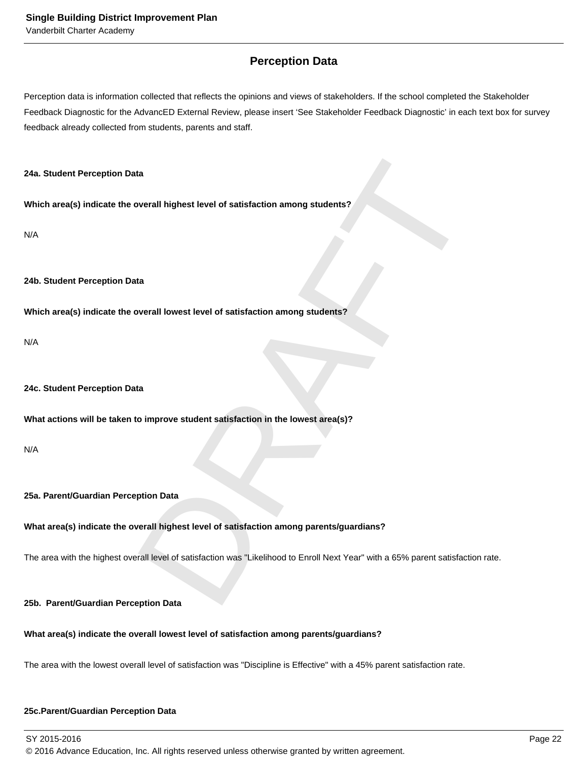## Perception Data

Perception data is information collected that reflects the opinions and views of stakeholders. If the school completed the Stakeholder Feedback Diagnostic for the AdvancED External Review, please insert 'See Stakeholder Feedback Diagnostic' in each text box for survey feedback already collected from students, parents and staff.

**24a. Student Perception Data**

**Which area(s) indicate the overall highest level of satisfaction among students?**

N/A

**24b. Student Perception Data**

**Which area(s) indicate the overall lowest level of satisfaction among students?**

N/A

**24c. Student Perception Data**

**What actions will be taken to improve student satisfaction in the lowest area(s)?**

N/A

**25a. Parent/Guardian Perception Data**

**What area(s) indicate the overall highest level of satisfaction among parents/guardians?**

The area with the highest overall level of satisfaction was "Likelihood to Enroll Next Year" with a 65% parent satisfaction rate.

**25b. Parent/Guardian Perception Data**

**What area(s) indicate the overall lowest level of satisfaction among parents/guardians?**

The area with the lowest overall level of satisfaction was "Discipline is Effective" with a 45% parent satisfaction rate.

**25c.Parent/Guardian Perception Data**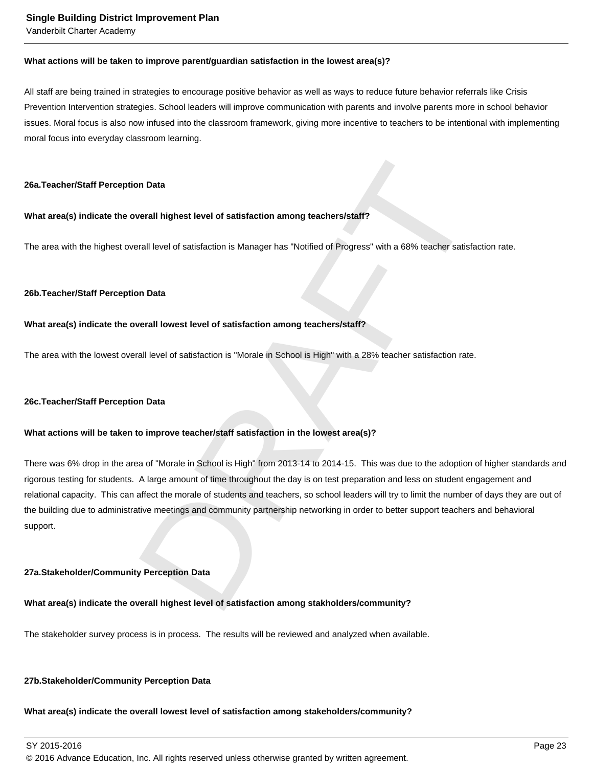**What actions will be taken to improve parent/guardian satisfaction in the lowest area(s)?**

All staff are being trained in strategies to encourage positive behavior as well as ways to reduce future behavior referrals like Crisis Prevention Intervention strategies. School leaders will improve communication with parents and involve parents more in school behavior issues. Moral focus is also now infused into the classroom framework, giving more incentive to teachers to be intentional with implementing moral focus into everyday classroom learning.

**26a.Teacher/Staff Perception Data**

**What area(s) indicate the overall highest level of satisfaction among teachers/staff?**

The area with the highest overall level of satisfaction is Manager has "Notified of Progress" with a 68% teacher satisfaction rate.

**26b.Teacher/Staff Perception Data**

**What area(s) indicate the overall lowest level of satisfaction among teachers/staff?**

The area with the lowest overall level of satisfaction is "Morale in School is High" with a 28% teacher satisfaction rate.

**26c.Teacher/Staff Perception Data**

**What actions will be taken to improve teacher/staff satisfaction in the lowest area(s)?**

There was 6% drop in the area of "Morale in School is High" from 2013-14 to 2014-15. This was due to the adoption of higher standards and rigorous testing for students. A large amount of time throughout the day is on test preparation and less on student engagement and relational capacity. This can affect the morale of students and teachers, so school leaders will try to limit the number of days they are out of the building due to administrative meetings and community partnership networking in order to better support teachers and behavioral support.

**27a.Stakeholder/Community Perception Data**

**What area(s) indicate the overall highest level of satisfaction among stakholders/community?**

The stakeholder survey process is in process. The results will be reviewed and analyzed when available.

**27b.Stakeholder/Community Perception Data**

**What area(s) indicate the overall lowest level of satisfaction among stakeholders/community?**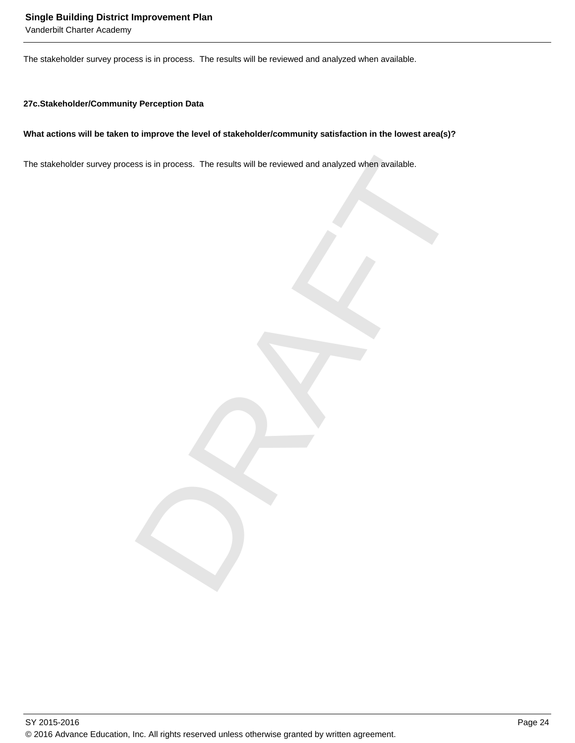The stakeholder survey process is in process. The results will be reviewed and analyzed when available.

**27c.Stakeholder/Community Perception Data**

**What actions will be taken to improve the level of stakeholder/community satisfaction in the lowest area(s)?**

The stakeholder survey process is in process. The results will be reviewed and analyzed when available.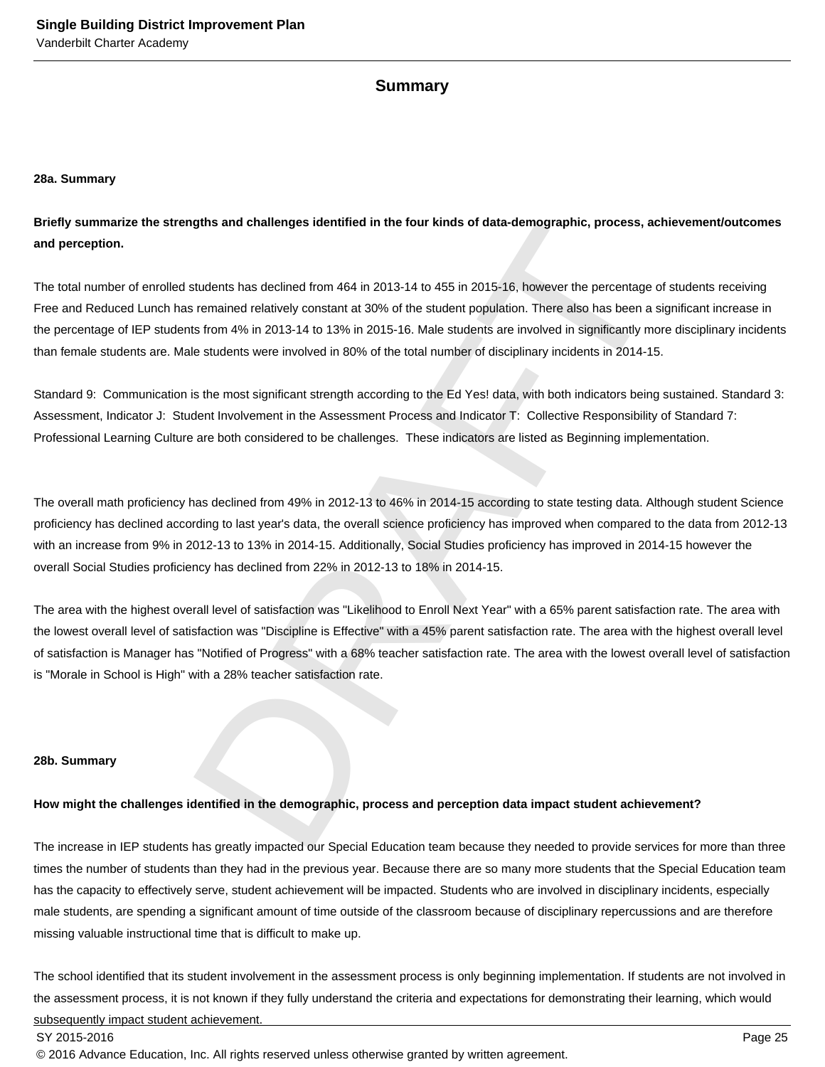## Summary

### 28a. Summary

**Briefly summarize the strengths and challenges identified in the four kinds of data-demographic, process, achievement/outcomes and perception.**

The total number of enrolled students has declined from 464 in 2013-14 to 455 in 2015-16, however the percentage of students receiving Free and Reduced Lunch has remained relatively constant at 30% of the student population. There also has been a significant increase in the percentage of IEP students from 4% in 2013-14 to 13% in 2015-16. Male students are involved in significantly more disciplinary incidents than female students are. Male students were involved in 80% of the total number of disciplinary incidents in 2014-15.

Standard 9: Communication is the most significant strength according to the Ed Yes! data, with both indicators being sustained. Standard 3: Assessment, Indicator J: Student Involvement in the Assessment Process and Indicator T: Collective Responsibility of Standard 7: Professional Learning Culture are both considered to be challenges. These indicators are listed as Beginning implementation.

The overall math proficiency has declined from 49% in 2012-13 to 46% in 2014-15 according to state testing data. Although student Science proficiency has declined according to last year's data, the overall science proficiency has improved when compared to the data from 2012-13 with an increase from 9% in 2012-13 to 13% in 2014-15. Additionally, Social Studies proficiency has improved in 2014-15 however the overall Social Studies proficiency has declined from 22% in 2012-13 to 18% in 2014-15.

The area with the highest overall level of satisfaction was "Likelihood to Enroll Next Year" with a 65% parent satisfaction rate. The area with the lowest overall level of satisfaction was "Discipline is Effective" with a 45% parent satisfaction rate. The area with the highest overall level of satisfaction is Manager has "Notified of Progress" with a 68% teacher satisfaction rate. The area with the lowest overall level of satisfaction is "Morale in School is High" with a 28% teacher satisfaction rate.

### 28b. Summary

**How might the challenges identified in the demographic, process and perception data impact student achievement?**

The increase in IEP students has greatly impacted our Special Education team because they needed to provide services for more than three times the number of students than they had in the previous year. Because there are so many more students that the Special Education team has the capacity to effectively serve, student achievement will be impacted. Students who are involved in disciplinary incidents, especially male students, are spending a significant amount of time outside of the classroom because of disciplinary repercussions and are therefore missing valuable instructional time that is difficult to make up.

The school identified that its student involvement in the assessment process is only beginning implementation. If students are not involved in the assessment process, it is not known if they fully understand the criteria and expectations for demonstrating their learning, which would subsequently impact student achievement.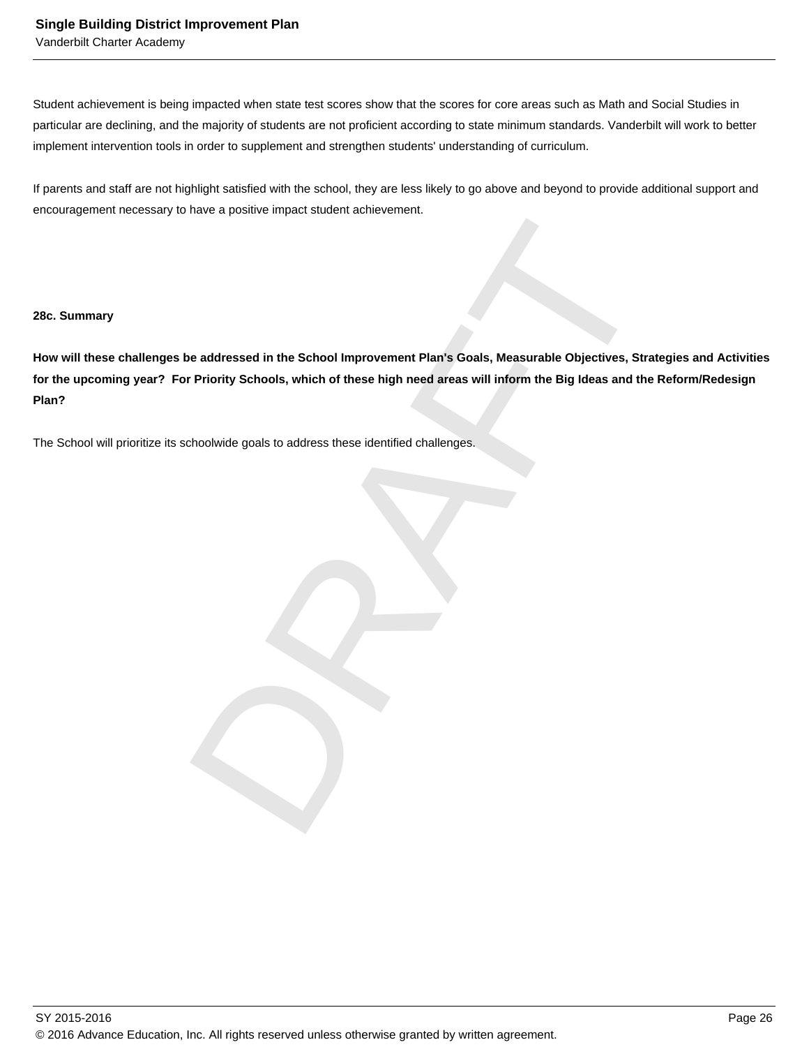Student achievement is being impacted when state test scores show that the scores for core areas such as Math and Social Studies in particular are declining, and the majority of students are not proficient according to state minimum standards. Vanderbilt will work to better implement intervention tools in order to supplement and strengthen students' understanding of curriculum.

If parents and staff are not highlight satisfied with the school, they are less likely to go above and beyond to provide additional support and encouragement necessary to have a positive impact student achievement.

**28c. Summary**

**How will these challenges be addressed in the School Improvement Plan's Goals, Measurable Objectives, Strategies and Activities for the upcoming year? For Priority Schools, which of these high need areas will inform the Big Ideas and the Reform/Redesign Plan?**

The School will prioritize its schoolwide goals to address these identified challenges.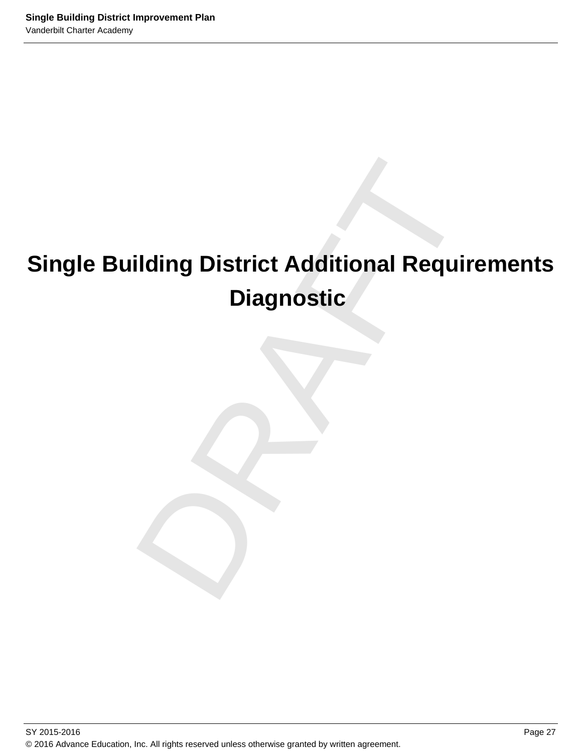# Single Building District Additional Requirements Diagnostic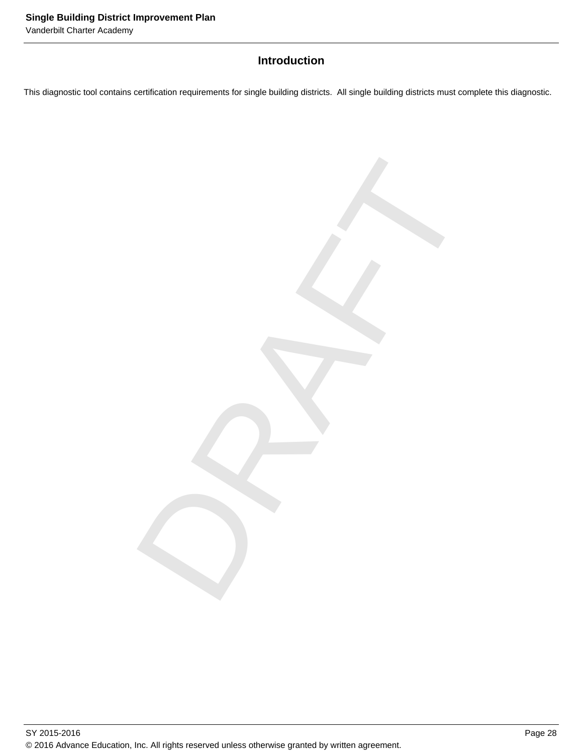## Introduction

This diagnostic tool contains certification requirements for single building districts.  All single building districts must complete this diagnostic.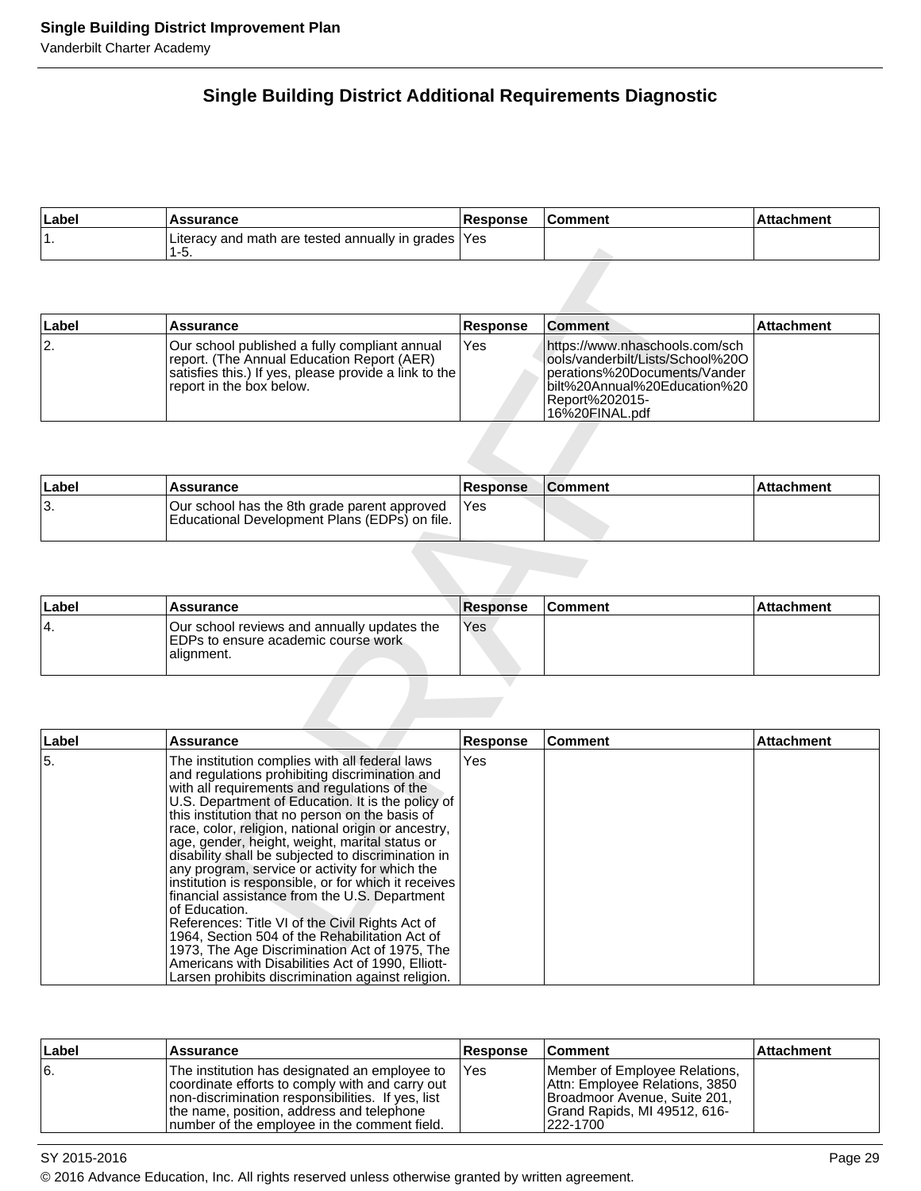## Single Building District Additional Requirements Diagnostic

| Label | Assurance | Response | Comment | Attachment |
| --- | --- | --- | --- | --- |
| 1. | Literacy and math are tested annually in grades 1-5. | Yes | | |

| Label | Assurance | Response | Comment | Attachment |
| --- | --- | --- | --- | --- |
| 2. | Our school published a fully compliant annual report. (The Annual Education Report (AER) satisfies this.) If yes, please provide a link to the report in the box below. | Yes | https://www.nhaschools.com/schools/vanderbilt/Lists/School%20Operations%20Documents/Vanderbilt%20Annual%20Education%20Report%202015-16%20FINAL.pdf | |

| Label | Assurance | Response | Comment | Attachment |
| --- | --- | --- | --- | --- |
| 3. | Our school has the 8th grade parent approved Educational Development Plans (EDPs) on file. | Yes | | |

| Label | Assurance | Response | Comment | Attachment |
| --- | --- | --- | --- | --- |
| 4. | Our school reviews and annually updates the EDPs to ensure academic course work alignment. | Yes | | |

| Label | Assurance | Response | Comment | Attachment |
| --- | --- | --- | --- | --- |
| 5. | The institution complies with all federal laws and regulations prohibiting discrimination and with all requirements and regulations of the U.S. Department of Education. It is the policy of this institution that no person on the basis of race, color, religion, national origin or ancestry, age, gender, height, weight, marital status or disability shall be subjected to discrimination in any program, service or activity for which the institution is responsible, or for which it receives financial assistance from the U.S. Department of Education.<br>References: Title VI of the Civil Rights Act of 1964, Section 504 of the Rehabilitation Act of 1973, The Age Discrimination Act of 1975, The Americans with Disabilities Act of 1990, Elliott-Larsen prohibits discrimination against religion. | Yes | | |

| Label | Assurance | Response | Comment | Attachment |
| --- | --- | --- | --- | --- |
| 6. | The institution has designated an employee to coordinate efforts to comply with and carry out non-discrimination responsibilities. If yes, list the name, position, address and telephone number of the employee in the comment field. | Yes | Member of Employee Relations, Attn: Employee Relations, 3850 Broadmoor Avenue, Suite 201, Grand Rapids, MI 49512, 616-222-1700 | |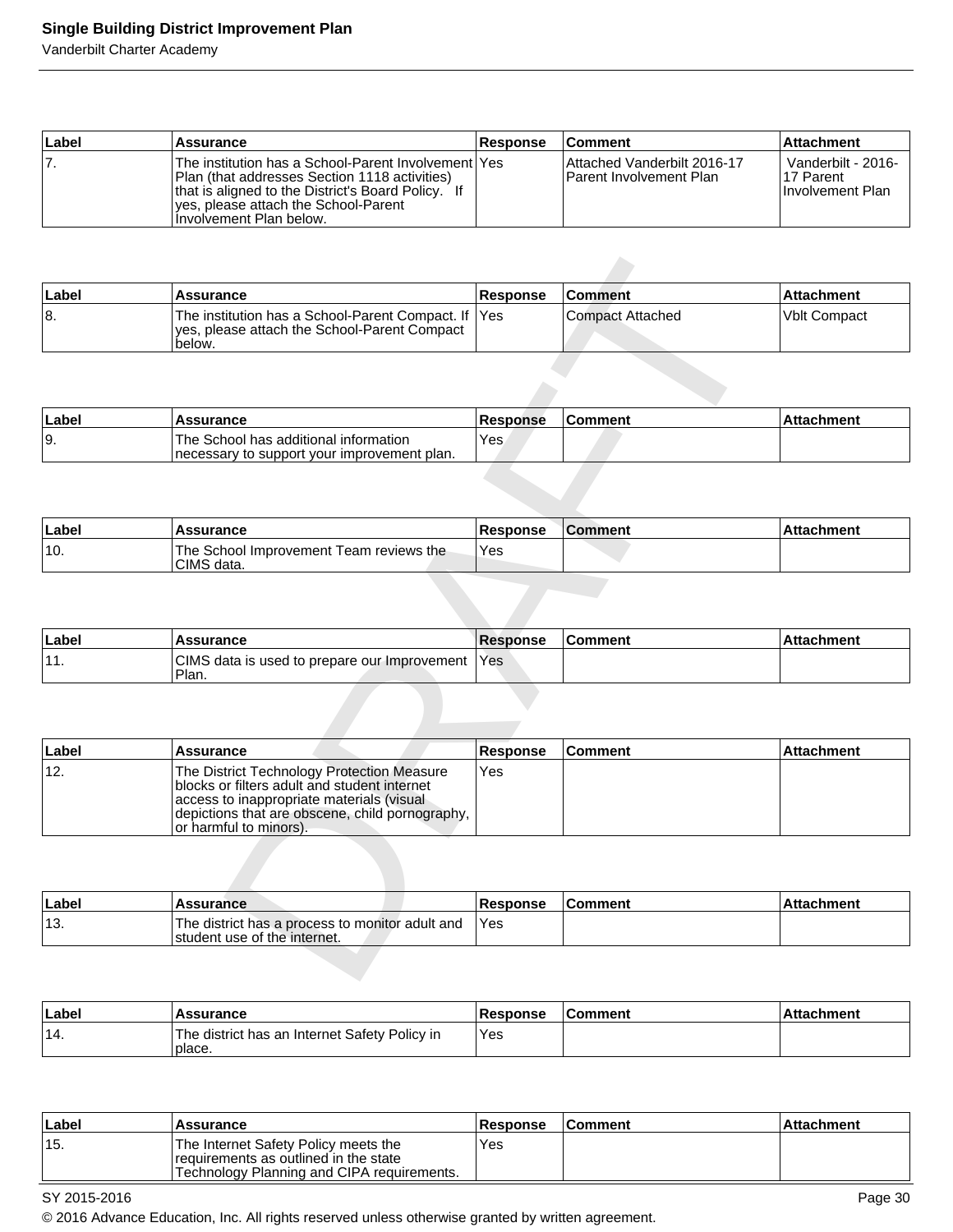| Label | Assurance | Response | Comment | Attachment |
|---|---|---|---|---|
| 7. | The institution has a School-Parent Involvement Plan (that addresses Section 1118 activities) that is aligned to the District's Board Policy. If yes, please attach the School-Parent Involvement Plan below. | Yes | Attached Vanderbilt 2016-17 Parent Involvement Plan | Vanderbilt - 2016-17 Parent Involvement Plan |

| Label | Assurance | Response | Comment | Attachment |
|---|---|---|---|---|
| 8. | The institution has a School-Parent Compact. If yes, please attach the School-Parent Compact below. | Yes | Compact Attached | Vblt Compact |

| Label | Assurance | Response | Comment | Attachment |
|---|---|---|---|---|
| 9. | The School has additional information necessary to support your improvement plan. | Yes | | |

| Label | Assurance | Response | Comment | Attachment |
|---|---|---|---|---|
| 10. | The School Improvement Team reviews the CIMS data. | Yes | | |

| Label | Assurance | Response | Comment | Attachment |
|---|---|---|---|---|
| 11. | CIMS data is used to prepare our Improvement Plan. | Yes | | |

| Label | Assurance | Response | Comment | Attachment |
|---|---|---|---|---|
| 12. | The District Technology Protection Measure blocks or filters adult and student internet access to inappropriate materials (visual depictions that are obscene, child pornography, or harmful to minors). | Yes | | |

| Label | Assurance | Response | Comment | Attachment |
|---|---|---|---|---|
| 13. | The district has a process to monitor adult and student use of the internet. | Yes | | |

| Label | Assurance | Response | Comment | Attachment |
|---|---|---|---|---|
| 14. | The district has an Internet Safety Policy in place. | Yes | | |

| Label | Assurance | Response | Comment | Attachment |
|---|---|---|---|---|
| 15. | The Internet Safety Policy meets the requirements as outlined in the state Technology Planning and CIPA requirements. | Yes | | |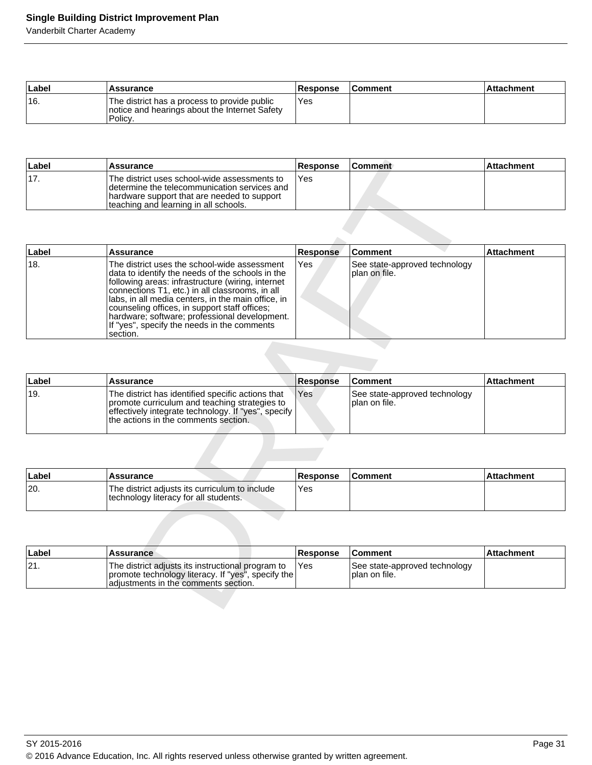| Label | Assurance | Response | Comment | Attachment |
| --- | --- | --- | --- | --- |
| 16. | The district has a process to provide public notice and hearings about the Internet Safety Policy. | Yes | | |

| Label | Assurance | Response | Comment | Attachment |
| --- | --- | --- | --- | --- |
| 17. | The district uses school-wide assessments to determine the telecommunication services and hardware support that are needed to support teaching and learning in all schools. | Yes | | |

| Label | Assurance | Response | Comment | Attachment |
| --- | --- | --- | --- | --- |
| 18. | The district uses the school-wide assessment data to identify the needs of the schools in the following areas: infrastructure (wiring, internet connections T1, etc.) in all classrooms, in all labs, in all media centers, in the main office, in counseling offices, in support staff offices; hardware; software; professional development. If "yes", specify the needs in the comments section. | Yes | See state-approved technology plan on file. | |

| Label | Assurance | Response | Comment | Attachment |
| --- | --- | --- | --- | --- |
| 19. | The district has identified specific actions that promote curriculum and teaching strategies to effectively integrate technology. If "yes", specify the actions in the comments section. | Yes | See state-approved technology plan on file. | |

| Label | Assurance | Response | Comment | Attachment |
| --- | --- | --- | --- | --- |
| 20. | The district adjusts its curriculum to include technology literacy for all students. | Yes | | |

| Label | Assurance | Response | Comment | Attachment |
| --- | --- | --- | --- | --- |
| 21. | The district adjusts its instructional program to promote technology literacy. If "yes", specify the adjustments in the comments section. | Yes | See state-approved technology plan on file. | |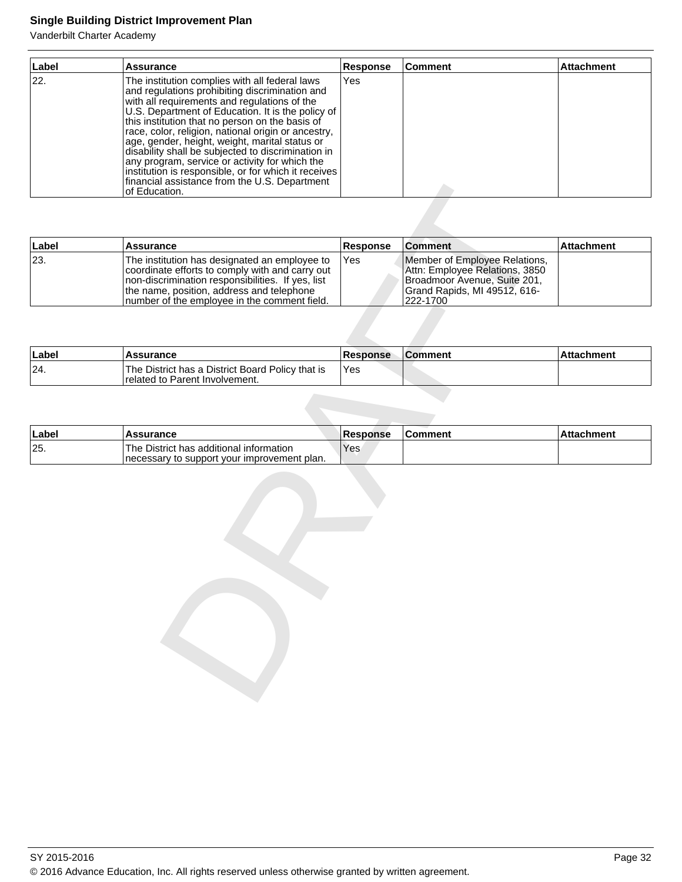| Label | Assurance | Response | Comment | Attachment |
|---|---|---|---|---|
| 22. | The institution complies with all federal laws and regulations prohibiting discrimination and with all requirements and regulations of the U.S. Department of Education. It is the policy of this institution that no person on the basis of race, color, religion, national origin or ancestry, age, gender, height, weight, marital status or disability shall be subjected to discrimination in any program, service or activity for which the institution is responsible, or for which it receives financial assistance from the U.S. Department of Education. | Yes | | |

| Label | Assurance | Response | Comment | Attachment |
|---|---|---|---|---|
| 23. | The institution has designated an employee to coordinate efforts to comply with and carry out non-discrimination responsibilities. If yes, list the name, position, address and telephone number of the employee in the comment field. | Yes | Member of Employee Relations, Attn: Employee Relations, 3850 Broadmoor Avenue, Suite 201, Grand Rapids, MI 49512, 616-222-1700 | |

| Label | Assurance | Response | Comment | Attachment |
|---|---|---|---|---|
| 24. | The District has a District Board Policy that is related to Parent Involvement. | Yes | | |

| Label | Assurance | Response | Comment | Attachment |
|---|---|---|---|---|
| 25. | The District has additional information necessary to support your improvement plan. | Yes | | |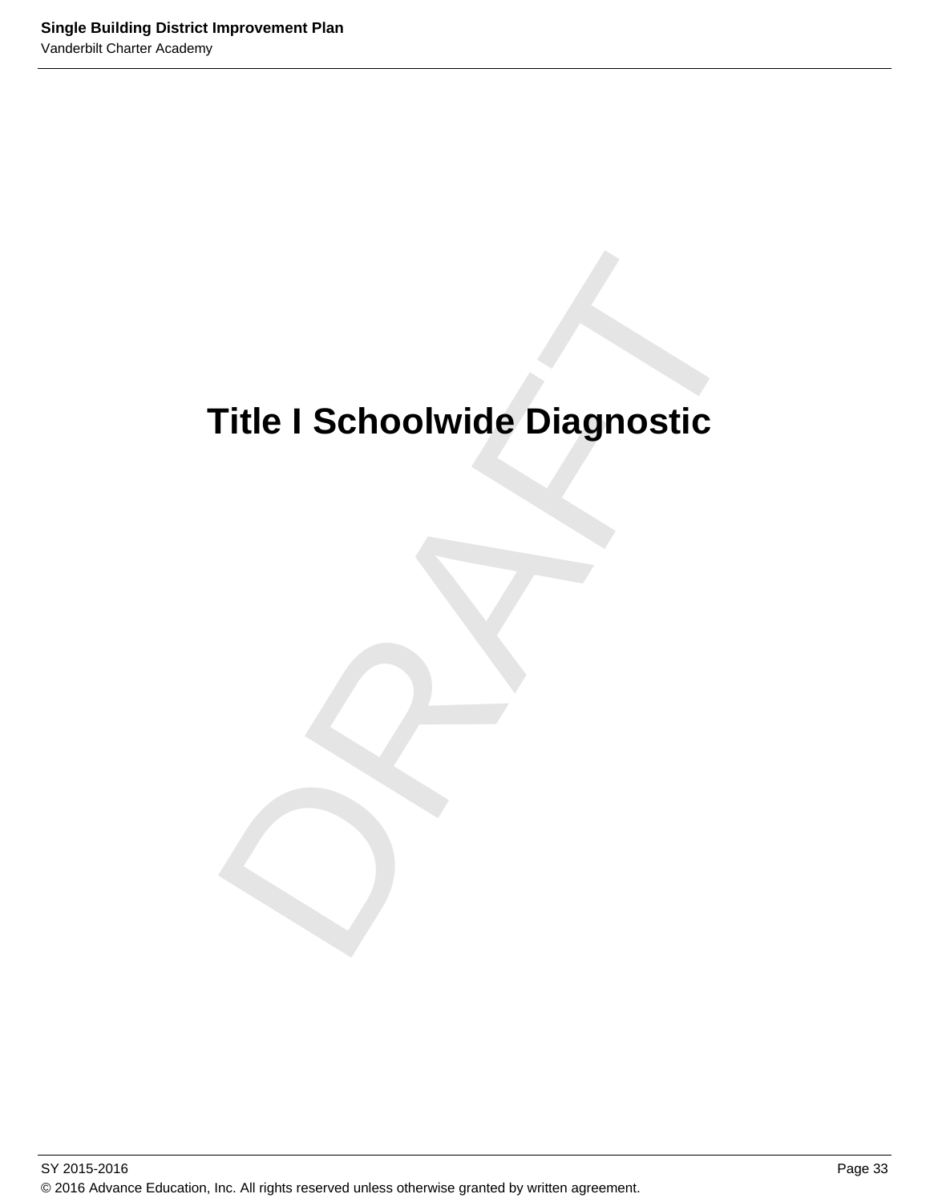# Title I Schoolwide Diagnostic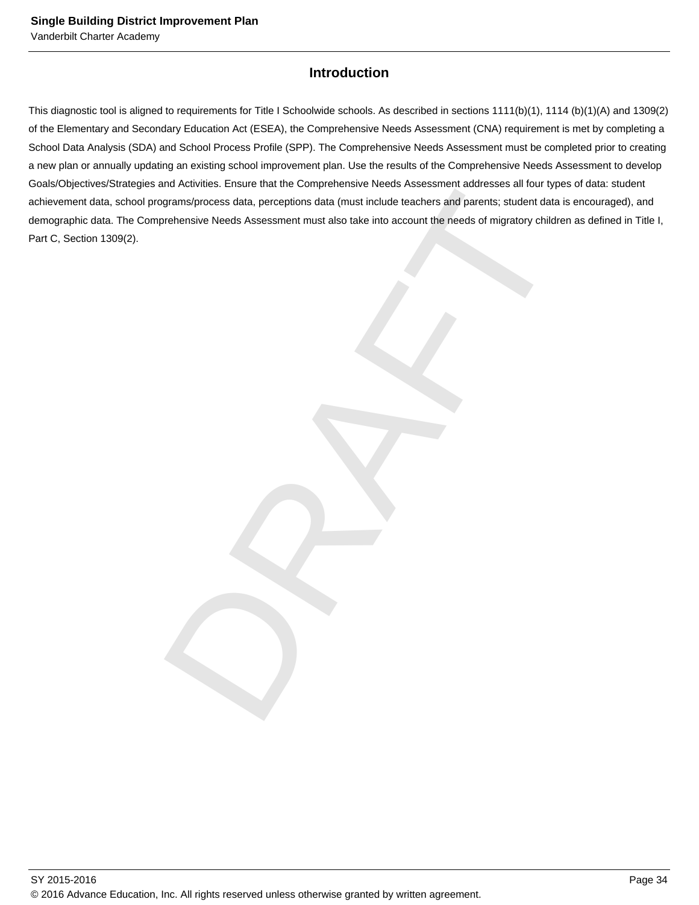## Introduction

This diagnostic tool is aligned to requirements for Title I Schoolwide schools. As described in sections 1111(b)(1), 1114 (b)(1)(A) and 1309(2) of the Elementary and Secondary Education Act (ESEA), the Comprehensive Needs Assessment (CNA) requirement is met by completing a School Data Analysis (SDA) and School Process Profile (SPP). The Comprehensive Needs Assessment must be completed prior to creating a new plan or annually updating an existing school improvement plan. Use the results of the Comprehensive Needs Assessment to develop Goals/Objectives/Strategies and Activities. Ensure that the Comprehensive Needs Assessment addresses all four types of data: student achievement data, school programs/process data, perceptions data (must include teachers and parents; student data is encouraged), and demographic data. The Comprehensive Needs Assessment must also take into account the needs of migratory children as defined in Title I, Part C, Section 1309(2).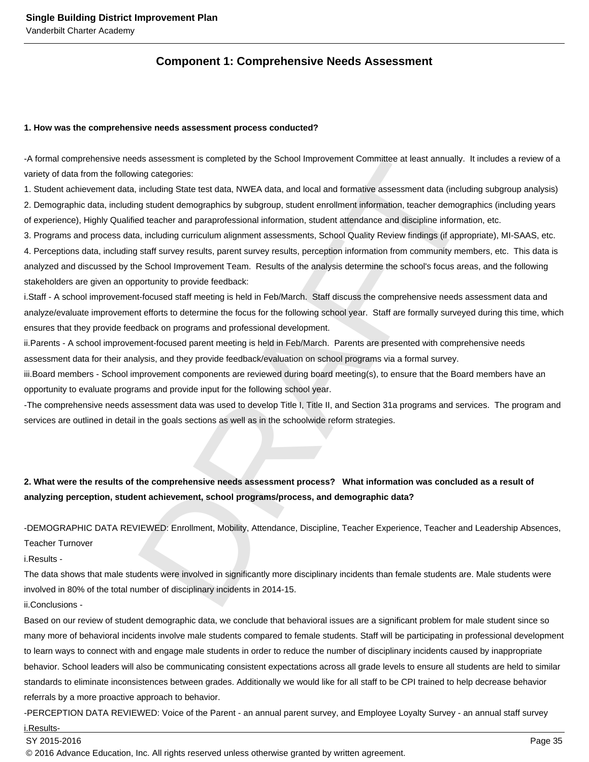## Component 1: Comprehensive Needs Assessment

**1. How was the comprehensive needs assessment process conducted?**

-A formal comprehensive needs assessment is completed by the School Improvement Committee at least annually. It includes a review of a variety of data from the following categories:
1. Student achievement data, including State test data, NWEA data, and local and formative assessment data (including subgroup analysis)
2. Demographic data, including student demographics by subgroup, student enrollment information, teacher demographics (including years of experience), Highly Qualified teacher and paraprofessional information, student attendance and discipline information, etc.
3. Programs and process data, including curriculum alignment assessments, School Quality Review findings (if appropriate), MI-SAAS, etc.
4. Perceptions data, including staff survey results, parent survey results, perception information from community members, etc. This data is analyzed and discussed by the School Improvement Team. Results of the analysis determine the school's focus areas, and the following stakeholders are given an opportunity to provide feedback:
i.Staff - A school improvement-focused staff meeting is held in Feb/March. Staff discuss the comprehensive needs assessment data and analyze/evaluate improvement efforts to determine the focus for the following school year. Staff are formally surveyed during this time, which ensures that they provide feedback on programs and professional development.
ii.Parents - A school improvement-focused parent meeting is held in Feb/March. Parents are presented with comprehensive needs assessment data for their analysis, and they provide feedback/evaluation on school programs via a formal survey.
iii.Board members - School improvement components are reviewed during board meeting(s), to ensure that the Board members have an opportunity to evaluate programs and provide input for the following school year.
-The comprehensive needs assessment data was used to develop Title I, Title II, and Section 31a programs and services. The program and services are outlined in detail in the goals sections as well as in the schoolwide reform strategies.

**2. What were the results of the comprehensive needs assessment process? What information was concluded as a result of analyzing perception, student achievement, school programs/process, and demographic data?**

-DEMOGRAPHIC DATA REVIEWED: Enrollment, Mobility, Attendance, Discipline, Teacher Experience, Teacher and Leadership Absences, Teacher Turnover
i.Results -
The data shows that male students were involved in significantly more disciplinary incidents than female students are. Male students were involved in 80% of the total number of disciplinary incidents in 2014-15.
ii.Conclusions -
Based on our review of student demographic data, we conclude that behavioral issues are a significant problem for male student since so many more of behavioral incidents involve male students compared to female students. Staff will be participating in professional development to learn ways to connect with and engage male students in order to reduce the number of disciplinary incidents caused by inappropriate behavior. School leaders will also be communicating consistent expectations across all grade levels to ensure all students are held to similar standards to eliminate inconsistences between grades. Additionally we would like for all staff to be CPI trained to help decrease behavior referrals by a more proactive approach to behavior.
-PERCEPTION DATA REVIEWED: Voice of the Parent - an annual parent survey, and Employee Loyalty Survey - an annual staff survey
i.Results-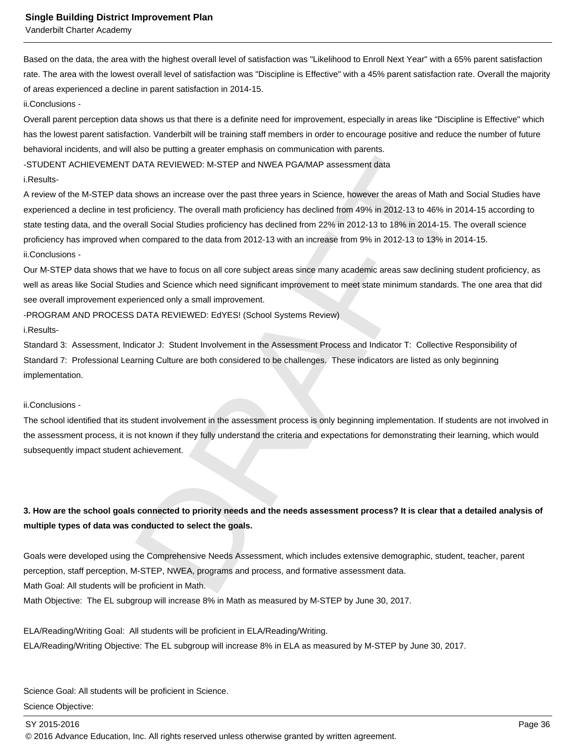Based on the data, the area with the highest overall level of satisfaction was "Likelihood to Enroll Next Year" with a 65% parent satisfaction rate. The area with the lowest overall level of satisfaction was "Discipline is Effective" with a 45% parent satisfaction rate. Overall the majority of areas experienced a decline in parent satisfaction in 2014-15.

ii.Conclusions -

Overall parent perception data shows us that there is a definite need for improvement, especially in areas like "Discipline is Effective" which has the lowest parent satisfaction. Vanderbilt will be training staff members in order to encourage positive and reduce the number of future behavioral incidents, and will also be putting a greater emphasis on communication with parents.

-STUDENT ACHIEVEMENT DATA REVIEWED: M-STEP and NWEA PGA/MAP assessment data

i.Results-

A review of the M-STEP data shows an increase over the past three years in Science, however the areas of Math and Social Studies have experienced a decline in test proficiency. The overall math proficiency has declined from 49% in 2012-13 to 46% in 2014-15 according to state testing data, and the overall Social Studies proficiency has declined from 22% in 2012-13 to 18% in 2014-15. The overall science proficiency has improved when compared to the data from 2012-13 with an increase from 9% in 2012-13 to 13% in 2014-15.

ii.Conclusions -

Our M-STEP data shows that we have to focus on all core subject areas since many academic areas saw declining student proficiency, as well as areas like Social Studies and Science which need significant improvement to meet state minimum standards. The one area that did see overall improvement experienced only a small improvement.

-PROGRAM AND PROCESS DATA REVIEWED: EdYES! (School Systems Review)

i.Results-

Standard 3: Assessment, Indicator J: Student Involvement in the Assessment Process and Indicator T: Collective Responsibility of Standard 7: Professional Learning Culture are both considered to be challenges. These indicators are listed as only beginning implementation.

ii.Conclusions -

The school identified that its student involvement in the assessment process is only beginning implementation. If students are not involved in the assessment process, it is not known if they fully understand the criteria and expectations for demonstrating their learning, which would subsequently impact student achievement.

**3. How are the school goals connected to priority needs and the needs assessment process? It is clear that a detailed analysis of multiple types of data was conducted to select the goals.**

Goals were developed using the Comprehensive Needs Assessment, which includes extensive demographic, student, teacher, parent perception, staff perception, M-STEP, NWEA, programs and process, and formative assessment data.

Math Goal: All students will be proficient in Math.

Math Objective: The EL subgroup will increase 8% in Math as measured by M-STEP by June 30, 2017.

ELA/Reading/Writing Goal: All students will be proficient in ELA/Reading/Writing.

ELA/Reading/Writing Objective: The EL subgroup will increase 8% in ELA as measured by M-STEP by June 30, 2017.

Science Goal: All students will be proficient in Science.

Science Objective: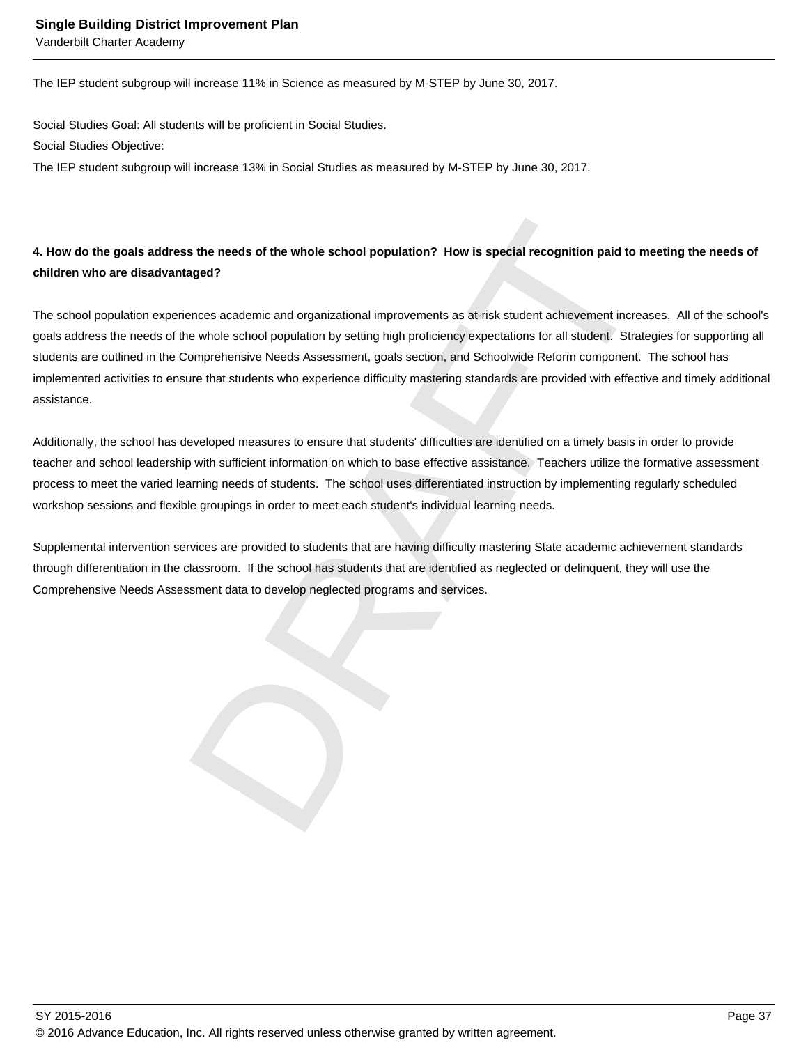The IEP student subgroup will increase 11% in Science as measured by M-STEP by June 30, 2017.

Social Studies Goal: All students will be proficient in Social Studies.
Social Studies Objective:
The IEP student subgroup will increase 13% in Social Studies as measured by M-STEP by June 30, 2017.

**4. How do the goals address the needs of the whole school population? How is special recognition paid to meeting the needs of children who are disadvantaged?**

The school population experiences academic and organizational improvements as at-risk student achievement increases. All of the school's goals address the needs of the whole school population by setting high proficiency expectations for all student. Strategies for supporting all students are outlined in the Comprehensive Needs Assessment, goals section, and Schoolwide Reform component. The school has implemented activities to ensure that students who experience difficulty mastering standards are provided with effective and timely additional assistance.

Additionally, the school has developed measures to ensure that students' difficulties are identified on a timely basis in order to provide teacher and school leadership with sufficient information on which to base effective assistance. Teachers utilize the formative assessment process to meet the varied learning needs of students. The school uses differentiated instruction by implementing regularly scheduled workshop sessions and flexible groupings in order to meet each student's individual learning needs.

Supplemental intervention services are provided to students that are having difficulty mastering State academic achievement standards through differentiation in the classroom. If the school has students that are identified as neglected or delinquent, they will use the Comprehensive Needs Assessment data to develop neglected programs and services.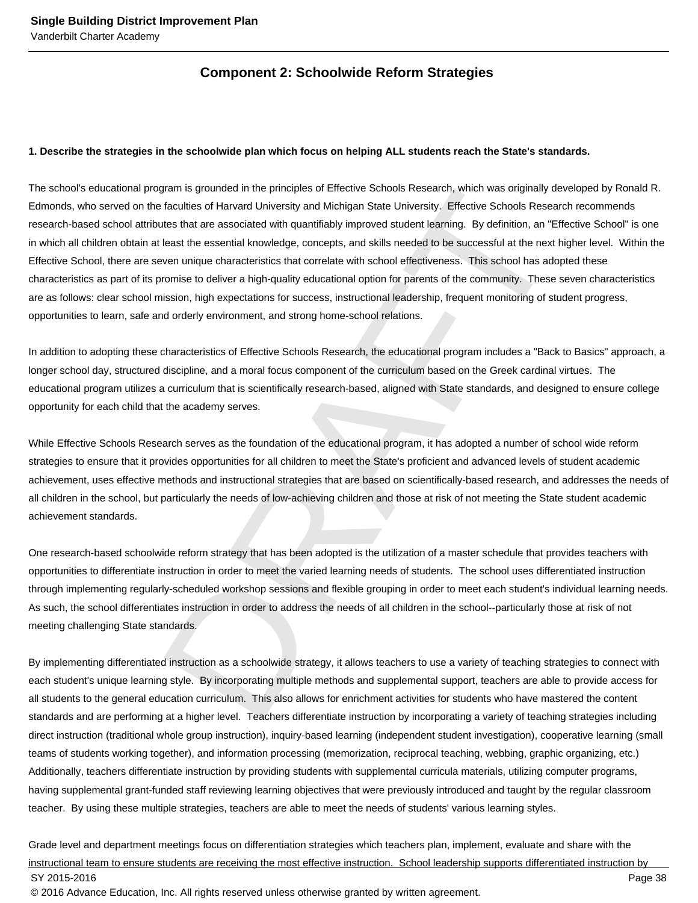## Component 2: Schoolwide Reform Strategies

**1. Describe the strategies in the schoolwide plan which focus on helping ALL students reach the State's standards.**

The school's educational program is grounded in the principles of Effective Schools Research, which was originally developed by Ronald R. Edmonds, who served on the faculties of Harvard University and Michigan State University. Effective Schools Research recommends research-based school attributes that are associated with quantifiably improved student learning. By definition, an "Effective School" is one in which all children obtain at least the essential knowledge, concepts, and skills needed to be successful at the next higher level. Within the Effective School, there are seven unique characteristics that correlate with school effectiveness. This school has adopted these characteristics as part of its promise to deliver a high-quality educational option for parents of the community. These seven characteristics are as follows: clear school mission, high expectations for success, instructional leadership, frequent monitoring of student progress, opportunities to learn, safe and orderly environment, and strong home-school relations.

In addition to adopting these characteristics of Effective Schools Research, the educational program includes a "Back to Basics" approach, a longer school day, structured discipline, and a moral focus component of the curriculum based on the Greek cardinal virtues. The educational program utilizes a curriculum that is scientifically research-based, aligned with State standards, and designed to ensure college opportunity for each child that the academy serves.

While Effective Schools Research serves as the foundation of the educational program, it has adopted a number of school wide reform strategies to ensure that it provides opportunities for all children to meet the State's proficient and advanced levels of student academic achievement, uses effective methods and instructional strategies that are based on scientifically-based research, and addresses the needs of all children in the school, but particularly the needs of low-achieving children and those at risk of not meeting the State student academic achievement standards.

One research-based schoolwide reform strategy that has been adopted is the utilization of a master schedule that provides teachers with opportunities to differentiate instruction in order to meet the varied learning needs of students. The school uses differentiated instruction through implementing regularly-scheduled workshop sessions and flexible grouping in order to meet each student's individual learning needs. As such, the school differentiates instruction in order to address the needs of all children in the school--particularly those at risk of not meeting challenging State standards.

By implementing differentiated instruction as a schoolwide strategy, it allows teachers to use a variety of teaching strategies to connect with each student's unique learning style. By incorporating multiple methods and supplemental support, teachers are able to provide access for all students to the general education curriculum. This also allows for enrichment activities for students who have mastered the content standards and are performing at a higher level. Teachers differentiate instruction by incorporating a variety of teaching strategies including direct instruction (traditional whole group instruction), inquiry-based learning (independent student investigation), cooperative learning (small teams of students working together), and information processing (memorization, reciprocal teaching, webbing, graphic organizing, etc.) Additionally, teachers differentiate instruction by providing students with supplemental curricula materials, utilizing computer programs, having supplemental grant-funded staff reviewing learning objectives that were previously introduced and taught by the regular classroom teacher. By using these multiple strategies, teachers are able to meet the needs of students' various learning styles.

Grade level and department meetings focus on differentiation strategies which teachers plan, implement, evaluate and share with the instructional team to ensure students are receiving the most effective instruction. School leadership supports differentiated instruction by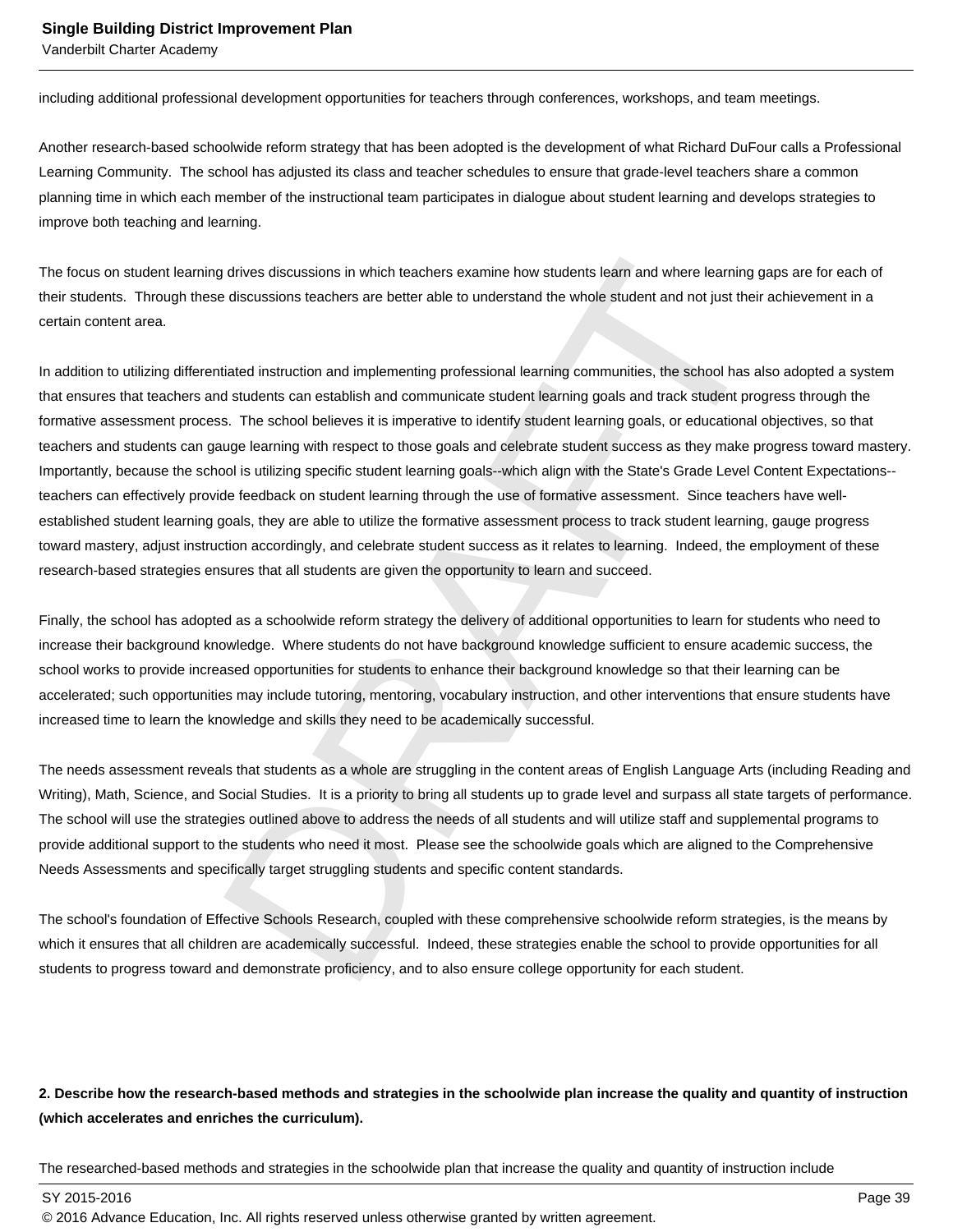including additional professional development opportunities for teachers through conferences, workshops, and team meetings.

Another research-based schoolwide reform strategy that has been adopted is the development of what Richard DuFour calls a Professional Learning Community. The school has adjusted its class and teacher schedules to ensure that grade-level teachers share a common planning time in which each member of the instructional team participates in dialogue about student learning and develops strategies to improve both teaching and learning.

The focus on student learning drives discussions in which teachers examine how students learn and where learning gaps are for each of their students. Through these discussions teachers are better able to understand the whole student and not just their achievement in a certain content area.

In addition to utilizing differentiated instruction and implementing professional learning communities, the school has also adopted a system that ensures that teachers and students can establish and communicate student learning goals and track student progress through the formative assessment process. The school believes it is imperative to identify student learning goals, or educational objectives, so that teachers and students can gauge learning with respect to those goals and celebrate student success as they make progress toward mastery. Importantly, because the school is utilizing specific student learning goals--which align with the State's Grade Level Content Expectations--teachers can effectively provide feedback on student learning through the use of formative assessment. Since teachers have well-established student learning goals, they are able to utilize the formative assessment process to track student learning, gauge progress toward mastery, adjust instruction accordingly, and celebrate student success as it relates to learning. Indeed, the employment of these research-based strategies ensures that all students are given the opportunity to learn and succeed.

Finally, the school has adopted as a schoolwide reform strategy the delivery of additional opportunities to learn for students who need to increase their background knowledge. Where students do not have background knowledge sufficient to ensure academic success, the school works to provide increased opportunities for students to enhance their background knowledge so that their learning can be accelerated; such opportunities may include tutoring, mentoring, vocabulary instruction, and other interventions that ensure students have increased time to learn the knowledge and skills they need to be academically successful.

The needs assessment reveals that students as a whole are struggling in the content areas of English Language Arts (including Reading and Writing), Math, Science, and Social Studies. It is a priority to bring all students up to grade level and surpass all state targets of performance. The school will use the strategies outlined above to address the needs of all students and will utilize staff and supplemental programs to provide additional support to the students who need it most. Please see the schoolwide goals which are aligned to the Comprehensive Needs Assessments and specifically target struggling students and specific content standards.

The school's foundation of Effective Schools Research, coupled with these comprehensive schoolwide reform strategies, is the means by which it ensures that all children are academically successful. Indeed, these strategies enable the school to provide opportunities for all students to progress toward and demonstrate proficiency, and to also ensure college opportunity for each student.

**2. Describe how the research-based methods and strategies in the schoolwide plan increase the quality and quantity of instruction (which accelerates and enriches the curriculum).**

The researched-based methods and strategies in the schoolwide plan that increase the quality and quantity of instruction include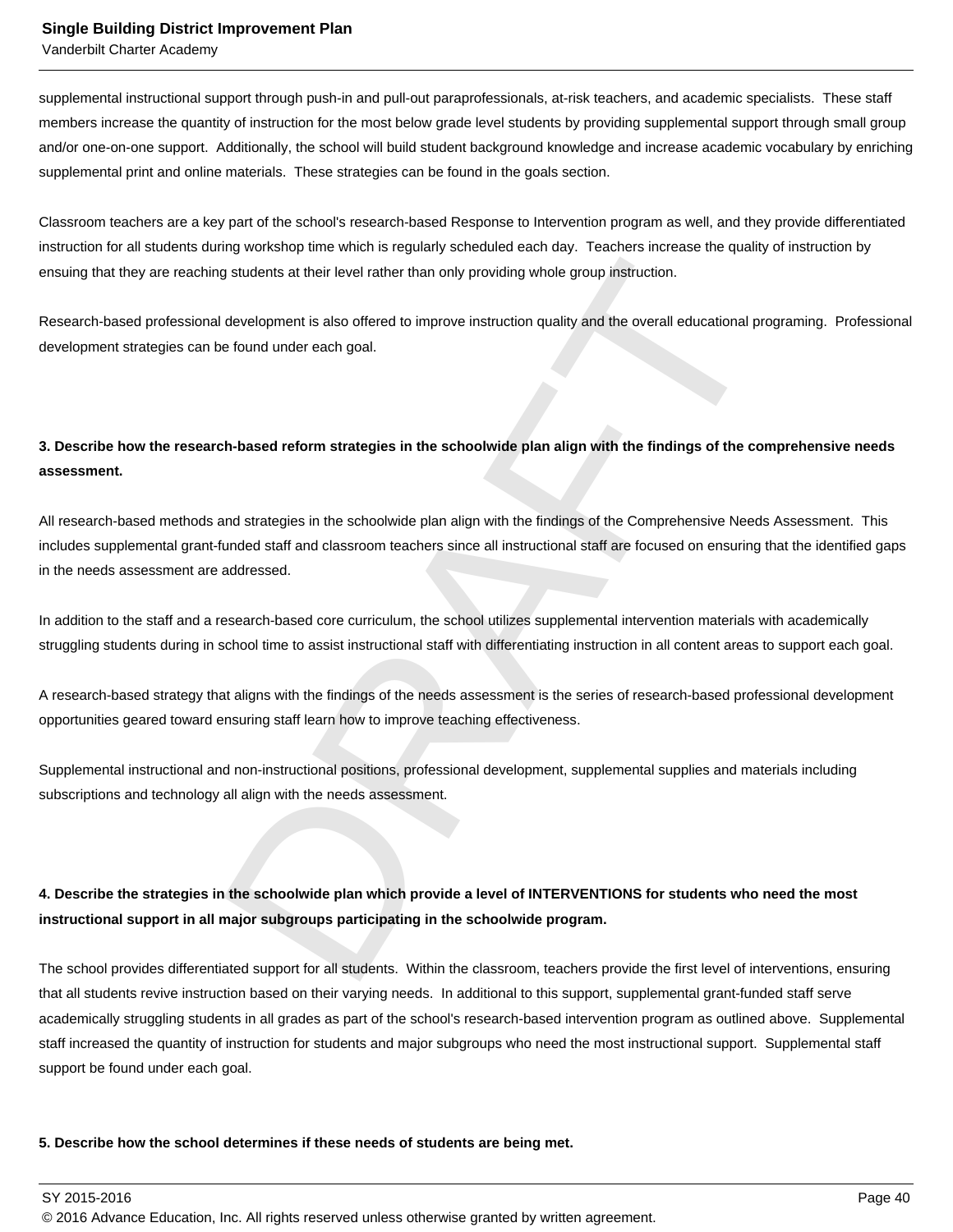supplemental instructional support through push-in and pull-out paraprofessionals, at-risk teachers, and academic specialists.  These staff members increase the quantity of instruction for the most below grade level students by providing supplemental support through small group and/or one-on-one support.  Additionally, the school will build student background knowledge and increase academic vocabulary by enriching supplemental print and online materials.  These strategies can be found in the goals section.

Classroom teachers are a key part of the school's research-based Response to Intervention program as well, and they provide differentiated instruction for all students during workshop time which is regularly scheduled each day.  Teachers increase the quality of instruction by ensuing that they are reaching students at their level rather than only providing whole group instruction.

Research-based professional development is also offered to improve instruction quality and the overall educational programing.  Professional development strategies can be found under each goal.

**3. Describe how the research-based reform strategies in the schoolwide plan align with the findings of the comprehensive needs assessment.**

All research-based methods and strategies in the schoolwide plan align with the findings of the Comprehensive Needs Assessment.  This includes supplemental grant-funded staff and classroom teachers since all instructional staff are focused on ensuring that the identified gaps in the needs assessment are addressed.

In addition to the staff and a research-based core curriculum, the school utilizes supplemental intervention materials with academically struggling students during in school time to assist instructional staff with differentiating instruction in all content areas to support each goal.

A research-based strategy that aligns with the findings of the needs assessment is the series of research-based professional development opportunities geared toward ensuring staff learn how to improve teaching effectiveness.

Supplemental instructional and non-instructional positions, professional development, supplemental supplies and materials including subscriptions and technology all align with the needs assessment.

**4. Describe the strategies in the schoolwide plan which provide a level of INTERVENTIONS for students who need the most instructional support in all major subgroups participating in the schoolwide program.**

The school provides differentiated support for all students.  Within the classroom, teachers provide the first level of interventions, ensuring that all students revive instruction based on their varying needs.  In additional to this support, supplemental grant-funded staff serve academically struggling students in all grades as part of the school's research-based intervention program as outlined above.  Supplemental staff increased the quantity of instruction for students and major subgroups who need the most instructional support.  Supplemental staff support be found under each goal.

**5. Describe how the school determines if these needs of students are being met.**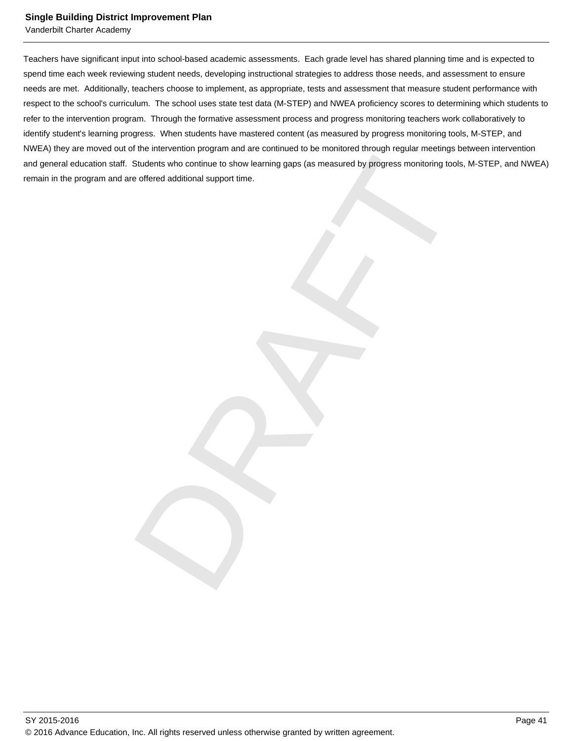Teachers have significant input into school-based academic assessments.  Each grade level has shared planning time and is expected to spend time each week reviewing student needs, developing instructional strategies to address those needs, and assessment to ensure needs are met.  Additionally, teachers choose to implement, as appropriate, tests and assessment that measure student performance with respect to the school's curriculum.  The school uses state test data (M-STEP) and NWEA proficiency scores to determining which students to refer to the intervention program.  Through the formative assessment process and progress monitoring teachers work collaboratively to identify student's learning progress.  When students have mastered content (as measured by progress monitoring tools, M-STEP, and NWEA) they are moved out of the intervention program and are continued to be monitored through regular meetings between intervention and general education staff.  Students who continue to show learning gaps (as measured by progress monitoring tools, M-STEP, and NWEA) remain in the program and are offered additional support time.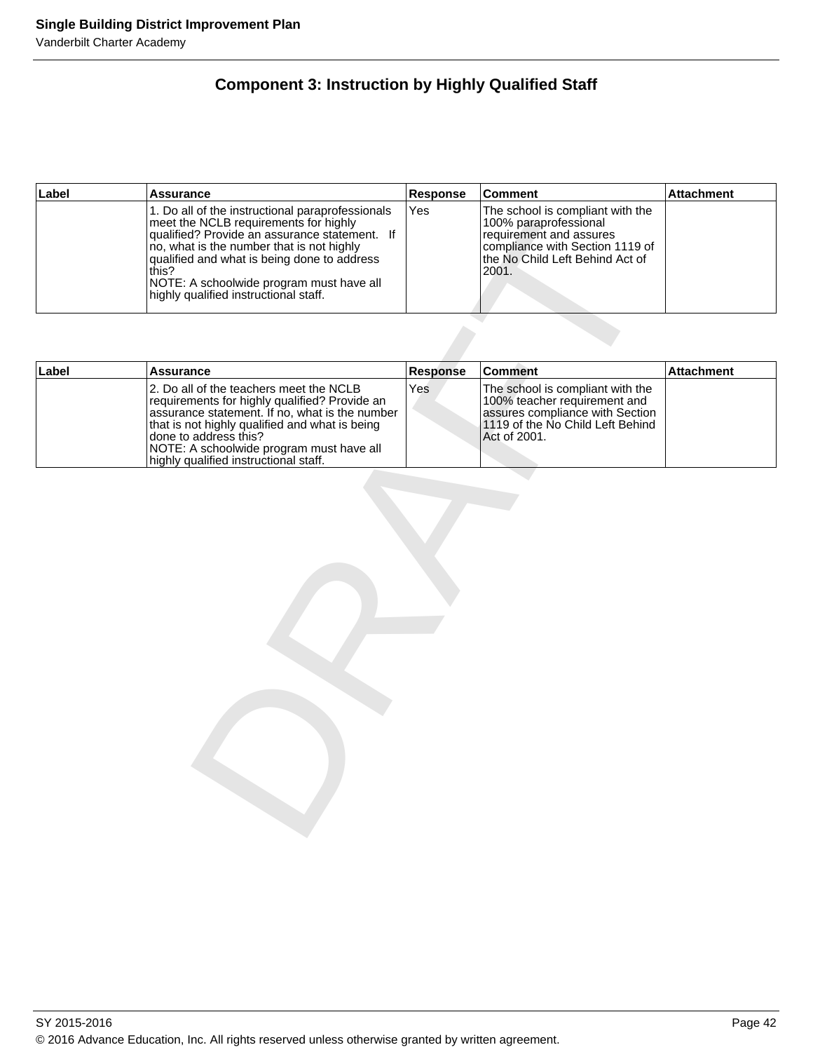## Component 3: Instruction by Highly Qualified Staff

| Label | Assurance | Response | Comment | Attachment |
| --- | --- | --- | --- | --- |
| | 1. Do all of the instructional paraprofessionals meet the NCLB requirements for highly qualified? Provide an assurance statement. If no, what is the number that is not highly qualified and what is being done to address this?<br>NOTE: A schoolwide program must have all highly qualified instructional staff. | Yes | The school is compliant with the 100% paraprofessional requirement and assures compliance with Section 1119 of the No Child Left Behind Act of 2001. | |

| Label | Assurance | Response | Comment | Attachment |
| --- | --- | --- | --- | --- |
| | 2. Do all of the teachers meet the NCLB requirements for highly qualified? Provide an assurance statement. If no, what is the number that is not highly qualified and what is being done to address this?<br>NOTE: A schoolwide program must have all highly qualified instructional staff. | Yes | The school is compliant with the 100% teacher requirement and assures compliance with Section 1119 of the No Child Left Behind Act of 2001. | |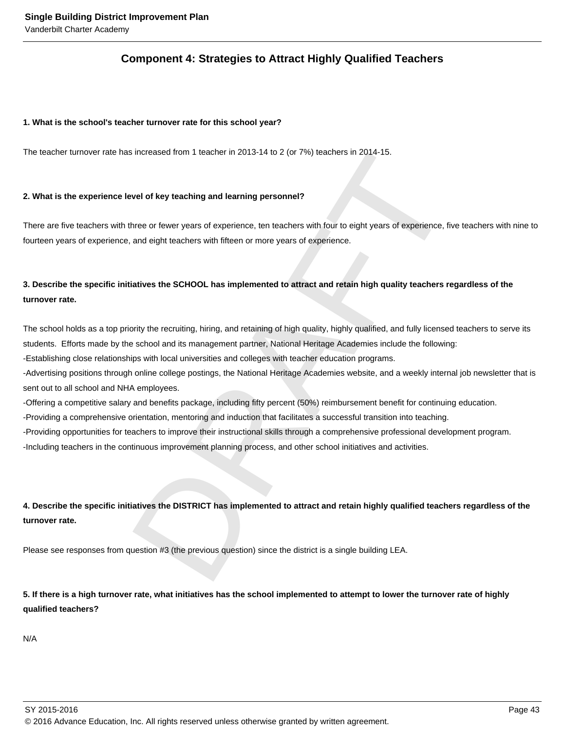## Component 4: Strategies to Attract Highly Qualified Teachers

**1. What is the school's teacher turnover rate for this school year?**

The teacher turnover rate has increased from 1 teacher in 2013-14 to 2 (or 7%) teachers in 2014-15.

**2. What is the experience level of key teaching and learning personnel?**

There are five teachers with three or fewer years of experience, ten teachers with four to eight years of experience, five teachers with nine to fourteen years of experience, and eight teachers with fifteen or more years of experience.

**3. Describe the specific initiatives the SCHOOL has implemented to attract and retain high quality teachers regardless of the turnover rate.**

The school holds as a top priority the recruiting, hiring, and retaining of high quality, highly qualified, and fully licensed teachers to serve its students. Efforts made by the school and its management partner, National Heritage Academies include the following:
-Establishing close relationships with local universities and colleges with teacher education programs.
-Advertising positions through online college postings, the National Heritage Academies website, and a weekly internal job newsletter that is sent out to all school and NHA employees.
-Offering a competitive salary and benefits package, including fifty percent (50%) reimbursement benefit for continuing education.
-Providing a comprehensive orientation, mentoring and induction that facilitates a successful transition into teaching.
-Providing opportunities for teachers to improve their instructional skills through a comprehensive professional development program.
-Including teachers in the continuous improvement planning process, and other school initiatives and activities.

**4. Describe the specific initiatives the DISTRICT has implemented to attract and retain highly qualified teachers regardless of the turnover rate.**

Please see responses from question #3 (the previous question) since the district is a single building LEA.

**5. If there is a high turnover rate, what initiatives has the school implemented to attempt to lower the turnover rate of highly qualified teachers?**

N/A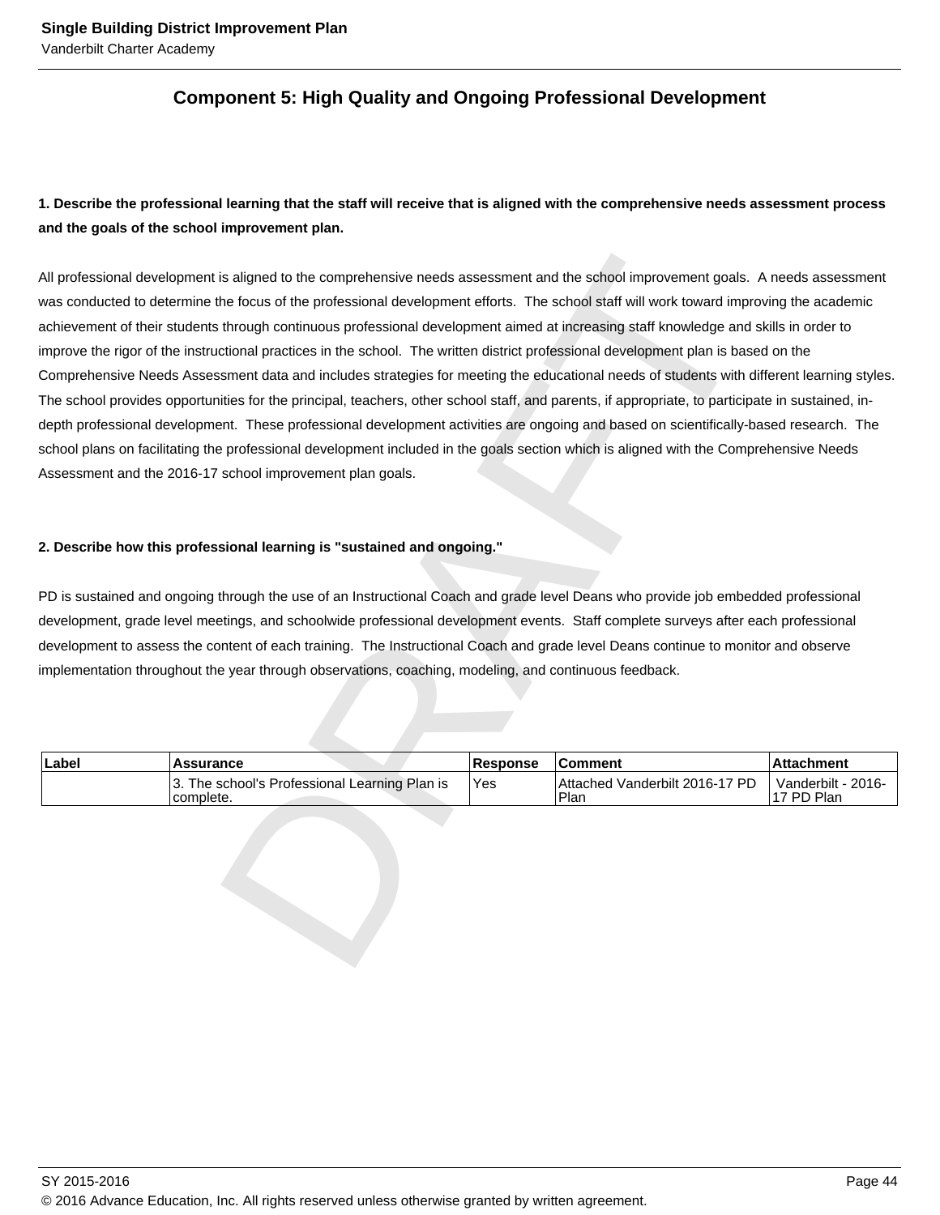## Component 5: High Quality and Ongoing Professional Development

**1. Describe the professional learning that the staff will receive that is aligned with the comprehensive needs assessment process and the goals of the school improvement plan.**

All professional development is aligned to the comprehensive needs assessment and the school improvement goals. A needs assessment was conducted to determine the focus of the professional development efforts. The school staff will work toward improving the academic achievement of their students through continuous professional development aimed at increasing staff knowledge and skills in order to improve the rigor of the instructional practices in the school. The written district professional development plan is based on the Comprehensive Needs Assessment data and includes strategies for meeting the educational needs of students with different learning styles. The school provides opportunities for the principal, teachers, other school staff, and parents, if appropriate, to participate in sustained, in-depth professional development. These professional development activities are ongoing and based on scientifically-based research. The school plans on facilitating the professional development included in the goals section which is aligned with the Comprehensive Needs Assessment and the 2016-17 school improvement plan goals.

**2. Describe how this professional learning is "sustained and ongoing."**

PD is sustained and ongoing through the use of an Instructional Coach and grade level Deans who provide job embedded professional development, grade level meetings, and schoolwide professional development events. Staff complete surveys after each professional development to assess the content of each training. The Instructional Coach and grade level Deans continue to monitor and observe implementation throughout the year through observations, coaching, modeling, and continuous feedback.

| Label | Assurance | Response | Comment | Attachment |
|---|---|---|---|---|
| | 3. The school's Professional Learning Plan is complete. | Yes | Attached Vanderbilt 2016-17 PD Plan | Vanderbilt - 2016-17 PD Plan |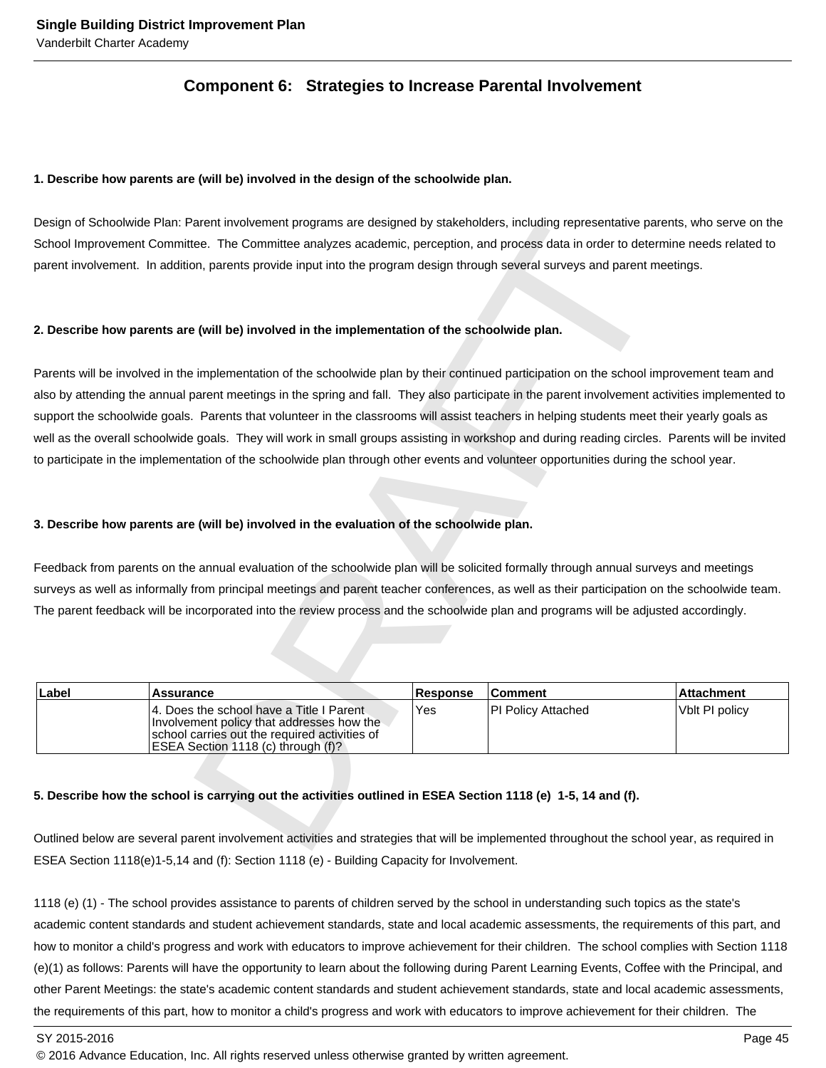## Component 6: Strategies to Increase Parental Involvement

**1. Describe how parents are (will be) involved in the design of the schoolwide plan.**

Design of Schoolwide Plan: Parent involvement programs are designed by stakeholders, including representative parents, who serve on the School Improvement Committee. The Committee analyzes academic, perception, and process data in order to determine needs related to parent involvement. In addition, parents provide input into the program design through several surveys and parent meetings.

**2. Describe how parents are (will be) involved in the implementation of the schoolwide plan.**

Parents will be involved in the implementation of the schoolwide plan by their continued participation on the school improvement team and also by attending the annual parent meetings in the spring and fall. They also participate in the parent involvement activities implemented to support the schoolwide goals. Parents that volunteer in the classrooms will assist teachers in helping students meet their yearly goals as well as the overall schoolwide goals. They will work in small groups assisting in workshop and during reading circles. Parents will be invited to participate in the implementation of the schoolwide plan through other events and volunteer opportunities during the school year.

**3. Describe how parents are (will be) involved in the evaluation of the schoolwide plan.**

Feedback from parents on the annual evaluation of the schoolwide plan will be solicited formally through annual surveys and meetings surveys as well as informally from principal meetings and parent teacher conferences, as well as their participation on the schoolwide team. The parent feedback will be incorporated into the review process and the schoolwide plan and programs will be adjusted accordingly.

| Label | Assurance | Response | Comment | Attachment |
|---|---|---|---|---|
| | 4. Does the school have a Title I Parent Involvement policy that addresses how the school carries out the required activities of ESEA Section 1118 (c) through (f)? | Yes | PI Policy Attached | Vblt PI policy |

**5. Describe how the school is carrying out the activities outlined in ESEA Section 1118 (e) 1-5, 14 and (f).**

Outlined below are several parent involvement activities and strategies that will be implemented throughout the school year, as required in ESEA Section 1118(e)1-5,14 and (f): Section 1118 (e) - Building Capacity for Involvement.

1118 (e) (1) - The school provides assistance to parents of children served by the school in understanding such topics as the state's academic content standards and student achievement standards, state and local academic assessments, the requirements of this part, and how to monitor a child's progress and work with educators to improve achievement for their children. The school complies with Section 1118 (e)(1) as follows: Parents will have the opportunity to learn about the following during Parent Learning Events, Coffee with the Principal, and other Parent Meetings: the state's academic content standards and student achievement standards, state and local academic assessments, the requirements of this part, how to monitor a child's progress and work with educators to improve achievement for their children. The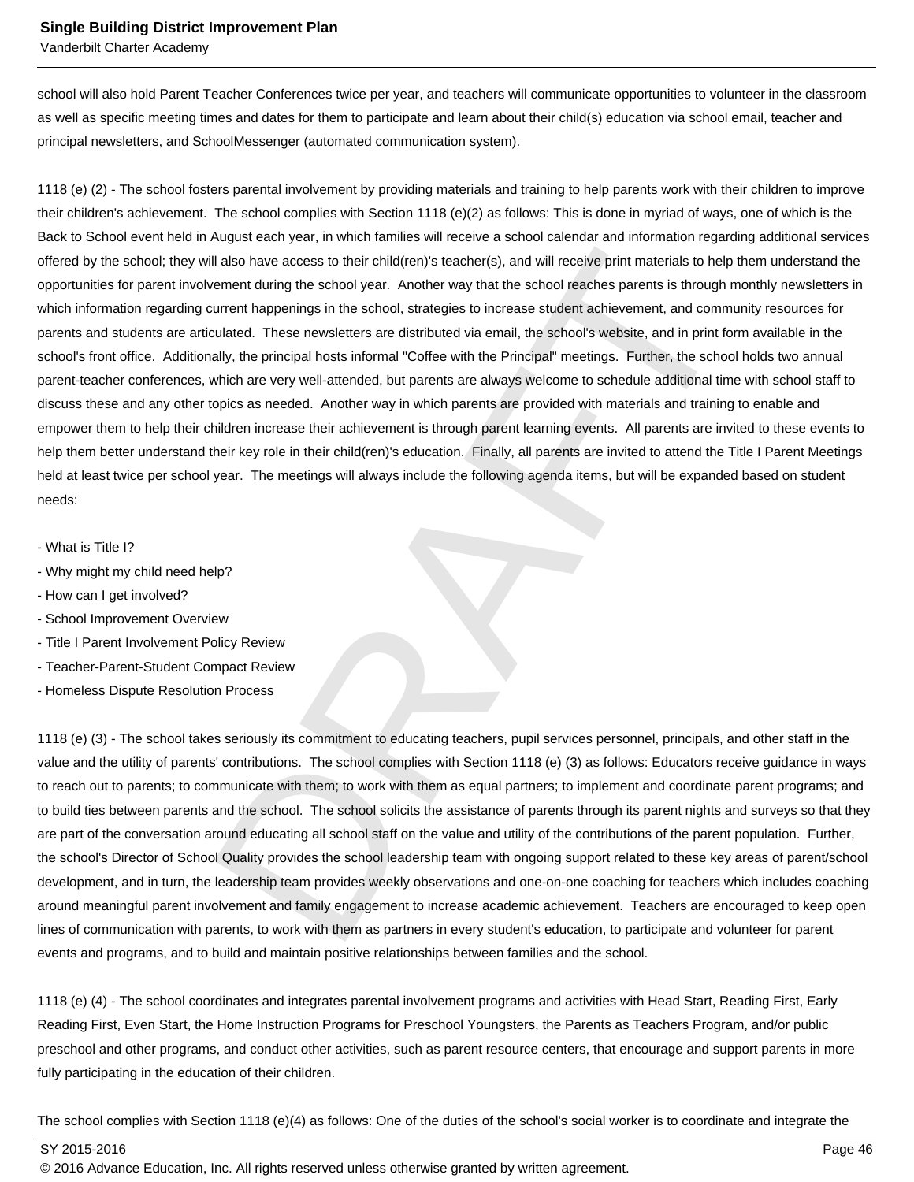school will also hold Parent Teacher Conferences twice per year, and teachers will communicate opportunities to volunteer in the classroom as well as specific meeting times and dates for them to participate and learn about their child(s) education via school email, teacher and principal newsletters, and SchoolMessenger (automated communication system).

1118 (e) (2) - The school fosters parental involvement by providing materials and training to help parents work with their children to improve their children's achievement.  The school complies with Section 1118 (e)(2) as follows: This is done in myriad of ways, one of which is the Back to School event held in August each year, in which families will receive a school calendar and information regarding additional services offered by the school; they will also have access to their child(ren)'s teacher(s), and will receive print materials to help them understand the opportunities for parent involvement during the school year.  Another way that the school reaches parents is through monthly newsletters in which information regarding current happenings in the school, strategies to increase student achievement, and community resources for parents and students are articulated.  These newsletters are distributed via email, the school's website, and in print form available in the school's front office.  Additionally, the principal hosts informal "Coffee with the Principal" meetings.  Further, the school holds two annual parent-teacher conferences, which are very well-attended, but parents are always welcome to schedule additional time with school staff to discuss these and any other topics as needed.  Another way in which parents are provided with materials and training to enable and empower them to help their children increase their achievement is through parent learning events.  All parents are invited to these events to help them better understand their key role in their child(ren)'s education.  Finally, all parents are invited to attend the Title I Parent Meetings held at least twice per school year.  The meetings will always include the following agenda items, but will be expanded based on student needs:

- What is Title I?
- Why might my child need help?
- How can I get involved?
- School Improvement Overview
- Title I Parent Involvement Policy Review
- Teacher-Parent-Student Compact Review
- Homeless Dispute Resolution Process

1118 (e) (3) - The school takes seriously its commitment to educating teachers, pupil services personnel, principals, and other staff in the value and the utility of parents' contributions.  The school complies with Section 1118 (e) (3) as follows: Educators receive guidance in ways to reach out to parents; to communicate with them; to work with them as equal partners; to implement and coordinate parent programs; and to build ties between parents and the school.  The school solicits the assistance of parents through its parent nights and surveys so that they are part of the conversation around educating all school staff on the value and utility of the contributions of the parent population.  Further, the school's Director of School Quality provides the school leadership team with ongoing support related to these key areas of parent/school development, and in turn, the leadership team provides weekly observations and one-on-one coaching for teachers which includes coaching around meaningful parent involvement and family engagement to increase academic achievement.  Teachers are encouraged to keep open lines of communication with parents, to work with them as partners in every student's education, to participate and volunteer for parent events and programs, and to build and maintain positive relationships between families and the school.

1118 (e) (4) - The school coordinates and integrates parental involvement programs and activities with Head Start, Reading First, Early Reading First, Even Start, the Home Instruction Programs for Preschool Youngsters, the Parents as Teachers Program, and/or public preschool and other programs, and conduct other activities, such as parent resource centers, that encourage and support parents in more fully participating in the education of their children.

The school complies with Section 1118 (e)(4) as follows: One of the duties of the school's social worker is to coordinate and integrate the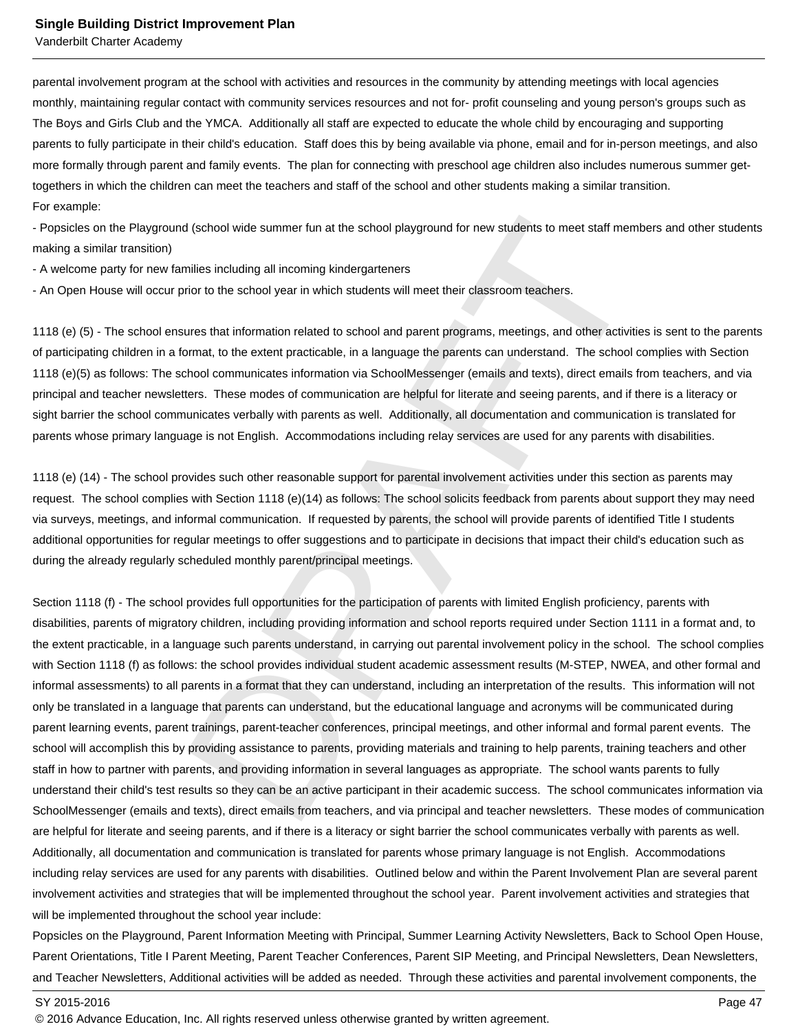parental involvement program at the school with activities and resources in the community by attending meetings with local agencies monthly, maintaining regular contact with community services resources and not for- profit counseling and young person's groups such as The Boys and Girls Club and the YMCA.  Additionally all staff are expected to educate the whole child by encouraging and supporting parents to fully participate in their child's education.  Staff does this by being available via phone, email and for in-person meetings, and also more formally through parent and family events.  The plan for connecting with preschool age children also includes numerous summer get-togethers in which the children can meet the teachers and staff of the school and other students making a similar transition.
For example:
- Popsicles on the Playground (school wide summer fun at the school playground for new students to meet staff members and other students making a similar transition)
- A welcome party for new families including all incoming kindergarteners
- An Open House will occur prior to the school year in which students will meet their classroom teachers.

1118 (e) (5) - The school ensures that information related to school and parent programs, meetings, and other activities is sent to the parents of participating children in a format, to the extent practicable, in a language the parents can understand.  The school complies with Section 1118 (e)(5) as follows: The school communicates information via SchoolMessenger (emails and texts), direct emails from teachers, and via principal and teacher newsletters.  These modes of communication are helpful for literate and seeing parents, and if there is a literacy or sight barrier the school communicates verbally with parents as well.  Additionally, all documentation and communication is translated for parents whose primary language is not English.  Accommodations including relay services are used for any parents with disabilities.

1118 (e) (14) - The school provides such other reasonable support for parental involvement activities under this section as parents may request.  The school complies with Section 1118 (e)(14) as follows: The school solicits feedback from parents about support they may need via surveys, meetings, and informal communication.  If requested by parents, the school will provide parents of identified Title I students additional opportunities for regular meetings to offer suggestions and to participate in decisions that impact their child's education such as during the already regularly scheduled monthly parent/principal meetings.

Section 1118 (f) - The school provides full opportunities for the participation of parents with limited English proficiency, parents with disabilities, parents of migratory children, including providing information and school reports required under Section 1111 in a format and, to the extent practicable, in a language such parents understand, in carrying out parental involvement policy in the school.  The school complies with Section 1118 (f) as follows: the school provides individual student academic assessment results (M-STEP, NWEA, and other formal and informal assessments) to all parents in a format that they can understand, including an interpretation of the results.  This information will not only be translated in a language that parents can understand, but the educational language and acronyms will be communicated during parent learning events, parent trainings, parent-teacher conferences, principal meetings, and other informal and formal parent events.  The school will accomplish this by providing assistance to parents, providing materials and training to help parents, training teachers and other staff in how to partner with parents, and providing information in several languages as appropriate.  The school wants parents to fully understand their child's test results so they can be an active participant in their academic success.  The school communicates information via SchoolMessenger (emails and texts), direct emails from teachers, and via principal and teacher newsletters.  These modes of communication are helpful for literate and seeing parents, and if there is a literacy or sight barrier the school communicates verbally with parents as well.  Additionally, all documentation and communication is translated for parents whose primary language is not English.  Accommodations including relay services are used for any parents with disabilities.  Outlined below and within the Parent Involvement Plan are several parent involvement activities and strategies that will be implemented throughout the school year.  Parent involvement activities and strategies that will be implemented throughout the school year include:
Popsicles on the Playground, Parent Information Meeting with Principal, Summer Learning Activity Newsletters, Back to School Open House, Parent Orientations, Title I Parent Meeting, Parent Teacher Conferences, Parent SIP Meeting, and Principal Newsletters, Dean Newsletters, and Teacher Newsletters, Additional activities will be added as needed.  Through these activities and parental involvement components, the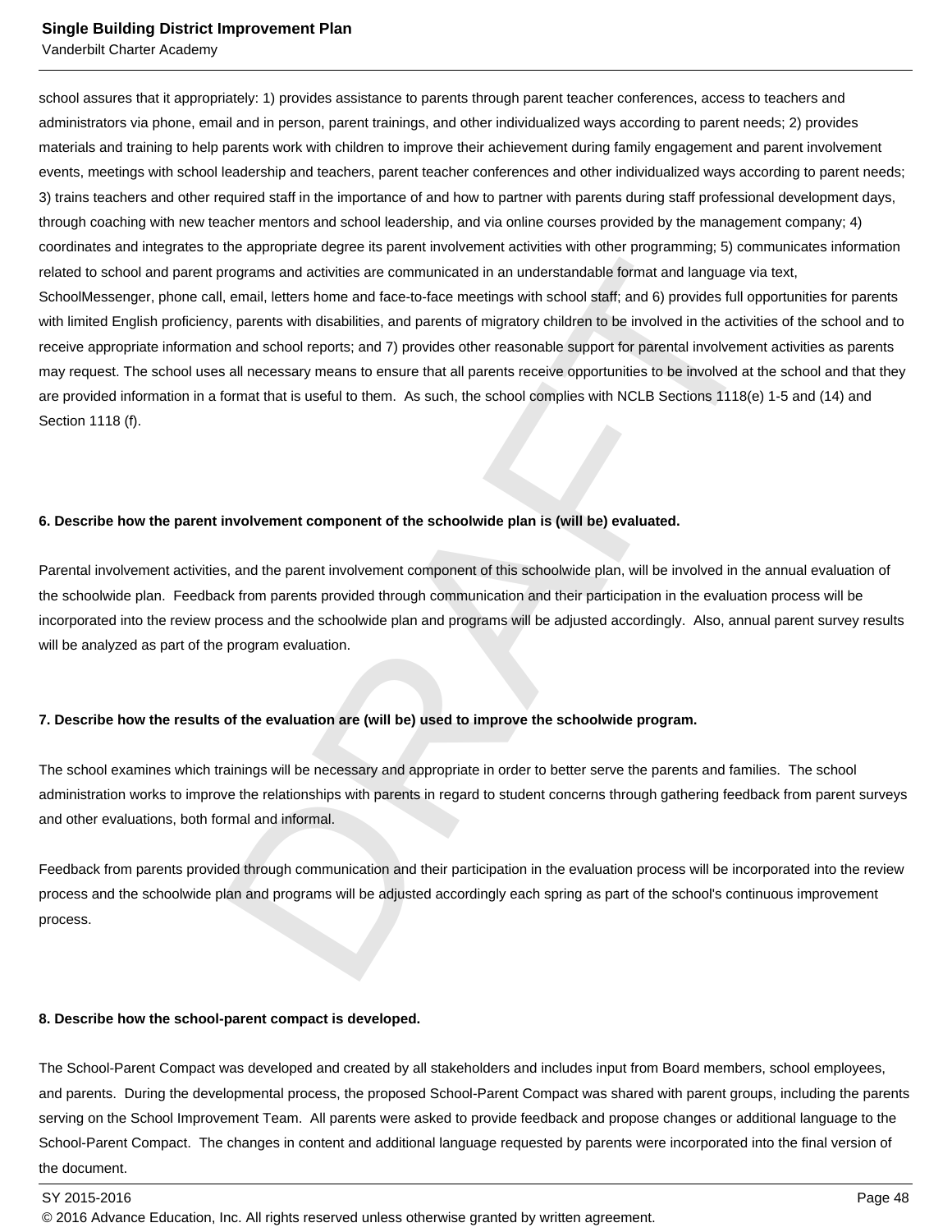school assures that it appropriately: 1) provides assistance to parents through parent teacher conferences, access to teachers and administrators via phone, email and in person, parent trainings, and other individualized ways according to parent needs; 2) provides materials and training to help parents work with children to improve their achievement during family engagement and parent involvement events, meetings with school leadership and teachers, parent teacher conferences and other individualized ways according to parent needs; 3) trains teachers and other required staff in the importance of and how to partner with parents during staff professional development days, through coaching with new teacher mentors and school leadership, and via online courses provided by the management company; 4) coordinates and integrates to the appropriate degree its parent involvement activities with other programming; 5) communicates information related to school and parent programs and activities are communicated in an understandable format and language via text, SchoolMessenger, phone call, email, letters home and face-to-face meetings with school staff; and 6) provides full opportunities for parents with limited English proficiency, parents with disabilities, and parents of migratory children to be involved in the activities of the school and to receive appropriate information and school reports; and 7) provides other reasonable support for parental involvement activities as parents may request. The school uses all necessary means to ensure that all parents receive opportunities to be involved at the school and that they are provided information in a format that is useful to them. As such, the school complies with NCLB Sections 1118(e) 1-5 and (14) and Section 1118 (f).

**6. Describe how the parent involvement component of the schoolwide plan is (will be) evaluated.**

Parental involvement activities, and the parent involvement component of this schoolwide plan, will be involved in the annual evaluation of the schoolwide plan. Feedback from parents provided through communication and their participation in the evaluation process will be incorporated into the review process and the schoolwide plan and programs will be adjusted accordingly. Also, annual parent survey results will be analyzed as part of the program evaluation.

**7. Describe how the results of the evaluation are (will be) used to improve the schoolwide program.**

The school examines which trainings will be necessary and appropriate in order to better serve the parents and families. The school administration works to improve the relationships with parents in regard to student concerns through gathering feedback from parent surveys and other evaluations, both formal and informal.

Feedback from parents provided through communication and their participation in the evaluation process will be incorporated into the review process and the schoolwide plan and programs will be adjusted accordingly each spring as part of the school's continuous improvement process.

**8. Describe how the school-parent compact is developed.**

The School-Parent Compact was developed and created by all stakeholders and includes input from Board members, school employees, and parents. During the developmental process, the proposed School-Parent Compact was shared with parent groups, including the parents serving on the School Improvement Team. All parents were asked to provide feedback and propose changes or additional language to the School-Parent Compact. The changes in content and additional language requested by parents were incorporated into the final version of the document.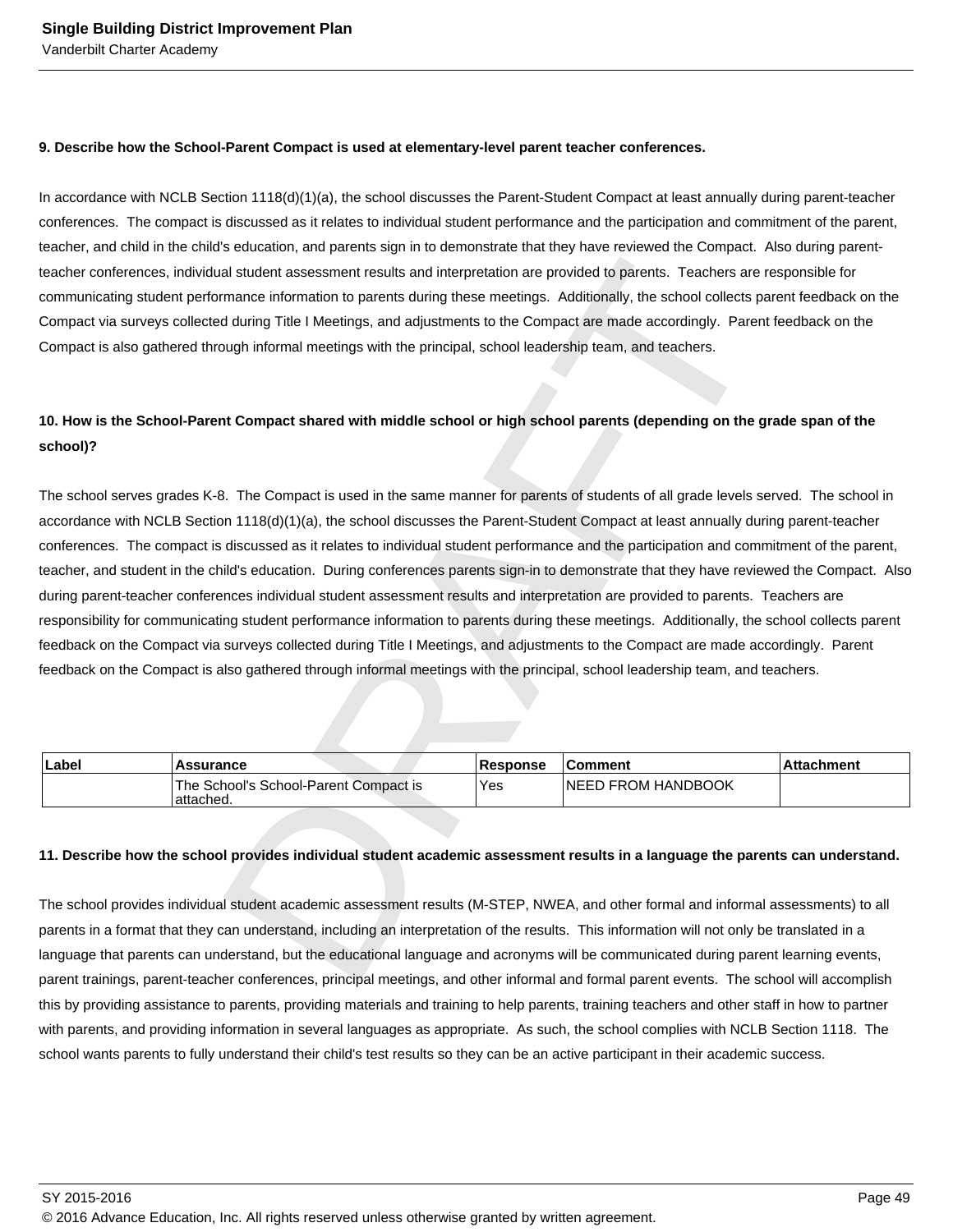**9. Describe how the School-Parent Compact is used at elementary-level parent teacher conferences.**

In accordance with NCLB Section 1118(d)(1)(a), the school discusses the Parent-Student Compact at least annually during parent-teacher conferences. The compact is discussed as it relates to individual student performance and the participation and commitment of the parent, teacher, and child in the child's education, and parents sign in to demonstrate that they have reviewed the Compact. Also during parent-teacher conferences, individual student assessment results and interpretation are provided to parents. Teachers are responsible for communicating student performance information to parents during these meetings. Additionally, the school collects parent feedback on the Compact via surveys collected during Title I Meetings, and adjustments to the Compact are made accordingly. Parent feedback on the Compact is also gathered through informal meetings with the principal, school leadership team, and teachers.

**10. How is the School-Parent Compact shared with middle school or high school parents (depending on the grade span of the school)?**

The school serves grades K-8. The Compact is used in the same manner for parents of students of all grade levels served. The school in accordance with NCLB Section 1118(d)(1)(a), the school discusses the Parent-Student Compact at least annually during parent-teacher conferences. The compact is discussed as it relates to individual student performance and the participation and commitment of the parent, teacher, and student in the child's education. During conferences parents sign-in to demonstrate that they have reviewed the Compact. Also during parent-teacher conferences individual student assessment results and interpretation are provided to parents. Teachers are responsibility for communicating student performance information to parents during these meetings. Additionally, the school collects parent feedback on the Compact via surveys collected during Title I Meetings, and adjustments to the Compact are made accordingly. Parent feedback on the Compact is also gathered through informal meetings with the principal, school leadership team, and teachers.

| Label | Assurance | Response | Comment | Attachment |
|---|---|---|---|---|
| | The School's School-Parent Compact is attached. | Yes | NEED FROM HANDBOOK | |

**11. Describe how the school provides individual student academic assessment results in a language the parents can understand.**

The school provides individual student academic assessment results (M-STEP, NWEA, and other formal and informal assessments) to all parents in a format that they can understand, including an interpretation of the results. This information will not only be translated in a language that parents can understand, but the educational language and acronyms will be communicated during parent learning events, parent trainings, parent-teacher conferences, principal meetings, and other informal and formal parent events. The school will accomplish this by providing assistance to parents, providing materials and training to help parents, training teachers and other staff in how to partner with parents, and providing information in several languages as appropriate. As such, the school complies with NCLB Section 1118. The school wants parents to fully understand their child's test results so they can be an active participant in their academic success.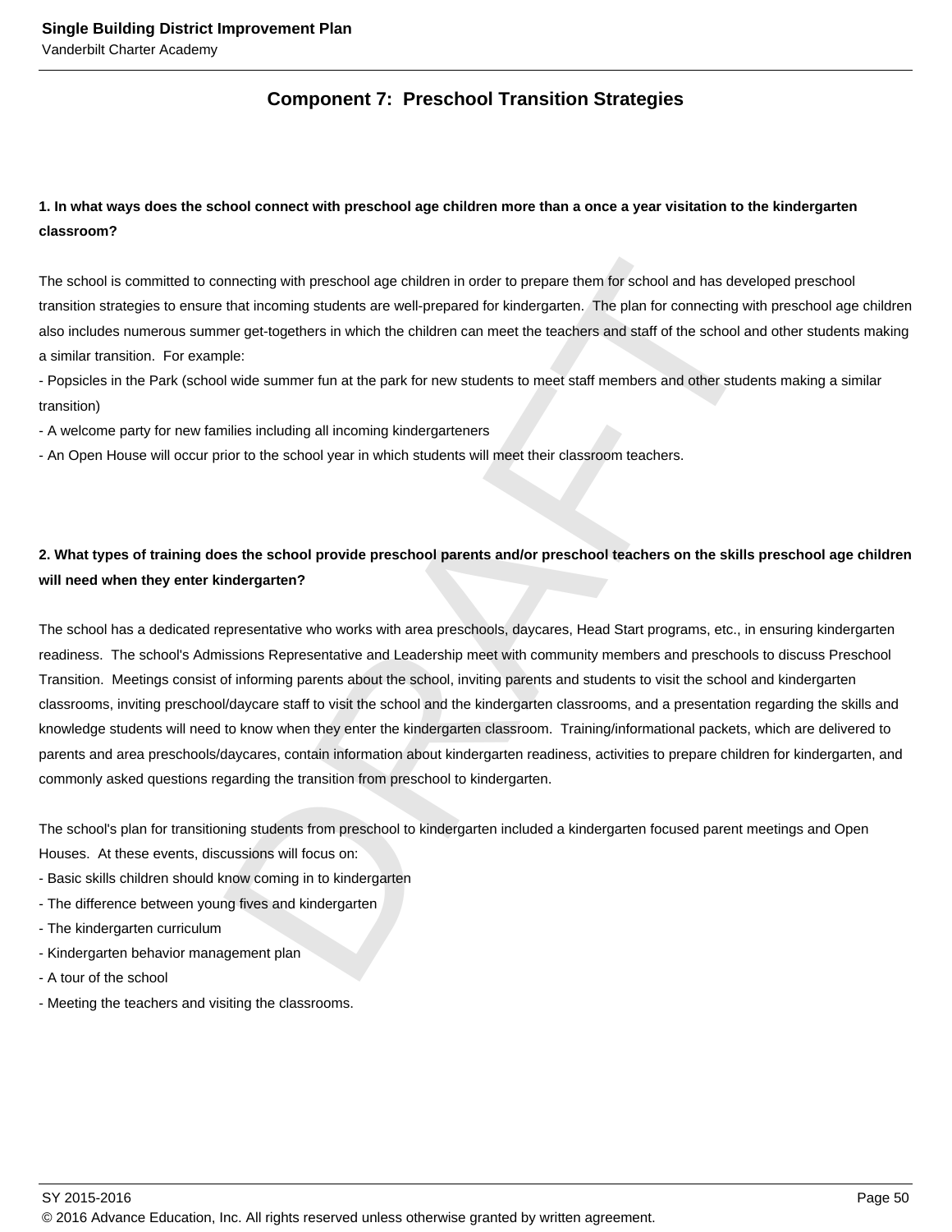## Component 7: Preschool Transition Strategies

**1. In what ways does the school connect with preschool age children more than a once a year visitation to the kindergarten classroom?**

The school is committed to connecting with preschool age children in order to prepare them for school and has developed preschool transition strategies to ensure that incoming students are well-prepared for kindergarten. The plan for connecting with preschool age children also includes numerous summer get-togethers in which the children can meet the teachers and staff of the school and other students making a similar transition. For example:

- Popsicles in the Park (school wide summer fun at the park for new students to meet staff members and other students making a similar transition)
- A welcome party for new families including all incoming kindergarteners
- An Open House will occur prior to the school year in which students will meet their classroom teachers.

**2. What types of training does the school provide preschool parents and/or preschool teachers on the skills preschool age children will need when they enter kindergarten?**

The school has a dedicated representative who works with area preschools, daycares, Head Start programs, etc., in ensuring kindergarten readiness. The school's Admissions Representative and Leadership meet with community members and preschools to discuss Preschool Transition. Meetings consist of informing parents about the school, inviting parents and students to visit the school and kindergarten classrooms, inviting preschool/daycare staff to visit the school and the kindergarten classrooms, and a presentation regarding the skills and knowledge students will need to know when they enter the kindergarten classroom. Training/informational packets, which are delivered to parents and area preschools/daycares, contain information about kindergarten readiness, activities to prepare children for kindergarten, and commonly asked questions regarding the transition from preschool to kindergarten.

The school's plan for transitioning students from preschool to kindergarten included a kindergarten focused parent meetings and Open Houses. At these events, discussions will focus on:

- Basic skills children should know coming in to kindergarten
- The difference between young fives and kindergarten
- The kindergarten curriculum
- Kindergarten behavior management plan
- A tour of the school
- Meeting the teachers and visiting the classrooms.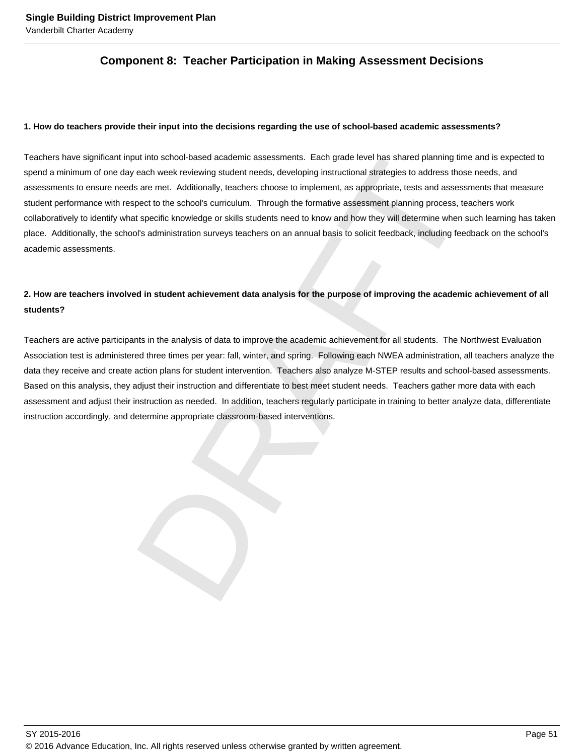## Component 8: Teacher Participation in Making Assessment Decisions

**1. How do teachers provide their input into the decisions regarding the use of school-based academic assessments?**

Teachers have significant input into school-based academic assessments. Each grade level has shared planning time and is expected to spend a minimum of one day each week reviewing student needs, developing instructional strategies to address those needs, and assessments to ensure needs are met. Additionally, teachers choose to implement, as appropriate, tests and assessments that measure student performance with respect to the school's curriculum. Through the formative assessment planning process, teachers work collaboratively to identify what specific knowledge or skills students need to know and how they will determine when such learning has taken place. Additionally, the school's administration surveys teachers on an annual basis to solicit feedback, including feedback on the school's academic assessments.

**2. How are teachers involved in student achievement data analysis for the purpose of improving the academic achievement of all students?**

Teachers are active participants in the analysis of data to improve the academic achievement for all students. The Northwest Evaluation Association test is administered three times per year: fall, winter, and spring. Following each NWEA administration, all teachers analyze the data they receive and create action plans for student intervention. Teachers also analyze M-STEP results and school-based assessments. Based on this analysis, they adjust their instruction and differentiate to best meet student needs. Teachers gather more data with each assessment and adjust their instruction as needed. In addition, teachers regularly participate in training to better analyze data, differentiate instruction accordingly, and determine appropriate classroom-based interventions.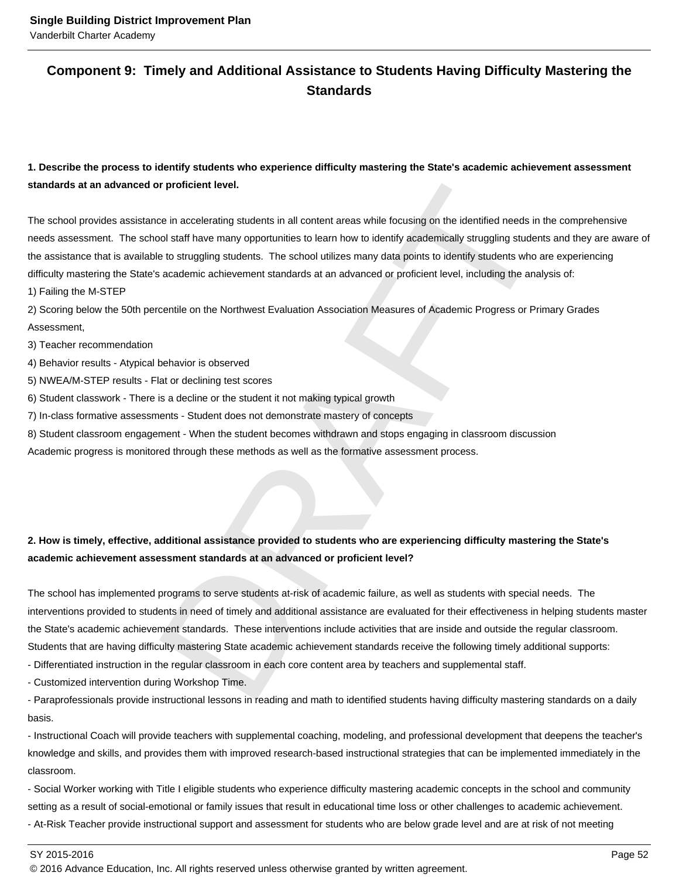## Component 9: Timely and Additional Assistance to Students Having Difficulty Mastering the Standards

**1. Describe the process to identify students who experience difficulty mastering the State's academic achievement assessment standards at an advanced or proficient level.**

The school provides assistance in accelerating students in all content areas while focusing on the identified needs in the comprehensive needs assessment. The school staff have many opportunities to learn how to identify academically struggling students and they are aware of the assistance that is available to struggling students. The school utilizes many data points to identify students who are experiencing difficulty mastering the State's academic achievement standards at an advanced or proficient level, including the analysis of:

1) Failing the M-STEP
2) Scoring below the 50th percentile on the Northwest Evaluation Association Measures of Academic Progress or Primary Grades Assessment,
3) Teacher recommendation
4) Behavior results - Atypical behavior is observed
5) NWEA/M-STEP results - Flat or declining test scores
6) Student classwork - There is a decline or the student it not making typical growth
7) In-class formative assessments - Student does not demonstrate mastery of concepts
8) Student classroom engagement - When the student becomes withdrawn and stops engaging in classroom discussion

Academic progress is monitored through these methods as well as the formative assessment process.

**2. How is timely, effective, additional assistance provided to students who are experiencing difficulty mastering the State's academic achievement assessment standards at an advanced or proficient level?**

The school has implemented programs to serve students at-risk of academic failure, as well as students with special needs. The interventions provided to students in need of timely and additional assistance are evaluated for their effectiveness in helping students master the State's academic achievement standards. These interventions include activities that are inside and outside the regular classroom. Students that are having difficulty mastering State academic achievement standards receive the following timely additional supports:

- Differentiated instruction in the regular classroom in each core content area by teachers and supplemental staff.
- Customized intervention during Workshop Time.
- Paraprofessionals provide instructional lessons in reading and math to identified students having difficulty mastering standards on a daily basis.
- Instructional Coach will provide teachers with supplemental coaching, modeling, and professional development that deepens the teacher's knowledge and skills, and provides them with improved research-based instructional strategies that can be implemented immediately in the classroom.
- Social Worker working with Title I eligible students who experience difficulty mastering academic concepts in the school and community setting as a result of social-emotional or family issues that result in educational time loss or other challenges to academic achievement.
- At-Risk Teacher provide instructional support and assessment for students who are below grade level and are at risk of not meeting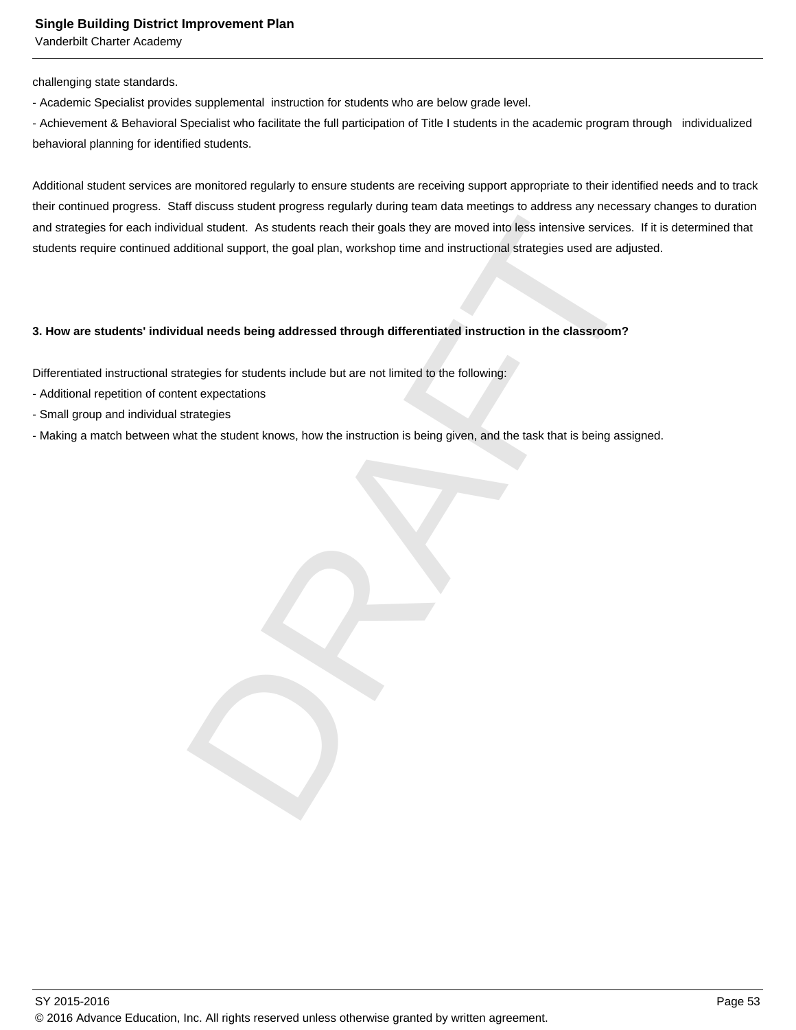challenging state standards.

- Academic Specialist provides supplemental instruction for students who are below grade level.
- Achievement & Behavioral Specialist who facilitate the full participation of Title I students in the academic program through individualized behavioral planning for identified students.

Additional student services are monitored regularly to ensure students are receiving support appropriate to their identified needs and to track their continued progress. Staff discuss student progress regularly during team data meetings to address any necessary changes to duration and strategies for each individual student. As students reach their goals they are moved into less intensive services. If it is determined that students require continued additional support, the goal plan, workshop time and instructional strategies used are adjusted.

**3. How are students' individual needs being addressed through differentiated instruction in the classroom?**

Differentiated instructional strategies for students include but are not limited to the following:

- Additional repetition of content expectations
- Small group and individual strategies
- Making a match between what the student knows, how the instruction is being given, and the task that is being assigned.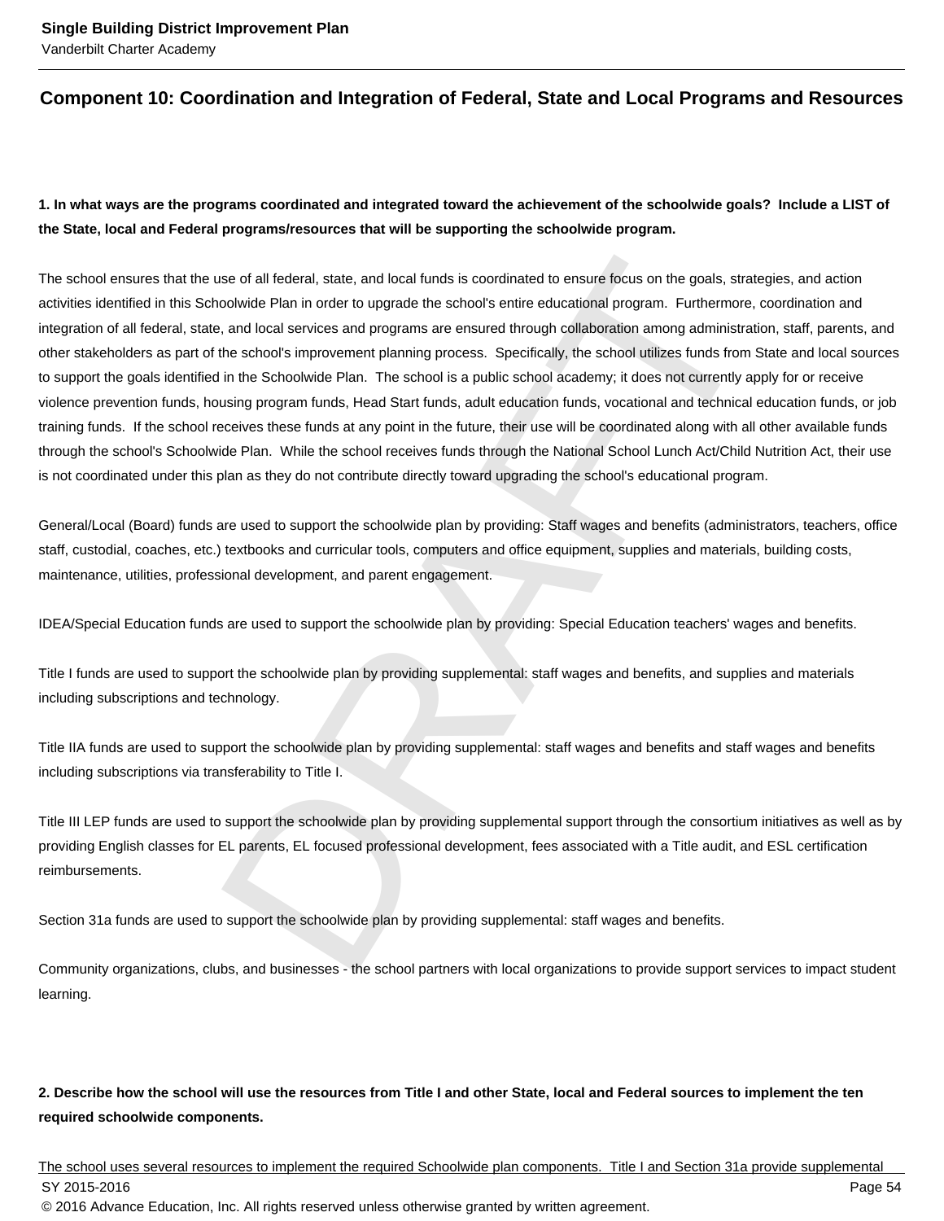## Component 10: Coordination and Integration of Federal, State and Local Programs and Resources

**1. In what ways are the programs coordinated and integrated toward the achievement of the schoolwide goals? Include a LIST of the State, local and Federal programs/resources that will be supporting the schoolwide program.**

The school ensures that the use of all federal, state, and local funds is coordinated to ensure focus on the goals, strategies, and action activities identified in this Schoolwide Plan in order to upgrade the school's entire educational program. Furthermore, coordination and integration of all federal, state, and local services and programs are ensured through collaboration among administration, staff, parents, and other stakeholders as part of the school's improvement planning process. Specifically, the school utilizes funds from State and local sources to support the goals identified in the Schoolwide Plan. The school is a public school academy; it does not currently apply for or receive violence prevention funds, housing program funds, Head Start funds, adult education funds, vocational and technical education funds, or job training funds. If the school receives these funds at any point in the future, their use will be coordinated along with all other available funds through the school's Schoolwide Plan. While the school receives funds through the National School Lunch Act/Child Nutrition Act, their use is not coordinated under this plan as they do not contribute directly toward upgrading the school's educational program.

General/Local (Board) funds are used to support the schoolwide plan by providing: Staff wages and benefits (administrators, teachers, office staff, custodial, coaches, etc.) textbooks and curricular tools, computers and office equipment, supplies and materials, building costs, maintenance, utilities, professional development, and parent engagement.

IDEA/Special Education funds are used to support the schoolwide plan by providing: Special Education teachers' wages and benefits.

Title I funds are used to support the schoolwide plan by providing supplemental: staff wages and benefits, and supplies and materials including subscriptions and technology.

Title IIA funds are used to support the schoolwide plan by providing supplemental: staff wages and benefits and staff wages and benefits including subscriptions via transferability to Title I.

Title III LEP funds are used to support the schoolwide plan by providing supplemental support through the consortium initiatives as well as by providing English classes for EL parents, EL focused professional development, fees associated with a Title audit, and ESL certification reimbursements.

Section 31a funds are used to support the schoolwide plan by providing supplemental: staff wages and benefits.

Community organizations, clubs, and businesses - the school partners with local organizations to provide support services to impact student learning.

**2. Describe how the school will use the resources from Title I and other State, local and Federal sources to implement the ten required schoolwide components.**

The school uses several resources to implement the required Schoolwide plan components. Title I and Section 31a provide supplemental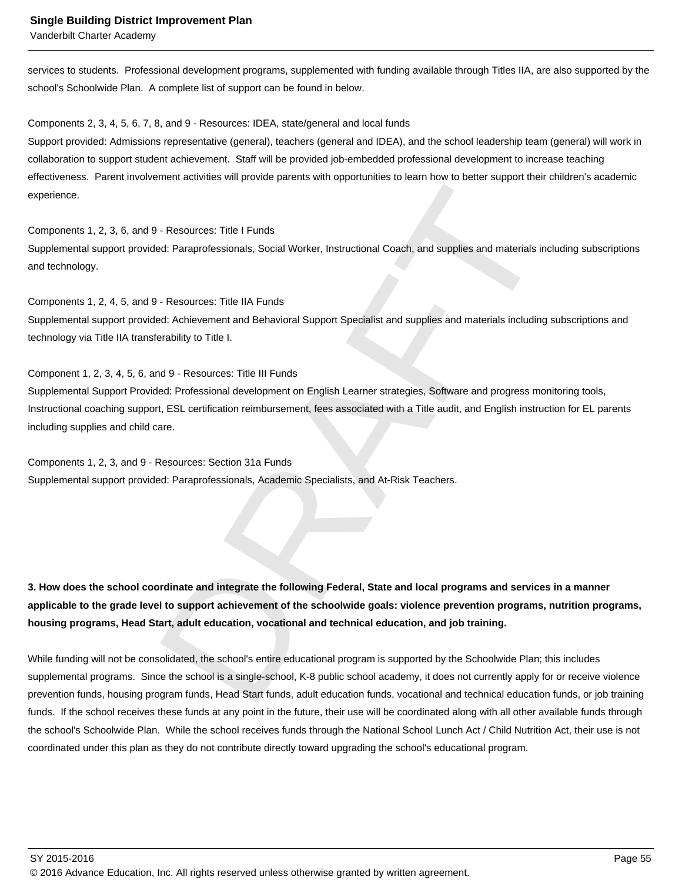services to students.  Professional development programs, supplemented with funding available through Titles IIA, are also supported by the school's Schoolwide Plan.  A complete list of support can be found in below.

Components 2, 3, 4, 5, 6, 7, 8, and 9 - Resources: IDEA, state/general and local funds
Support provided: Admissions representative (general), teachers (general and IDEA), and the school leadership team (general) will work in collaboration to support student achievement.  Staff will be provided job-embedded professional development to increase teaching effectiveness.  Parent involvement activities will provide parents with opportunities to learn how to better support their children's academic experience.

Components 1, 2, 3, 6, and 9 - Resources: Title I Funds
Supplemental support provided: Paraprofessionals, Social Worker, Instructional Coach, and supplies and materials including subscriptions and technology.

Components 1, 2, 4, 5, and 9 - Resources: Title IIA Funds
Supplemental support provided: Achievement and Behavioral Support Specialist and supplies and materials including subscriptions and technology via Title IIA transferability to Title I.

Component 1, 2, 3, 4, 5, 6, and 9 - Resources: Title III Funds
Supplemental Support Provided: Professional development on English Learner strategies, Software and progress monitoring tools, Instructional coaching support, ESL certification reimbursement, fees associated with a Title audit, and English instruction for EL parents including supplies and child care.

Components 1, 2, 3, and 9 - Resources: Section 31a Funds
Supplemental support provided: Paraprofessionals, Academic Specialists, and At-Risk Teachers.

**3. How does the school coordinate and integrate the following Federal, State and local programs and services in a manner applicable to the grade level to support achievement of the schoolwide goals: violence prevention programs, nutrition programs, housing programs, Head Start, adult education, vocational and technical education, and job training.**

While funding will not be consolidated, the school's entire educational program is supported by the Schoolwide Plan; this includes supplemental programs.  Since the school is a single-school, K-8 public school academy, it does not currently apply for or receive violence prevention funds, housing program funds, Head Start funds, adult education funds, vocational and technical education funds, or job training funds.  If the school receives these funds at any point in the future, their use will be coordinated along with all other available funds through the school's Schoolwide Plan.  While the school receives funds through the National School Lunch Act / Child Nutrition Act, their use is not coordinated under this plan as they do not contribute directly toward upgrading the school's educational program.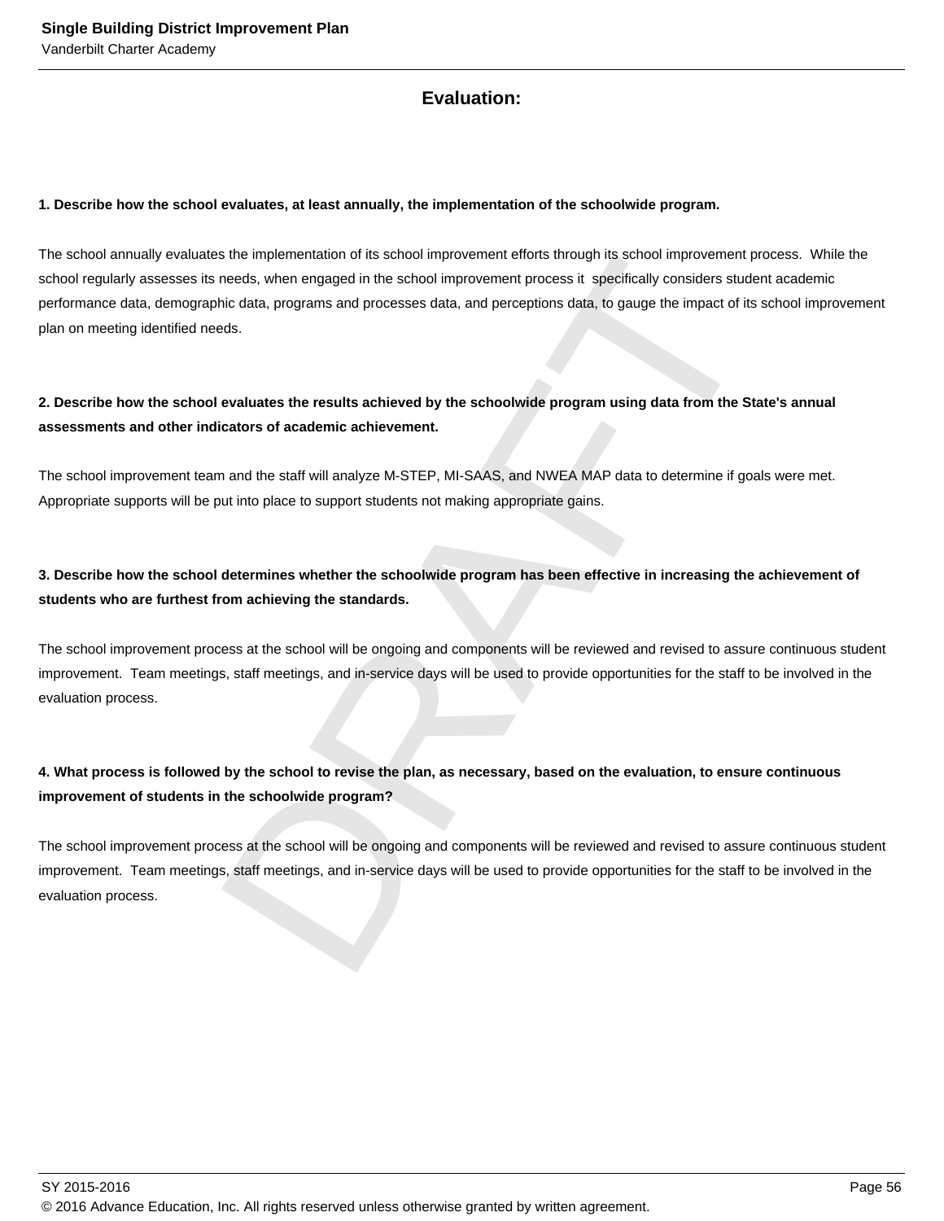## Evaluation:

**1. Describe how the school evaluates, at least annually, the implementation of the schoolwide program.**

The school annually evaluates the implementation of its school improvement efforts through its school improvement process. While the school regularly assesses its needs, when engaged in the school improvement process it specifically considers student academic performance data, demographic data, programs and processes data, and perceptions data, to gauge the impact of its school improvement plan on meeting identified needs.

**2. Describe how the school evaluates the results achieved by the schoolwide program using data from the State's annual assessments and other indicators of academic achievement.**

The school improvement team and the staff will analyze M-STEP, MI-SAAS, and NWEA MAP data to determine if goals were met. Appropriate supports will be put into place to support students not making appropriate gains.

**3. Describe how the school determines whether the schoolwide program has been effective in increasing the achievement of students who are furthest from achieving the standards.**

The school improvement process at the school will be ongoing and components will be reviewed and revised to assure continuous student improvement. Team meetings, staff meetings, and in-service days will be used to provide opportunities for the staff to be involved in the evaluation process.

**4. What process is followed by the school to revise the plan, as necessary, based on the evaluation, to ensure continuous improvement of students in the schoolwide program?**

The school improvement process at the school will be ongoing and components will be reviewed and revised to assure continuous student improvement. Team meetings, staff meetings, and in-service days will be used to provide opportunities for the staff to be involved in the evaluation process.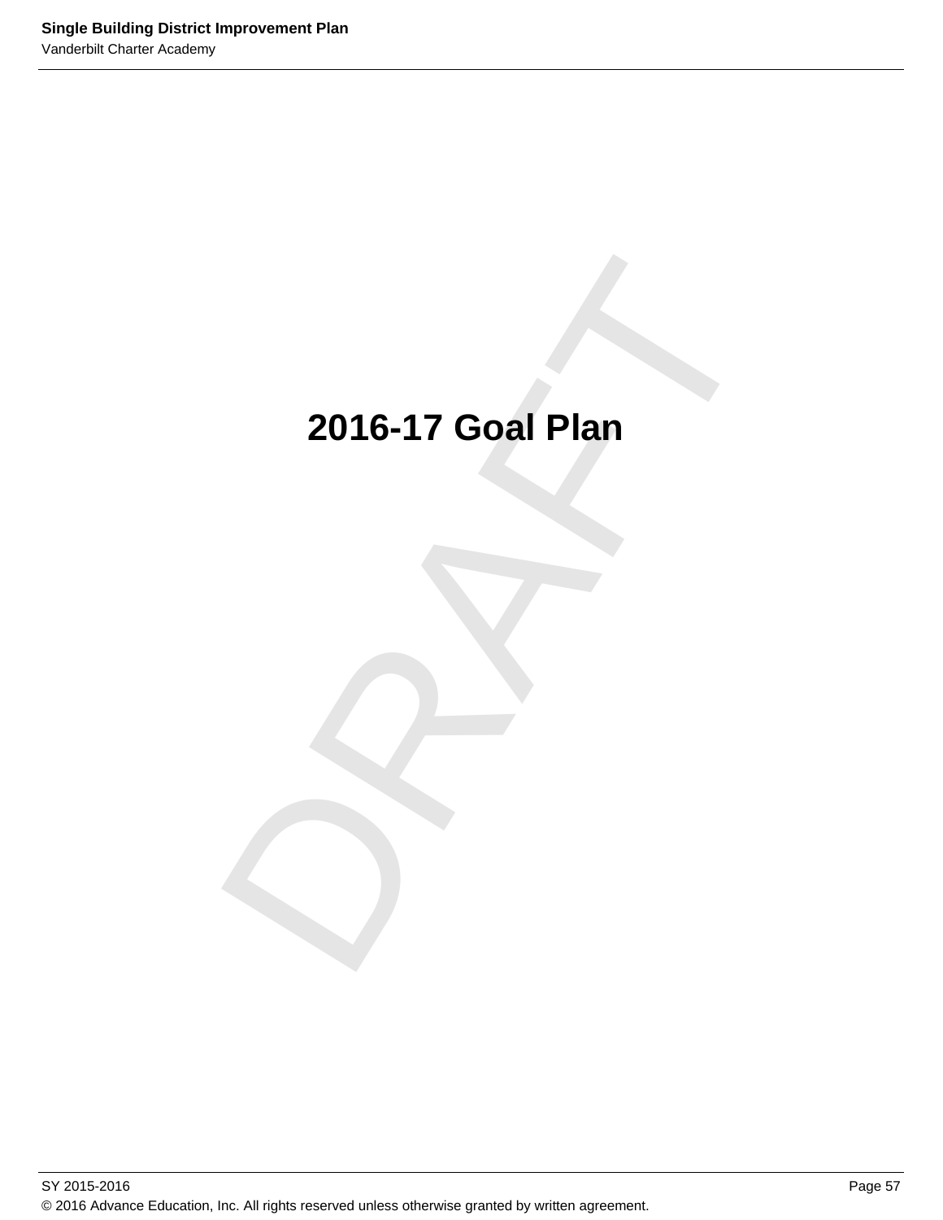# 2016-17 Goal Plan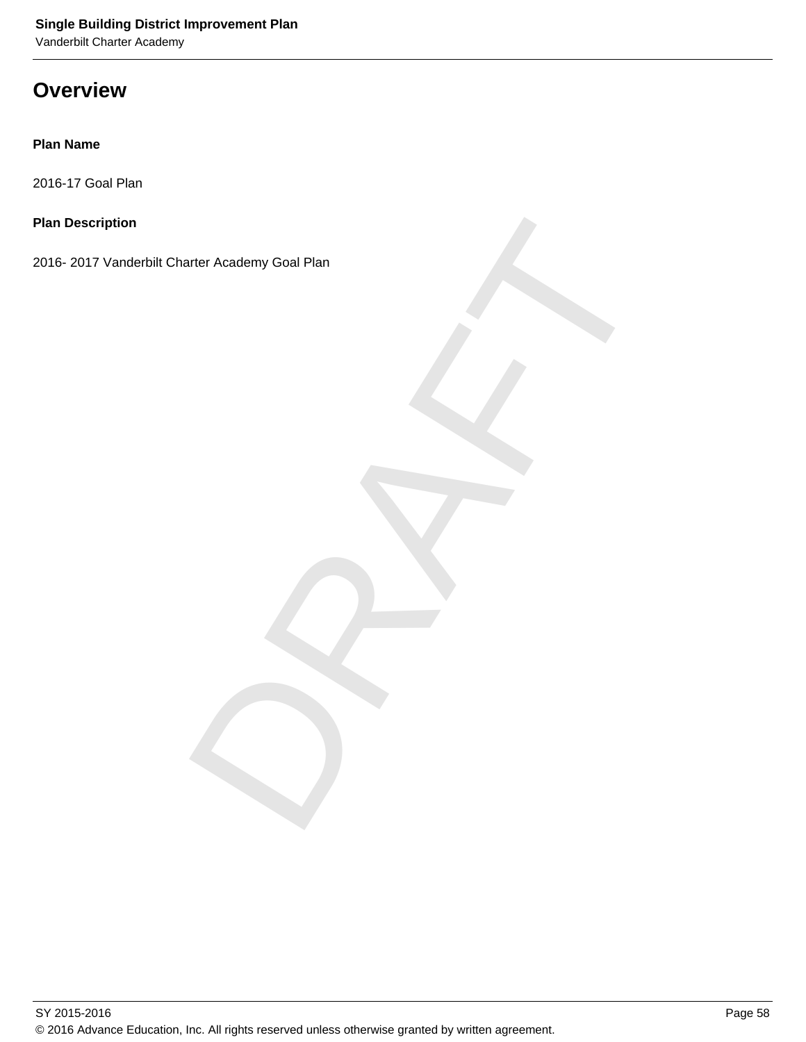# Overview

**Plan Name**

2016-17 Goal Plan

**Plan Description**

2016- 2017 Vanderbilt Charter Academy Goal Plan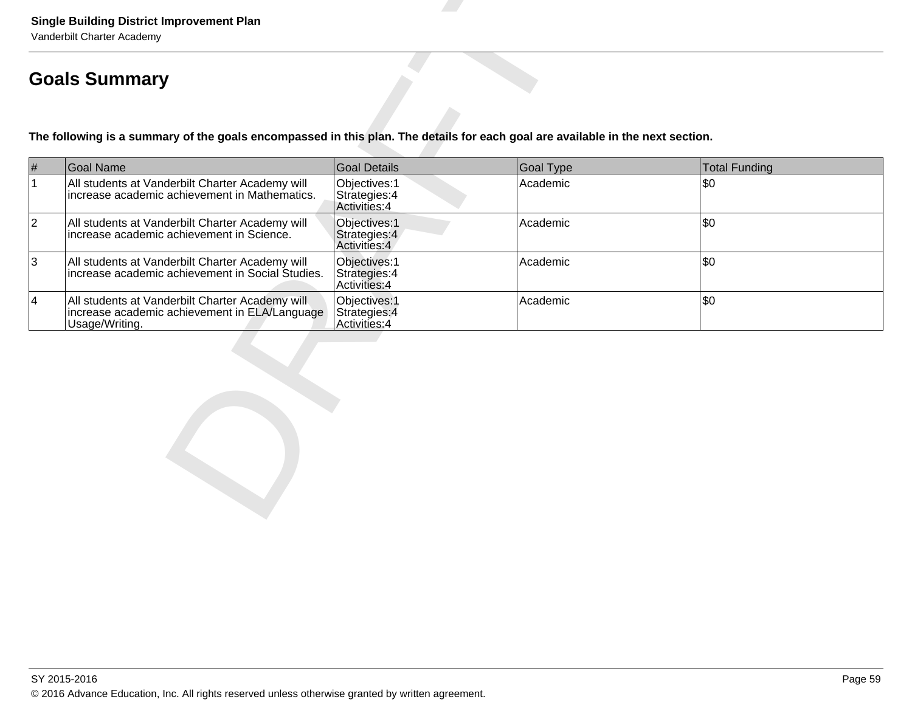## Goals Summary

**The following is a summary of the goals encompassed in this plan. The details for each goal are available in the next section.**

| # | Goal Name | Goal Details | Goal Type | Total Funding |
|---|---|---|---|---|
| 1 | All students at Vanderbilt Charter Academy will increase academic achievement in Mathematics. | Objectives:1<br>Strategies:4<br>Activities:4 | Academic | $0 |
| 2 | All students at Vanderbilt Charter Academy will increase academic achievement in Science. | Objectives:1<br>Strategies:4<br>Activities:4 | Academic | $0 |
| 3 | All students at Vanderbilt Charter Academy will increase academic achievement in Social Studies. | Objectives:1<br>Strategies:4<br>Activities:4 | Academic | $0 |
| 4 | All students at Vanderbilt Charter Academy will increase academic achievement in ELA/Language Usage/Writing. | Objectives:1<br>Strategies:4<br>Activities:4 | Academic | $0 |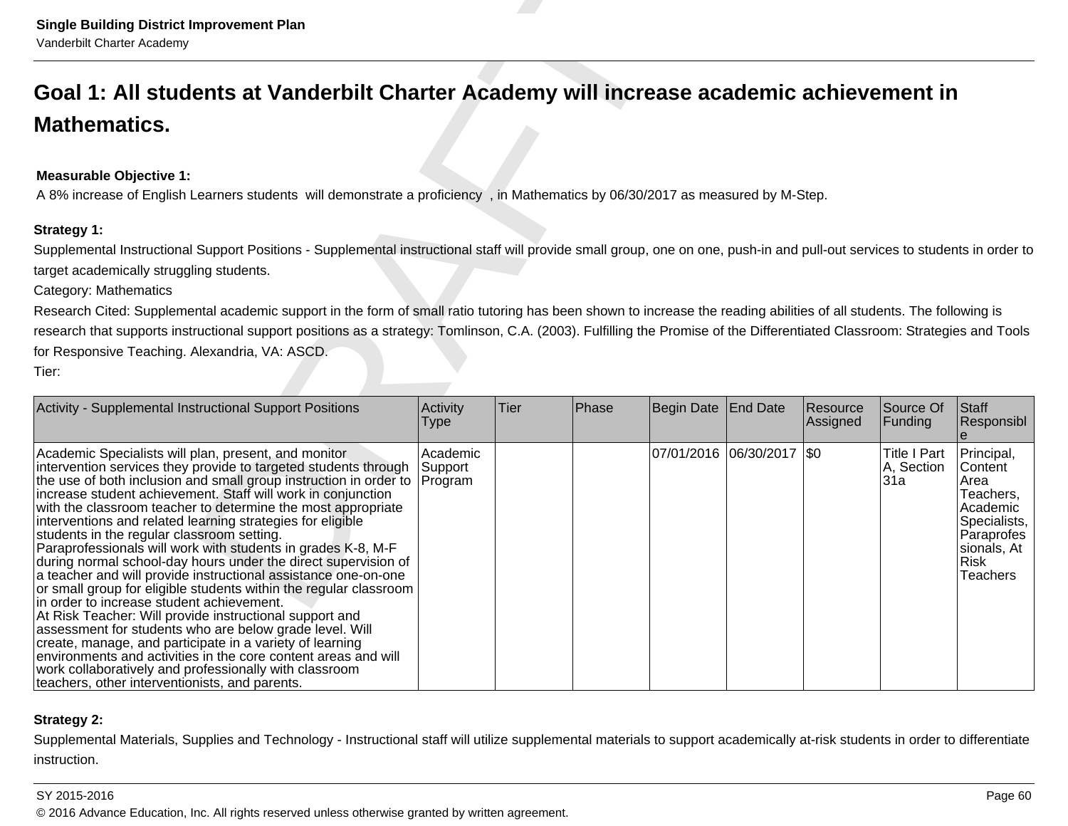## Goal 1: All students at Vanderbilt Charter Academy will increase academic achievement in Mathematics.

**Measurable Objective 1:**
A 8% increase of English Learners students will demonstrate a proficiency , in Mathematics by 06/30/2017 as measured by M-Step.

**Strategy 1:**
Supplemental Instructional Support Positions - Supplemental instructional staff will provide small group, one on one, push-in and pull-out services to students in order to target academically struggling students.
Category: Mathematics
Research Cited: Supplemental academic support in the form of small ratio tutoring has been shown to increase the reading abilities of all students. The following is research that supports instructional support positions as a strategy: Tomlinson, C.A. (2003). Fulfilling the Promise of the Differentiated Classroom: Strategies and Tools for Responsive Teaching. Alexandria, VA: ASCD.
Tier:

| Activity - Supplemental Instructional Support Positions | Activity Type | Tier | Phase | Begin Date | End Date | Resource Assigned | Source Of Funding | Staff Responsible |
|---|---|---|---|---|---|---|---|---|
| Academic Specialists will plan, present, and monitor intervention services they provide to targeted students through the use of both inclusion and small group instruction in order to increase student achievement. Staff will work in conjunction with the classroom teacher to determine the most appropriate interventions and related learning strategies for eligible students in the regular classroom setting.<br>Paraprofessionals will work with students in grades K-8, M-F during normal school-day hours under the direct supervision of a teacher and will provide instructional assistance one-on-one or small group for eligible students within the regular classroom in order to increase student achievement.<br>At Risk Teacher: Will provide instructional support and assessment for students who are below grade level. Will create, manage, and participate in a variety of learning environments and activities in the core content areas and will work collaboratively and professionally with classroom teachers, other interventionists, and parents. | Academic Support Program | | | 07/01/2016 | 06/30/2017 | $0 | Title I Part A, Section 31a | Principal, Content Area Teachers, Academic Specialists, Paraprofessionals, At Risk Teachers |

**Strategy 2:**
Supplemental Materials, Supplies and Technology - Instructional staff will utilize supplemental materials to support academically at-risk students in order to differentiate instruction.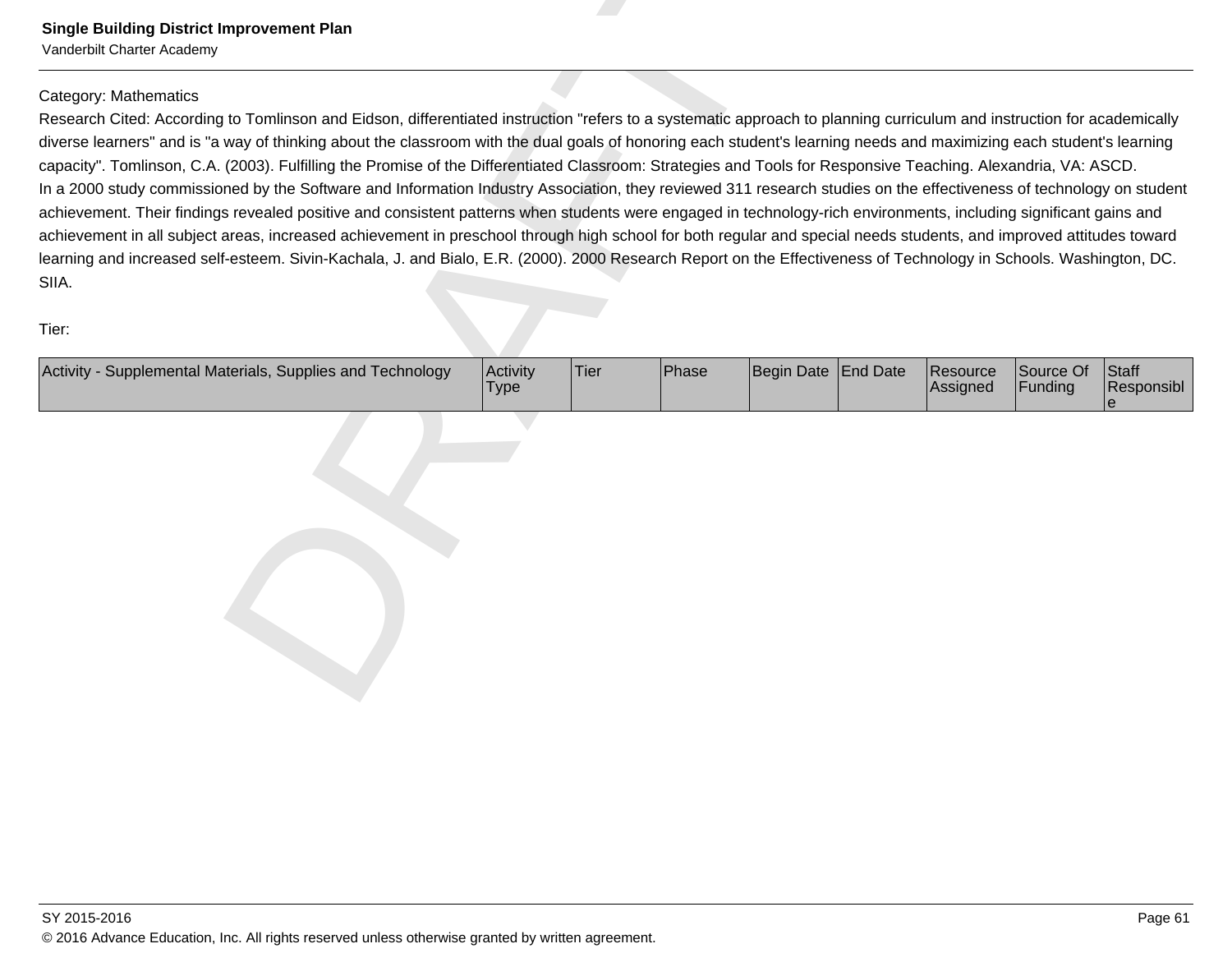Category: Mathematics
Research Cited: According to Tomlinson and Eidson, differentiated instruction "refers to a systematic approach to planning curriculum and instruction for academically diverse learners" and is "a way of thinking about the classroom with the dual goals of honoring each student's learning needs and maximizing each student's learning capacity". Tomlinson, C.A. (2003). Fulfilling the Promise of the Differentiated Classroom: Strategies and Tools for Responsive Teaching. Alexandria, VA: ASCD.
In a 2000 study commissioned by the Software and Information Industry Association, they reviewed 311 research studies on the effectiveness of technology on student achievement. Their findings revealed positive and consistent patterns when students were engaged in technology-rich environments, including significant gains and achievement in all subject areas, increased achievement in preschool through high school for both regular and special needs students, and improved attitudes toward learning and increased self-esteem. Sivin-Kachala, J. and Bialo, E.R. (2000). 2000 Research Report on the Effectiveness of Technology in Schools. Washington, DC. SIIA.

Tier:

| Activity - Supplemental Materials, Supplies and Technology | Activity Type | Tier | Phase | Begin Date | End Date | Resource Assigned | Source Of Funding | Staff Responsible |
|---|---|---|---|---|---|---|---|---|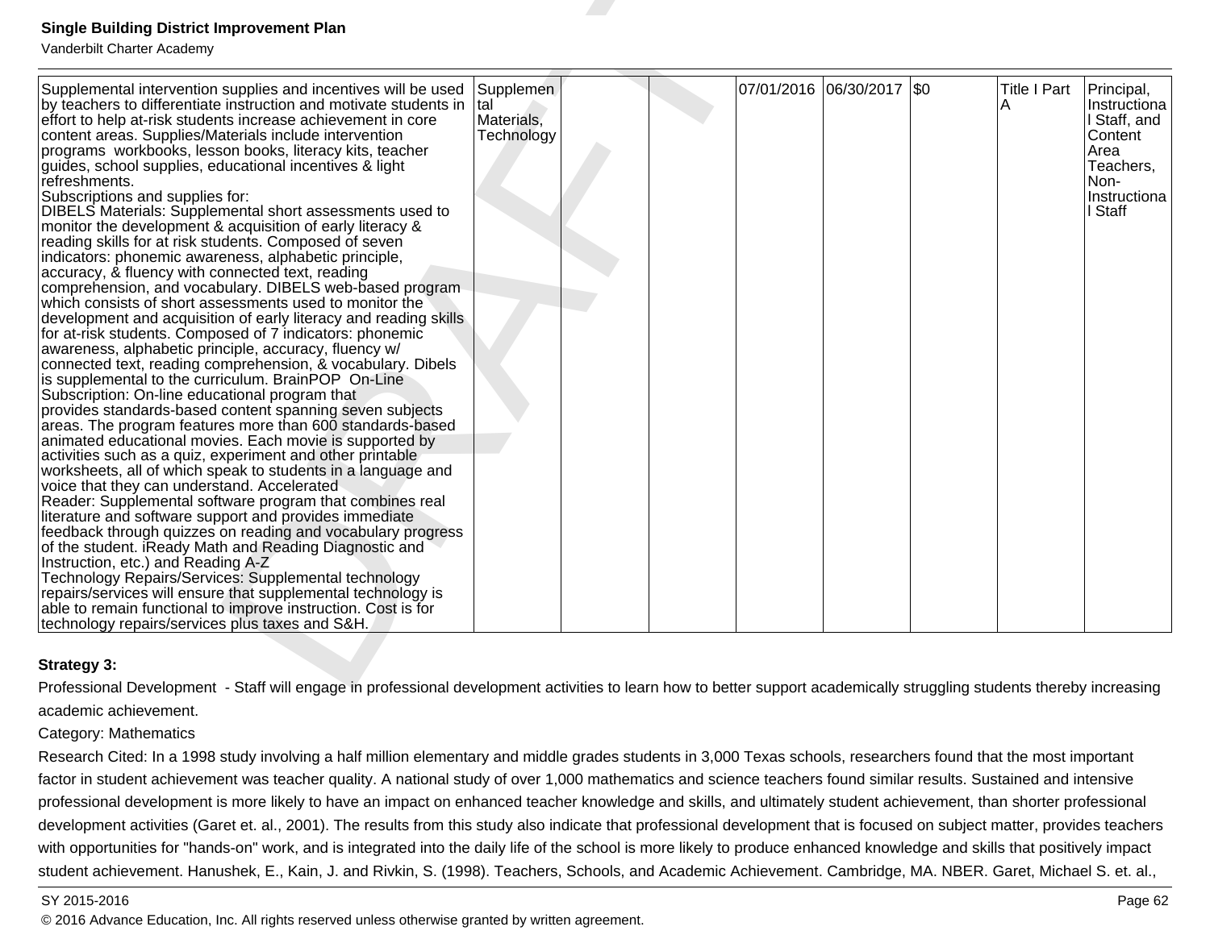| Supplemental intervention supplies and incentives will be used by teachers to differentiate instruction and motivate students in effort to help at-risk students increase achievement in core content areas. Supplies/Materials include intervention programs workbooks, lesson books, literacy kits, teacher guides, school supplies, educational incentives & light refreshments.<br>Subscriptions and supplies for:<br>DIBELS Materials: Supplemental short assessments used to monitor the development & acquisition of early literacy & reading skills for at risk students. Composed of seven indicators: phonemic awareness, alphabetic principle, accuracy, & fluency with connected text, reading comprehension, and vocabulary. DIBELS web-based program which consists of short assessments used to monitor the development and acquisition of early literacy and reading skills for at-risk students. Composed of 7 indicators: phonemic awareness, alphabetic principle, accuracy, fluency w/ connected text, reading comprehension, & vocabulary. Dibels is supplemental to the curriculum. BrainPOP On-Line Subscription: On-line educational program that provides standards-based content spanning seven subjects areas. The program features more than 600 standards-based animated educational movies. Each movie is supported by activities such as a quiz, experiment and other printable worksheets, all of which speak to students in a language and voice that they can understand. Accelerated Reader: Supplemental software program that combines real literature and software support and provides immediate feedback through quizzes on reading and vocabulary progress of the student. iReady Math and Reading Diagnostic and Instruction, etc.) and Reading A-Z<br>Technology Repairs/Services: Supplemental technology repairs/services will ensure that supplemental technology is able to remain functional to improve instruction. Cost is for technology repairs/services plus taxes and S&H. | Supplemental Materials, Technology | | | 07/01/2016 | 06/30/2017 | $0 | Title I Part A | Principal, Instructional Staff, and Content Area Teachers, Non-Instructional Staff |
|---|---|---|---|---|---|---|---|---|

**Strategy 3:**

Professional Development - Staff will engage in professional development activities to learn how to better support academically struggling students thereby increasing academic achievement.

Category: Mathematics

Research Cited: In a 1998 study involving a half million elementary and middle grades students in 3,000 Texas schools, researchers found that the most important factor in student achievement was teacher quality. A national study of over 1,000 mathematics and science teachers found similar results. Sustained and intensive professional development is more likely to have an impact on enhanced teacher knowledge and skills, and ultimately student achievement, than shorter professional development activities (Garet et. al., 2001). The results from this study also indicate that professional development that is focused on subject matter, provides teachers with opportunities for "hands-on" work, and is integrated into the daily life of the school is more likely to produce enhanced knowledge and skills that positively impact student achievement. Hanushek, E., Kain, J. and Rivkin, S. (1998). Teachers, Schools, and Academic Achievement. Cambridge, MA. NBER. Garet, Michael S. et. al.,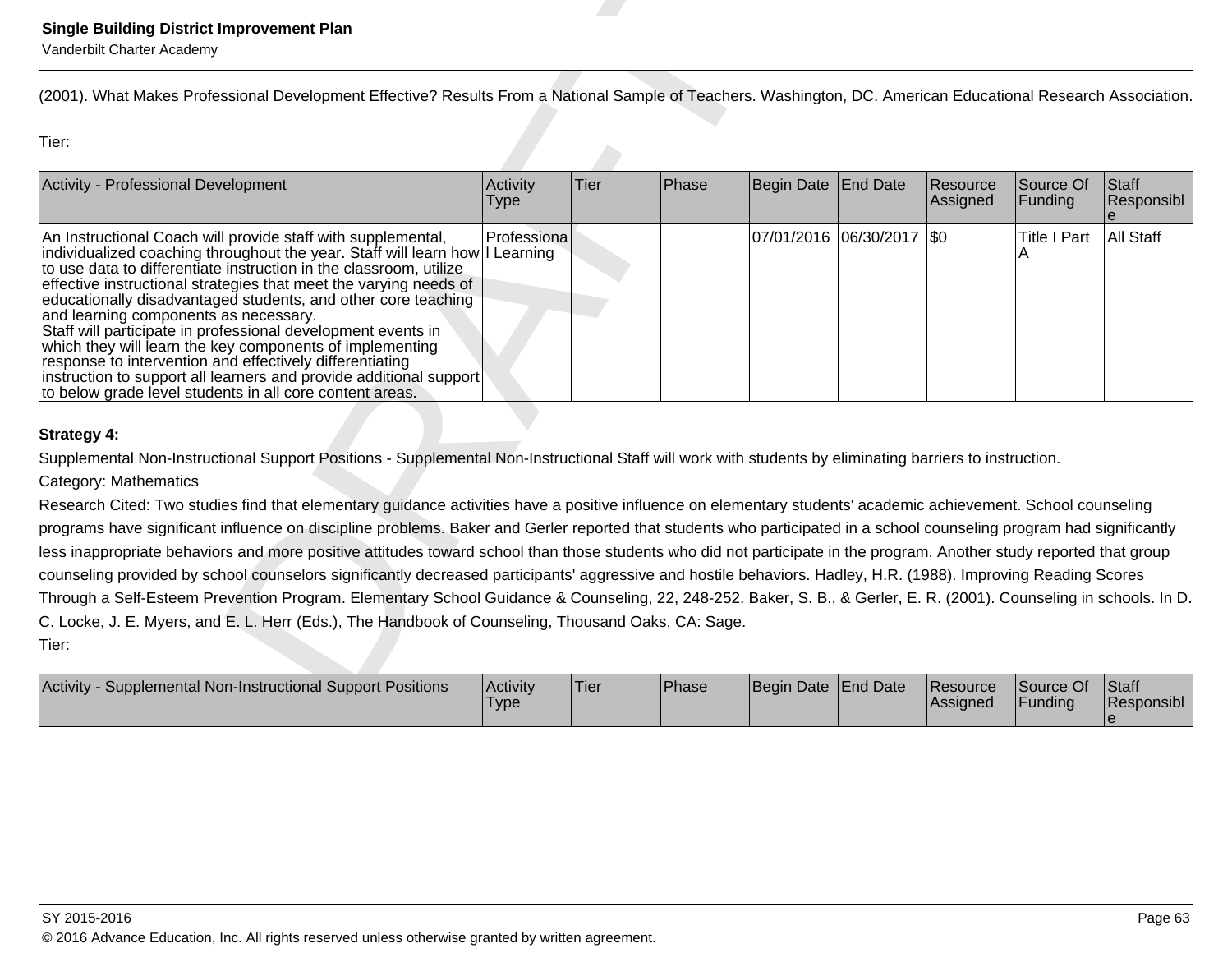(2001). What Makes Professional Development Effective? Results From a National Sample of Teachers. Washington, DC. American Educational Research Association.

Tier:

| Activity - Professional Development | Activity Type | Tier | Phase | Begin Date | End Date | Resource Assigned | Source Of Funding | Staff Responsible |
|---|---|---|---|---|---|---|---|---|
| An Instructional Coach will provide staff with supplemental, individualized coaching throughout the year. Staff will learn how to use data to differentiate instruction in the classroom, utilize effective instructional strategies that meet the varying needs of educationally disadvantaged students, and other core teaching and learning components as necessary. Staff will participate in professional development events in which they will learn the key components of implementing response to intervention and effectively differentiating instruction to support all learners and provide additional support to below grade level students in all core content areas. | Professional Learning | | | 07/01/2016 | 06/30/2017 | $0 | Title I Part A | All Staff |

**Strategy 4:**

Supplemental Non-Instructional Support Positions - Supplemental Non-Instructional Staff will work with students by eliminating barriers to instruction.

Category: Mathematics

Research Cited: Two studies find that elementary guidance activities have a positive influence on elementary students' academic achievement. School counseling programs have significant influence on discipline problems. Baker and Gerler reported that students who participated in a school counseling program had significantly less inappropriate behaviors and more positive attitudes toward school than those students who did not participate in the program. Another study reported that group counseling provided by school counselors significantly decreased participants' aggressive and hostile behaviors. Hadley, H.R. (1988). Improving Reading Scores Through a Self-Esteem Prevention Program. Elementary School Guidance & Counseling, 22, 248-252. Baker, S. B., & Gerler, E. R. (2001). Counseling in schools. In D. C. Locke, J. E. Myers, and E. L. Herr (Eds.), The Handbook of Counseling, Thousand Oaks, CA: Sage.

Tier:

| Activity - Supplemental Non-Instructional Support Positions | Activity Type | Tier | Phase | Begin Date | End Date | Resource Assigned | Source Of Funding | Staff Responsible |
|---|---|---|---|---|---|---|---|---|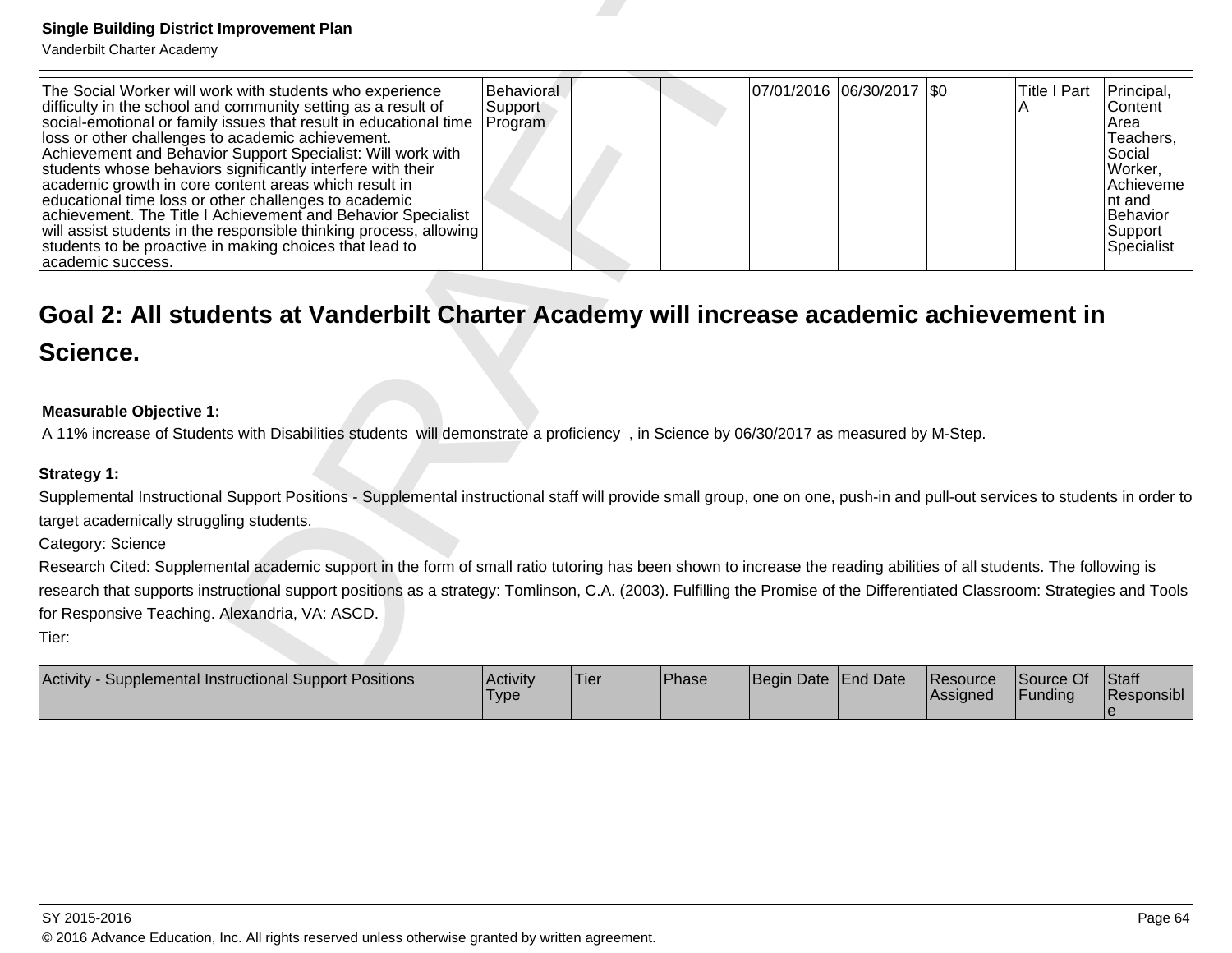| The Social Worker will work with students who experience difficulty in the school and community setting as a result of social-emotional or family issues that result in educational time loss or other challenges to academic achievement. Achievement and Behavior Support Specialist: Will work with students whose behaviors significantly interfere with their academic growth in core content areas which result in educational time loss or other challenges to academic achievement. The Title I Achievement and Behavior Specialist will assist students in the responsible thinking process, allowing students to be proactive in making choices that lead to academic success. | Behavioral Support Program | | | 07/01/2016 | 06/30/2017 | $0 | Title I Part A | Principal, Content Area Teachers, Social Worker, Achievement and Behavior Support Specialist |
|---|---|---|---|---|---|---|---|---|

## Goal 2: All students at Vanderbilt Charter Academy will increase academic achievement in Science.

**Measurable Objective 1:**

A 11% increase of Students with Disabilities students will demonstrate a proficiency , in Science by 06/30/2017 as measured by M-Step.

**Strategy 1:**

Supplemental Instructional Support Positions - Supplemental instructional staff will provide small group, one on one, push-in and pull-out services to students in order to target academically struggling students.

Category: Science

Research Cited: Supplemental academic support in the form of small ratio tutoring has been shown to increase the reading abilities of all students. The following is research that supports instructional support positions as a strategy: Tomlinson, C.A. (2003). Fulfilling the Promise of the Differentiated Classroom: Strategies and Tools for Responsive Teaching. Alexandria, VA: ASCD.

Tier:

| Activity - Supplemental Instructional Support Positions | Activity Type | Tier | Phase | Begin Date | End Date | Resource Assigned | Source Of Funding | Staff Responsible |
|---|---|---|---|---|---|---|---|---|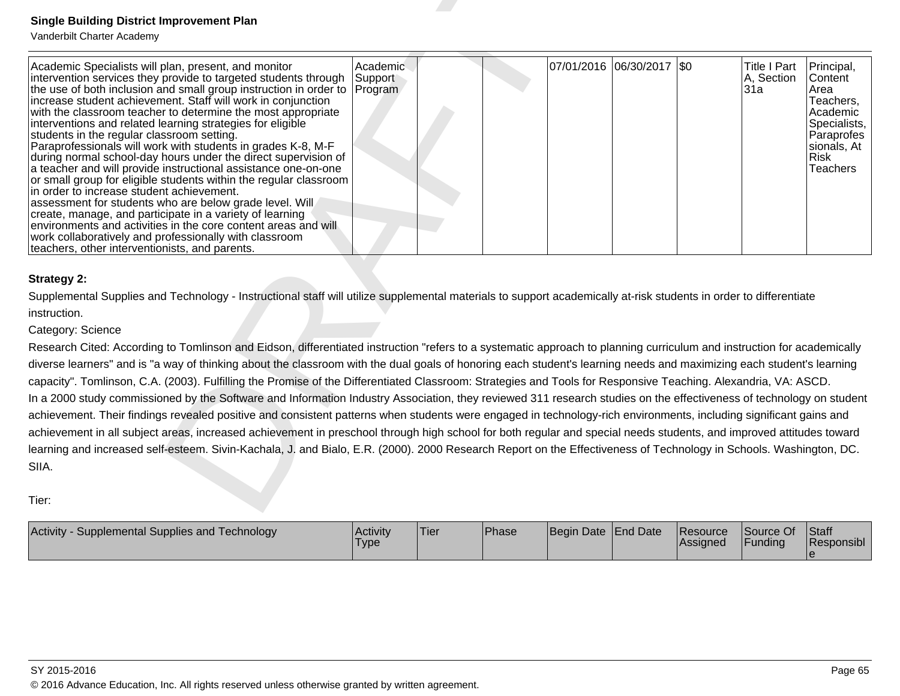| Academic Specialists will plan, present, and monitor intervention services they provide to targeted students through the use of both inclusion and small group instruction in order to increase student achievement. Staff will work in conjunction with the classroom teacher to determine the most appropriate interventions and related learning strategies for eligible students in the regular classroom setting.<br>Paraprofessionals will work with students in grades K-8, M-F during normal school-day hours under the direct supervision of a teacher and will provide instructional assistance one-on-one or small group for eligible students within the regular classroom in order to increase student achievement.<br>assessment for students who are below grade level. Will create, manage, and participate in a variety of learning environments and activities in the core content areas and will work collaboratively and professionally with classroom teachers, other interventionists, and parents. | Academic Support Program | | | 07/01/2016 | 06/30/2017 | $0 | Title I Part A, Section 31a | Principal, Content Area Teachers, Academic Specialists, Paraprofessionals, At Risk Teachers |
|---|---|---|---|---|---|---|---|---|

**Strategy 2:**

Supplemental Supplies and Technology - Instructional staff will utilize supplemental materials to support academically at-risk students in order to differentiate instruction.

Category: Science

Research Cited: According to Tomlinson and Eidson, differentiated instruction "refers to a systematic approach to planning curriculum and instruction for academically diverse learners" and is "a way of thinking about the classroom with the dual goals of honoring each student's learning needs and maximizing each student's learning capacity". Tomlinson, C.A. (2003). Fulfilling the Promise of the Differentiated Classroom: Strategies and Tools for Responsive Teaching. Alexandria, VA: ASCD.
In a 2000 study commissioned by the Software and Information Industry Association, they reviewed 311 research studies on the effectiveness of technology on student achievement. Their findings revealed positive and consistent patterns when students were engaged in technology-rich environments, including significant gains and achievement in all subject areas, increased achievement in preschool through high school for both regular and special needs students, and improved attitudes toward learning and increased self-esteem. Sivin-Kachala, J. and Bialo, E.R. (2000). 2000 Research Report on the Effectiveness of Technology in Schools. Washington, DC. SIIA.

Tier:

| Activity - Supplemental Supplies and Technology | Activity Type | Tier | Phase | Begin Date | End Date | Resource Assigned | Source Of Funding | Staff Responsible |
|---|---|---|---|---|---|---|---|---|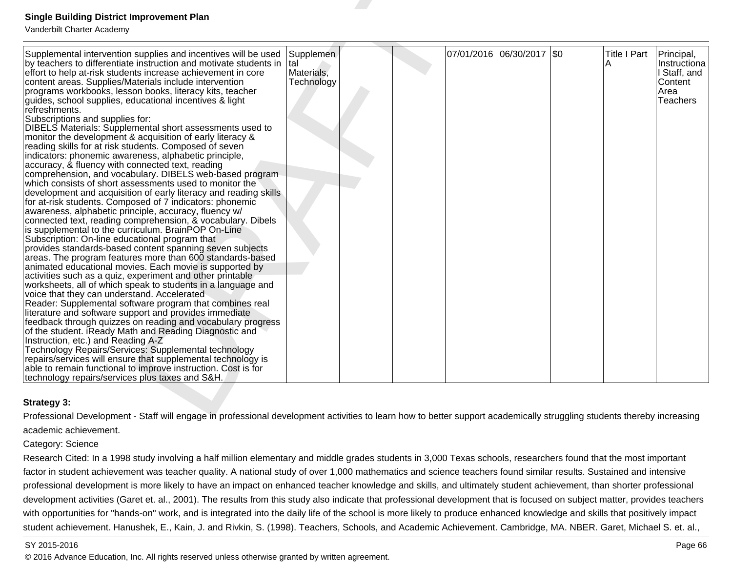| | | | | | | | | |
|---|---|---|---|---|---|---|---|---|
| Supplemental intervention supplies and incentives will be used by teachers to differentiate instruction and motivate students in effort to help at-risk students increase achievement in core content areas. Supplies/Materials include intervention programs workbooks, lesson books, literacy kits, teacher guides, school supplies, educational incentives & light refreshments.<br>Subscriptions and supplies for:<br>DIBELS Materials: Supplemental short assessments used to monitor the development & acquisition of early literacy & reading skills for at risk students. Composed of seven indicators: phonemic awareness, alphabetic principle, accuracy, & fluency with connected text, reading comprehension, and vocabulary. DIBELS web-based program which consists of short assessments used to monitor the development and acquisition of early literacy and reading skills for at-risk students. Composed of 7 indicators: phonemic awareness, alphabetic principle, accuracy, fluency w/ connected text, reading comprehension, & vocabulary. Dibels is supplemental to the curriculum. BrainPOP On-Line Subscription: On-line educational program that provides standards-based content spanning seven subjects areas. The program features more than 600 standards-based animated educational movies. Each movie is supported by activities such as a quiz, experiment and other printable worksheets, all of which speak to students in a language and voice that they can understand. Accelerated Reader: Supplemental software program that combines real literature and software support and provides immediate feedback through quizzes on reading and vocabulary progress of the student. iReady Math and Reading Diagnostic and Instruction, etc.) and Reading A-Z<br>Technology Repairs/Services: Supplemental technology repairs/services will ensure that supplemental technology is able to remain functional to improve instruction. Cost is for technology repairs/services plus taxes and S&H. | Supplemental Materials, Technology | | | 07/01/2016 | 06/30/2017 | $0 | Title I Part A | Principal, Instructional Staff, and Content Area Teachers |

**Strategy 3:**

Professional Development - Staff will engage in professional development activities to learn how to better support academically struggling students thereby increasing academic achievement.

Category: Science

Research Cited: In a 1998 study involving a half million elementary and middle grades students in 3,000 Texas schools, researchers found that the most important factor in student achievement was teacher quality. A national study of over 1,000 mathematics and science teachers found similar results. Sustained and intensive professional development is more likely to have an impact on enhanced teacher knowledge and skills, and ultimately student achievement, than shorter professional development activities (Garet et. al., 2001). The results from this study also indicate that professional development that is focused on subject matter, provides teachers with opportunities for "hands-on" work, and is integrated into the daily life of the school is more likely to produce enhanced knowledge and skills that positively impact student achievement. Hanushek, E., Kain, J. and Rivkin, S. (1998). Teachers, Schools, and Academic Achievement. Cambridge, MA. NBER. Garet, Michael S. et. al.,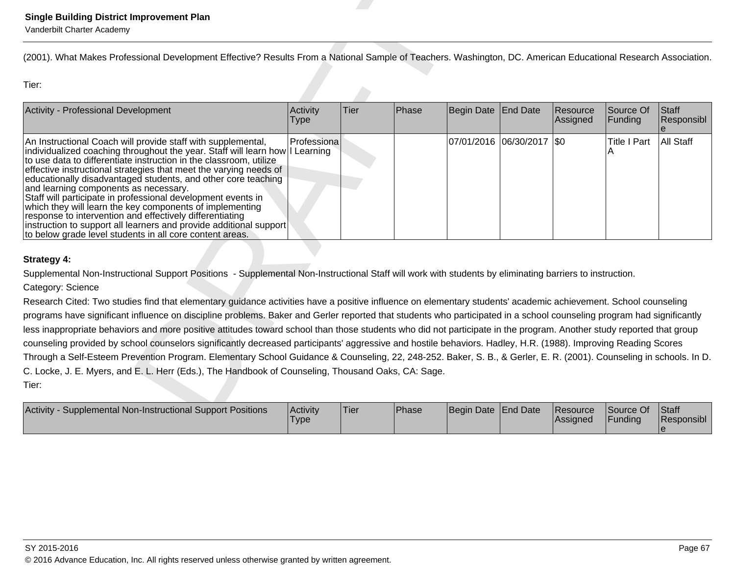(2001). What Makes Professional Development Effective? Results From a National Sample of Teachers. Washington, DC. American Educational Research Association.

Tier:

| Activity - Professional Development | Activity Type | Tier | Phase | Begin Date | End Date | Resource Assigned | Source Of Funding | Staff Responsible |
|---|---|---|---|---|---|---|---|---|
| An Instructional Coach will provide staff with supplemental, individualized coaching throughout the year. Staff will learn how to use data to differentiate instruction in the classroom, utilize effective instructional strategies that meet the varying needs of educationally disadvantaged students, and other core teaching and learning components as necessary. Staff will participate in professional development events in which they will learn the key components of implementing response to intervention and effectively differentiating instruction to support all learners and provide additional support to below grade level students in all core content areas. | Professional Learning | | | 07/01/2016 | 06/30/2017 | $0 | Title I Part A | All Staff |

**Strategy 4:**

Supplemental Non-Instructional Support Positions - Supplemental Non-Instructional Staff will work with students by eliminating barriers to instruction.

Category: Science

Research Cited: Two studies find that elementary guidance activities have a positive influence on elementary students' academic achievement. School counseling programs have significant influence on discipline problems. Baker and Gerler reported that students who participated in a school counseling program had significantly less inappropriate behaviors and more positive attitudes toward school than those students who did not participate in the program. Another study reported that group counseling provided by school counselors significantly decreased participants' aggressive and hostile behaviors. Hadley, H.R. (1988). Improving Reading Scores Through a Self-Esteem Prevention Program. Elementary School Guidance & Counseling, 22, 248-252. Baker, S. B., & Gerler, E. R. (2001). Counseling in schools. In D. C. Locke, J. E. Myers, and E. L. Herr (Eds.), The Handbook of Counseling, Thousand Oaks, CA: Sage.

Tier:

| Activity - Supplemental Non-Instructional Support Positions | Activity Type | Tier | Phase | Begin Date | End Date | Resource Assigned | Source Of Funding | Staff Responsible |
|---|---|---|---|---|---|---|---|---|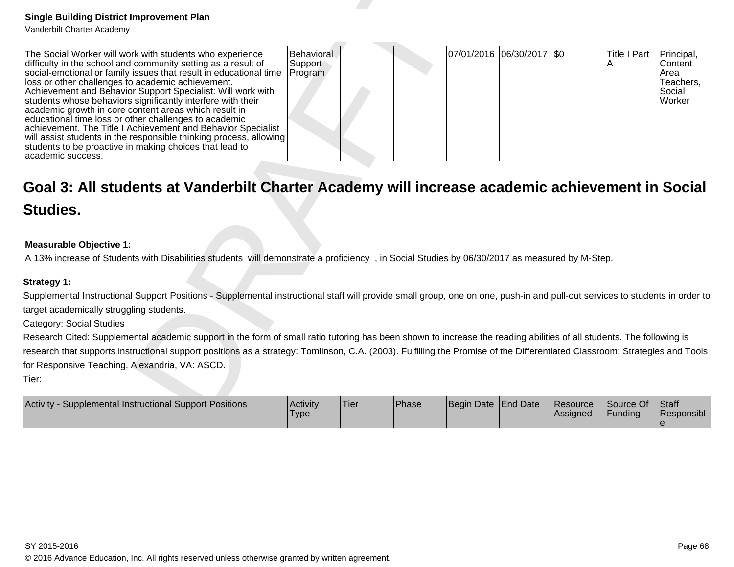| The Social Worker will work with students who experience difficulty in the school and community setting as a result of social-emotional or family issues that result in educational time loss or other challenges to academic achievement. Achievement and Behavior Support Specialist: Will work with students whose behaviors significantly interfere with their academic growth in core content areas which result in educational time loss or other challenges to academic achievement. The Title I Achievement and Behavior Specialist will assist students in the responsible thinking process, allowing students to be proactive in making choices that lead to academic success. | Behavioral Support Program | | | 07/01/2016 | 06/30/2017 | $0 | Title I Part A | Principal, Content Area Teachers, Social Worker |
|---|---|---|---|---|---|---|---|---|

## Goal 3: All students at Vanderbilt Charter Academy will increase academic achievement in Social Studies.

**Measurable Objective 1:**

A 13% increase of Students with Disabilities students will demonstrate a proficiency , in Social Studies by 06/30/2017 as measured by M-Step.

**Strategy 1:**

Supplemental Instructional Support Positions - Supplemental instructional staff will provide small group, one on one, push-in and pull-out services to students in order to target academically struggling students.

Category: Social Studies

Research Cited: Supplemental academic support in the form of small ratio tutoring has been shown to increase the reading abilities of all students. The following is research that supports instructional support positions as a strategy: Tomlinson, C.A. (2003). Fulfilling the Promise of the Differentiated Classroom: Strategies and Tools for Responsive Teaching. Alexandria, VA: ASCD.

Tier:

| Activity - Supplemental Instructional Support Positions | Activity Type | Tier | Phase | Begin Date | End Date | Resource Assigned | Source Of Funding | Staff Responsible |
|---|---|---|---|---|---|---|---|---|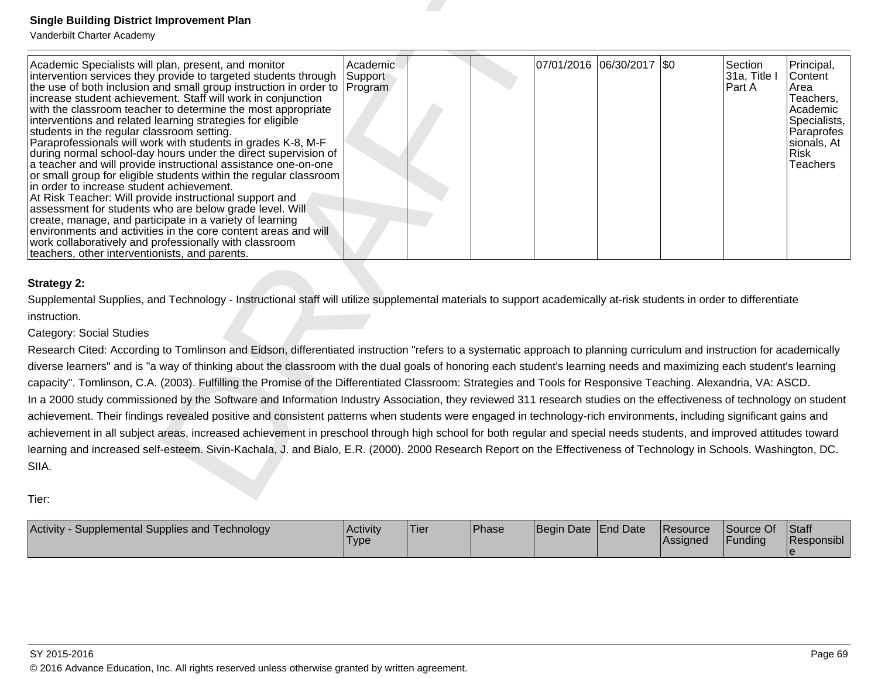| Academic Specialists will plan, present, and monitor intervention services they provide to targeted students through the use of both inclusion and small group instruction in order to increase student achievement. Staff will work in conjunction with the classroom teacher to determine the most appropriate interventions and related learning strategies for eligible students in the regular classroom setting.<br>Paraprofessionals will work with students in grades K-8, M-F during normal school-day hours under the direct supervision of a teacher and will provide instructional assistance one-on-one or small group for eligible students within the regular classroom in order to increase student achievement.<br>At Risk Teacher: Will provide instructional support and assessment for students who are below grade level. Will create, manage, and participate in a variety of learning environments and activities in the core content areas and will work collaboratively and professionally with classroom teachers, other interventionists, and parents. | Academic Support Program | | | 07/01/2016 | 06/30/2017 | $0 | Section 31a, Title I Part A | Principal, Content Area Teachers, Academic Specialists, Paraprofessionals, At Risk Teachers |
|---|---|---|---|---|---|---|---|---|

**Strategy 2:**

Supplemental Supplies, and Technology - Instructional staff will utilize supplemental materials to support academically at-risk students in order to differentiate instruction.

Category: Social Studies

Research Cited: According to Tomlinson and Eidson, differentiated instruction "refers to a systematic approach to planning curriculum and instruction for academically diverse learners" and is "a way of thinking about the classroom with the dual goals of honoring each student's learning needs and maximizing each student's learning capacity". Tomlinson, C.A. (2003). Fulfilling the Promise of the Differentiated Classroom: Strategies and Tools for Responsive Teaching. Alexandria, VA: ASCD.

In a 2000 study commissioned by the Software and Information Industry Association, they reviewed 311 research studies on the effectiveness of technology on student achievement. Their findings revealed positive and consistent patterns when students were engaged in technology-rich environments, including significant gains and achievement in all subject areas, increased achievement in preschool through high school for both regular and special needs students, and improved attitudes toward learning and increased self-esteem. Sivin-Kachala, J. and Bialo, E.R. (2000). 2000 Research Report on the Effectiveness of Technology in Schools. Washington, DC. SIIA.

Tier:

| Activity - Supplemental Supplies and Technology | Activity Type | Tier | Phase | Begin Date | End Date | Resource Assigned | Source Of Funding | Staff Responsible |
|---|---|---|---|---|---|---|---|---|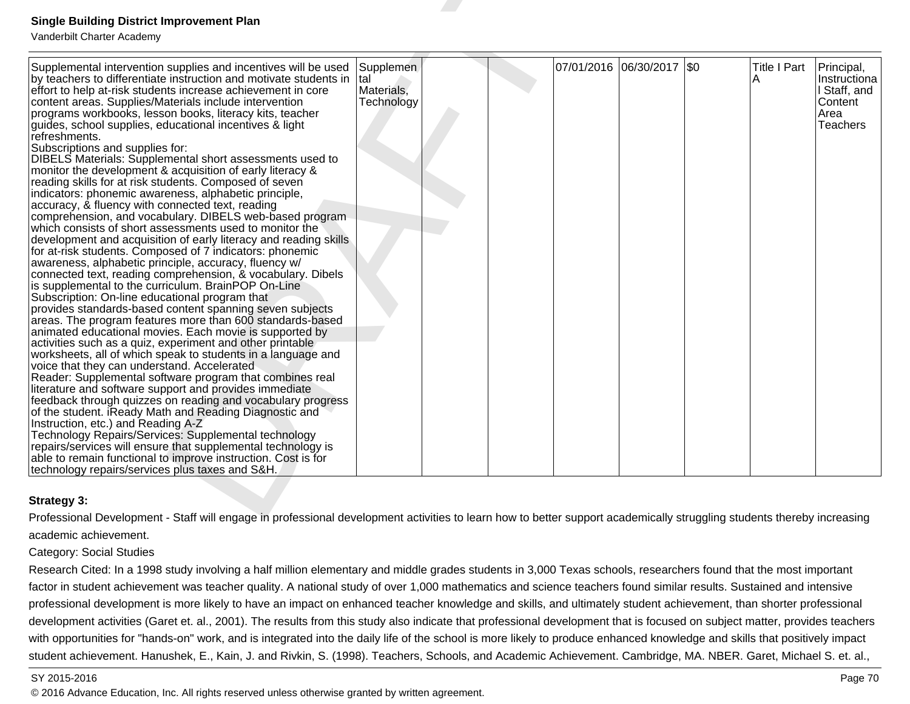| | | | | | | | | |
|---|---|---|---|---|---|---|---|---|
| Supplemental intervention supplies and incentives will be used by teachers to differentiate instruction and motivate students in effort to help at-risk students increase achievement in core content areas. Supplies/Materials include intervention programs workbooks, lesson books, literacy kits, teacher guides, school supplies, educational incentives & light refreshments.<br>Subscriptions and supplies for:<br>DIBELS Materials: Supplemental short assessments used to monitor the development & acquisition of early literacy & reading skills for at risk students. Composed of seven indicators: phonemic awareness, alphabetic principle, accuracy, & fluency with connected text, reading comprehension, and vocabulary. DIBELS web-based program which consists of short assessments used to monitor the development and acquisition of early literacy and reading skills for at-risk students. Composed of 7 indicators: phonemic awareness, alphabetic principle, accuracy, fluency w/ connected text, reading comprehension, & vocabulary. Dibels is supplemental to the curriculum. BrainPOP On-Line Subscription: On-line educational program that provides standards-based content spanning seven subjects areas. The program features more than 600 standards-based animated educational movies. Each movie is supported by activities such as a quiz, experiment and other printable worksheets, all of which speak to students in a language and voice that they can understand. Accelerated Reader: Supplemental software program that combines real literature and software support and provides immediate feedback through quizzes on reading and vocabulary progress of the student. iReady Math and Reading Diagnostic and Instruction, etc.) and Reading A-Z<br>Technology Repairs/Services: Supplemental technology repairs/services will ensure that supplemental technology is able to remain functional to improve instruction. Cost is for technology repairs/services plus taxes and S&H. | Supplemental Materials, Technology | | | 07/01/2016 | 06/30/2017 | $0 | Title I Part A | Principal, Instructional Staff, and Content Area Teachers |

**Strategy 3:**

Professional Development - Staff will engage in professional development activities to learn how to better support academically struggling students thereby increasing academic achievement.

Category: Social Studies

Research Cited: In a 1998 study involving a half million elementary and middle grades students in 3,000 Texas schools, researchers found that the most important factor in student achievement was teacher quality. A national study of over 1,000 mathematics and science teachers found similar results. Sustained and intensive professional development is more likely to have an impact on enhanced teacher knowledge and skills, and ultimately student achievement, than shorter professional development activities (Garet et. al., 2001). The results from this study also indicate that professional development that is focused on subject matter, provides teachers with opportunities for "hands-on" work, and is integrated into the daily life of the school is more likely to produce enhanced knowledge and skills that positively impact student achievement. Hanushek, E., Kain, J. and Rivkin, S. (1998). Teachers, Schools, and Academic Achievement. Cambridge, MA. NBER. Garet, Michael S. et. al.,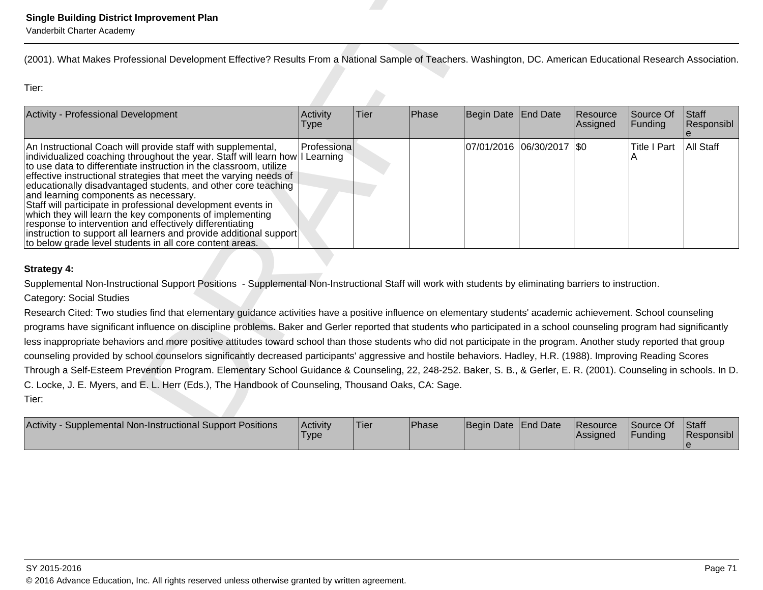(2001). What Makes Professional Development Effective? Results From a National Sample of Teachers. Washington, DC. American Educational Research Association.

Tier:

| Activity - Professional Development | Activity Type | Tier | Phase | Begin Date | End Date | Resource Assigned | Source Of Funding | Staff Responsible |
|---|---|---|---|---|---|---|---|---|
| An Instructional Coach will provide staff with supplemental, individualized coaching throughout the year. Staff will learn how to use data to differentiate instruction in the classroom, utilize effective instructional strategies that meet the varying needs of educationally disadvantaged students, and other core teaching and learning components as necessary. Staff will participate in professional development events in which they will learn the key components of implementing response to intervention and effectively differentiating instruction to support all learners and provide additional support to below grade level students in all core content areas. | Professional Learning | | | 07/01/2016 | 06/30/2017 | $0 | Title I Part A | All Staff |

**Strategy 4:**

Supplemental Non-Instructional Support Positions - Supplemental Non-Instructional Staff will work with students by eliminating barriers to instruction.

Category: Social Studies

Research Cited: Two studies find that elementary guidance activities have a positive influence on elementary students' academic achievement. School counseling programs have significant influence on discipline problems. Baker and Gerler reported that students who participated in a school counseling program had significantly less inappropriate behaviors and more positive attitudes toward school than those students who did not participate in the program. Another study reported that group counseling provided by school counselors significantly decreased participants' aggressive and hostile behaviors. Hadley, H.R. (1988). Improving Reading Scores Through a Self-Esteem Prevention Program. Elementary School Guidance & Counseling, 22, 248-252. Baker, S. B., & Gerler, E. R. (2001). Counseling in schools. In D. C. Locke, J. E. Myers, and E. L. Herr (Eds.), The Handbook of Counseling, Thousand Oaks, CA: Sage.

Tier:

| Activity - Supplemental Non-Instructional Support Positions | Activity Type | Tier | Phase | Begin Date | End Date | Resource Assigned | Source Of Funding | Staff Responsible |
|---|---|---|---|---|---|---|---|---|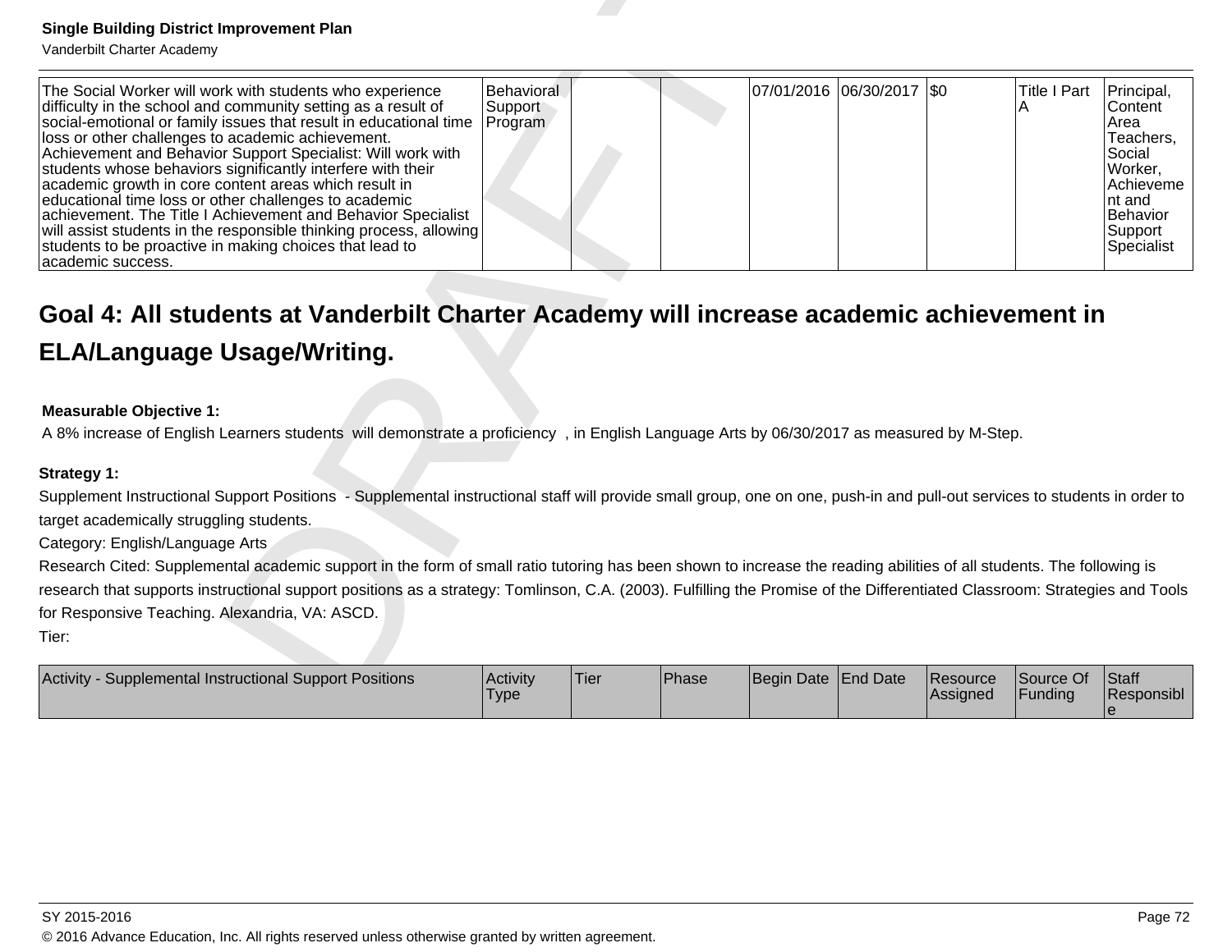| The Social Worker will work with students who experience difficulty in the school and community setting as a result of social-emotional or family issues that result in educational time loss or other challenges to academic achievement. Achievement and Behavior Support Specialist: Will work with students whose behaviors significantly interfere with their academic growth in core content areas which result in educational time loss or other challenges to academic achievement. The Title I Achievement and Behavior Specialist will assist students in the responsible thinking process, allowing students to be proactive in making choices that lead to academic success. | Behavioral Support Program | | | 07/01/2016 | 06/30/2017 | $0 | Title I Part A | Principal, Content Area Teachers, Social Worker, Achievement and Behavior Support Specialist |
|---|---|---|---|---|---|---|---|---|

## Goal 4: All students at Vanderbilt Charter Academy will increase academic achievement in ELA/Language Usage/Writing.

**Measurable Objective 1:**

A 8% increase of English Learners students will demonstrate a proficiency , in English Language Arts by 06/30/2017 as measured by M-Step.

**Strategy 1:**

Supplement Instructional Support Positions - Supplemental instructional staff will provide small group, one on one, push-in and pull-out services to students in order to target academically struggling students.

Category: English/Language Arts

Research Cited: Supplemental academic support in the form of small ratio tutoring has been shown to increase the reading abilities of all students. The following is research that supports instructional support positions as a strategy: Tomlinson, C.A. (2003). Fulfilling the Promise of the Differentiated Classroom: Strategies and Tools for Responsive Teaching. Alexandria, VA: ASCD.

Tier:

| Activity - Supplemental Instructional Support Positions | Activity Type | Tier | Phase | Begin Date | End Date | Resource Assigned | Source Of Funding | Staff Responsible |
|---|---|---|---|---|---|---|---|---|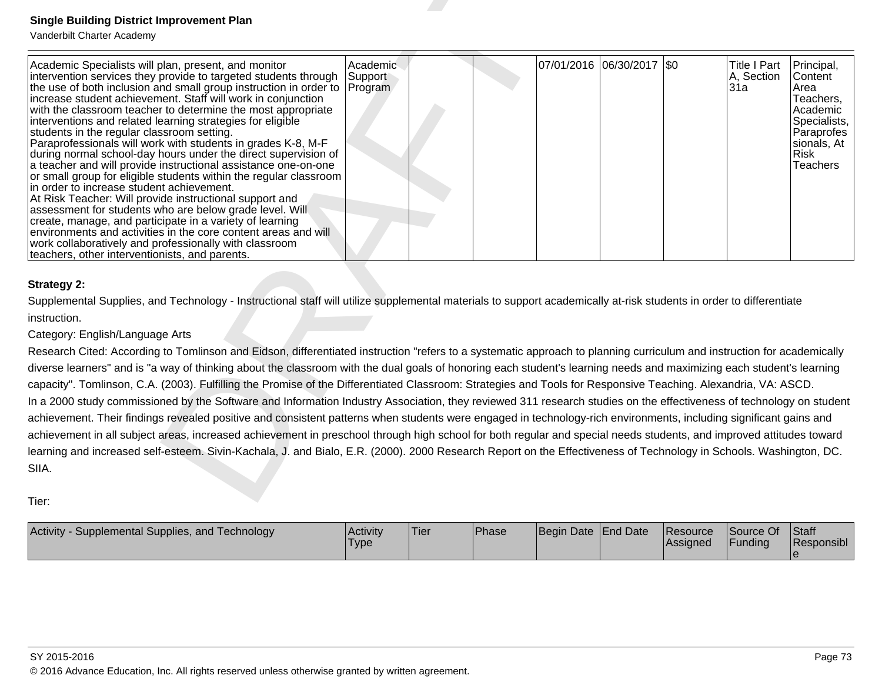| Academic Specialists will plan, present, and monitor intervention services they provide to targeted students through the use of both inclusion and small group instruction in order to increase student achievement. Staff will work in conjunction with the classroom teacher to determine the most appropriate interventions and related learning strategies for eligible students in the regular classroom setting.<br>Paraprofessionals will work with students in grades K-8, M-F during normal school-day hours under the direct supervision of a teacher and will provide instructional assistance one-on-one or small group for eligible students within the regular classroom in order to increase student achievement.<br>At Risk Teacher: Will provide instructional support and assessment for students who are below grade level. Will create, manage, and participate in a variety of learning environments and activities in the core content areas and will work collaboratively and professionally with classroom teachers, other interventionists, and parents. | Academic Support Program | | | 07/01/2016 | 06/30/2017 | $0 | Title I Part A, Section 31a | Principal, Content Area Teachers, Academic Specialists, Paraprofessionals, At Risk Teachers |
|---|---|---|---|---|---|---|---|---|

**Strategy 2:**

Supplemental Supplies, and Technology - Instructional staff will utilize supplemental materials to support academically at-risk students in order to differentiate instruction.

Category: English/Language Arts

Research Cited: According to Tomlinson and Eidson, differentiated instruction "refers to a systematic approach to planning curriculum and instruction for academically diverse learners" and is "a way of thinking about the classroom with the dual goals of honoring each student's learning needs and maximizing each student's learning capacity". Tomlinson, C.A. (2003). Fulfilling the Promise of the Differentiated Classroom: Strategies and Tools for Responsive Teaching. Alexandria, VA: ASCD.

In a 2000 study commissioned by the Software and Information Industry Association, they reviewed 311 research studies on the effectiveness of technology on student achievement. Their findings revealed positive and consistent patterns when students were engaged in technology-rich environments, including significant gains and achievement in all subject areas, increased achievement in preschool through high school for both regular and special needs students, and improved attitudes toward learning and increased self-esteem. Sivin-Kachala, J. and Bialo, E.R. (2000). 2000 Research Report on the Effectiveness of Technology in Schools. Washington, DC. SIIA.

Tier:

| Activity - Supplemental Supplies, and Technology | Activity Type | Tier | Phase | Begin Date | End Date | Resource Assigned | Source Of Funding | Staff Responsible |
|---|---|---|---|---|---|---|---|---|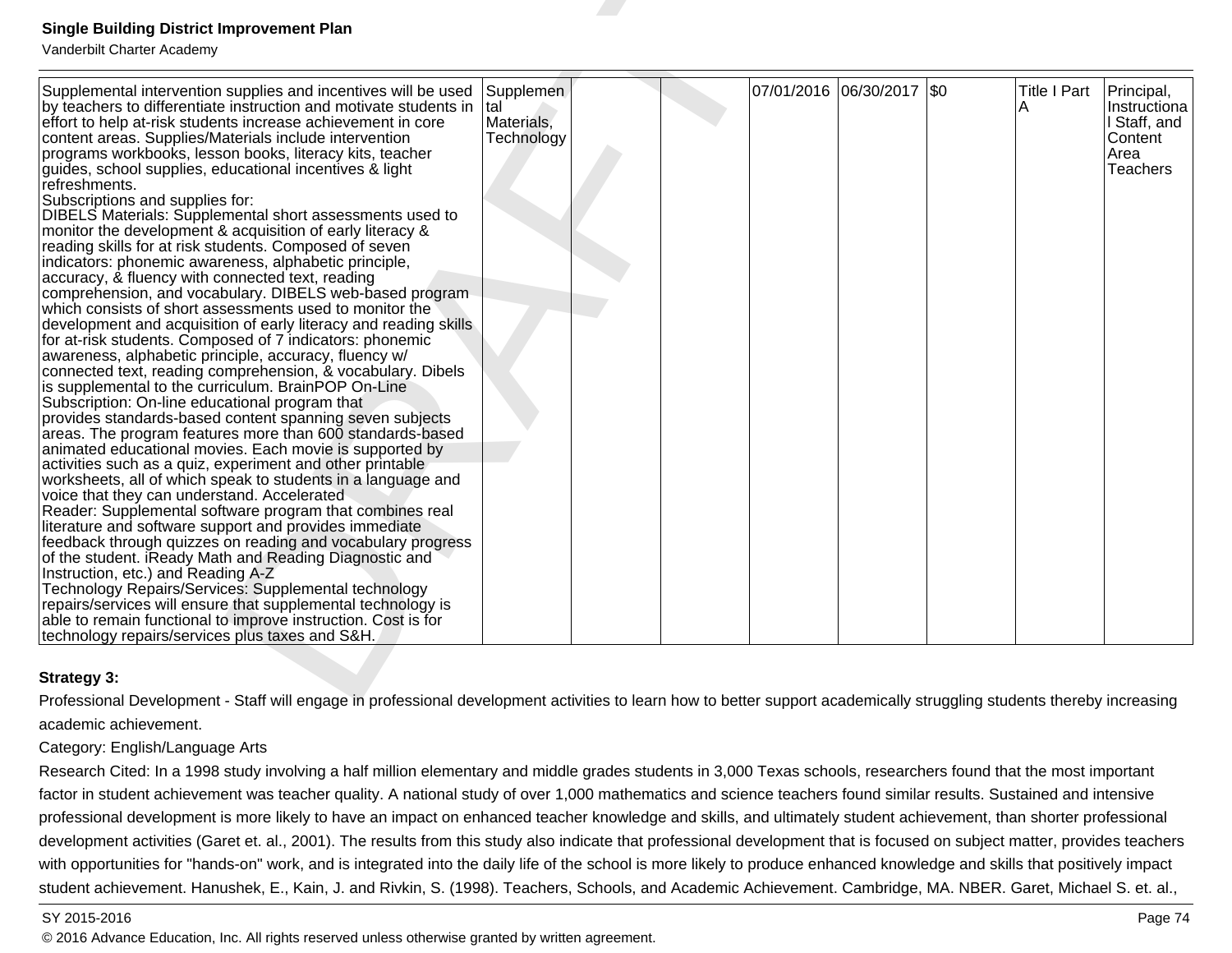| | | | | | | | | |
|---|---|---|---|---|---|---|---|---|
| Supplemental intervention supplies and incentives will be used by teachers to differentiate instruction and motivate students in effort to help at-risk students increase achievement in core content areas. Supplies/Materials include intervention programs workbooks, lesson books, literacy kits, teacher guides, school supplies, educational incentives & light refreshments.<br>Subscriptions and supplies for:<br>DIBELS Materials: Supplemental short assessments used to monitor the development & acquisition of early literacy & reading skills for at risk students. Composed of seven indicators: phonemic awareness, alphabetic principle, accuracy, & fluency with connected text, reading comprehension, and vocabulary. DIBELS web-based program which consists of short assessments used to monitor the development and acquisition of early literacy and reading skills for at-risk students. Composed of 7 indicators: phonemic awareness, alphabetic principle, accuracy, fluency w/ connected text, reading comprehension, & vocabulary. Dibels is supplemental to the curriculum. BrainPOP On-Line Subscription: On-line educational program that provides standards-based content spanning seven subjects areas. The program features more than 600 standards-based animated educational movies. Each movie is supported by activities such as a quiz, experiment and other printable worksheets, all of which speak to students in a language and voice that they can understand. Accelerated Reader: Supplemental software program that combines real literature and software support and provides immediate feedback through quizzes on reading and vocabulary progress of the student. iReady Math and Reading Diagnostic and Instruction, etc.) and Reading A-Z<br>Technology Repairs/Services: Supplemental technology repairs/services will ensure that supplemental technology is able to remain functional to improve instruction. Cost is for technology repairs/services plus taxes and S&H. | Supplemental Materials, Technology | | | 07/01/2016 | 06/30/2017 | $0 | Title I Part A | Principal, Instructional Staff, and Content Area Teachers |

**Strategy 3:**

Professional Development - Staff will engage in professional development activities to learn how to better support academically struggling students thereby increasing academic achievement.

Category: English/Language Arts

Research Cited: In a 1998 study involving a half million elementary and middle grades students in 3,000 Texas schools, researchers found that the most important factor in student achievement was teacher quality. A national study of over 1,000 mathematics and science teachers found similar results. Sustained and intensive professional development is more likely to have an impact on enhanced teacher knowledge and skills, and ultimately student achievement, than shorter professional development activities (Garet et. al., 2001). The results from this study also indicate that professional development that is focused on subject matter, provides teachers with opportunities for "hands-on" work, and is integrated into the daily life of the school is more likely to produce enhanced knowledge and skills that positively impact student achievement. Hanushek, E., Kain, J. and Rivkin, S. (1998). Teachers, Schools, and Academic Achievement. Cambridge, MA. NBER. Garet, Michael S. et. al.,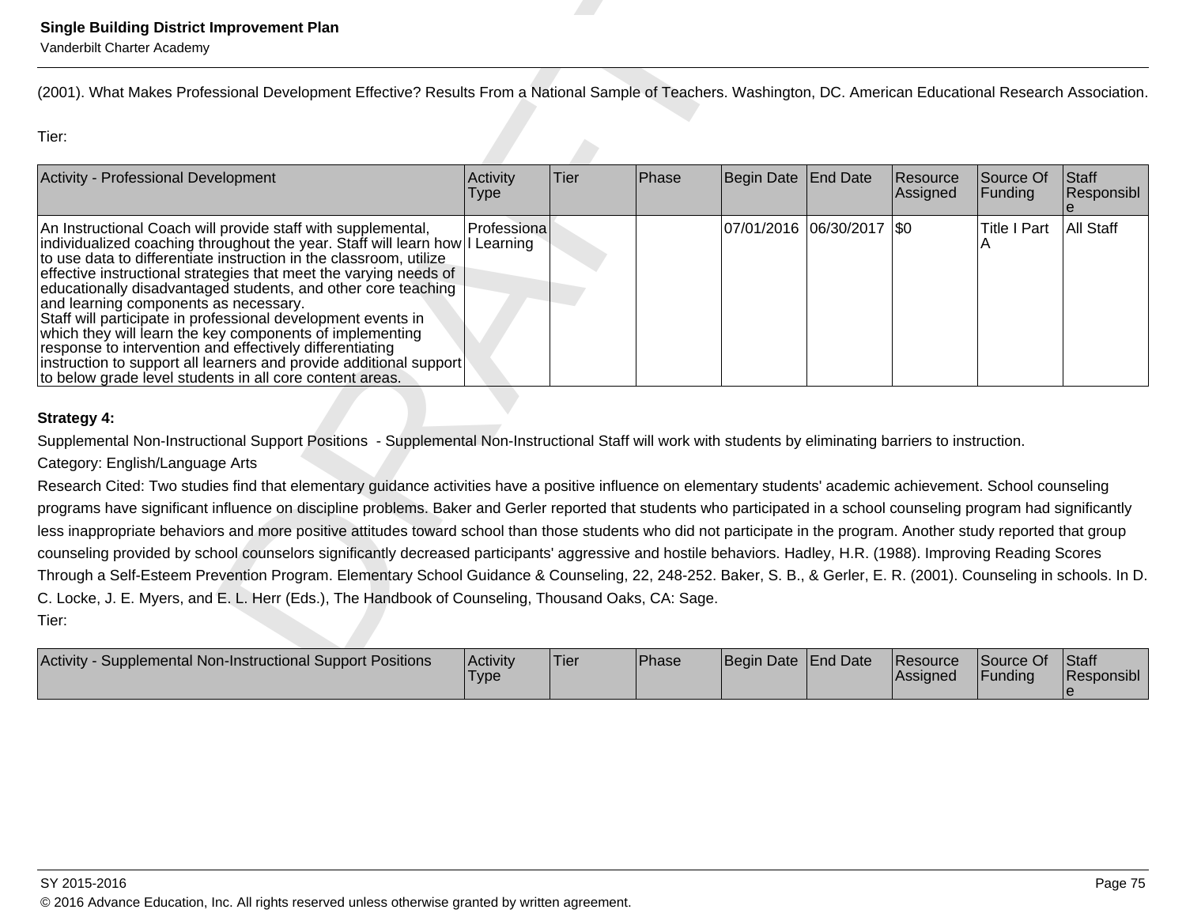(2001). What Makes Professional Development Effective? Results From a National Sample of Teachers. Washington, DC. American Educational Research Association.

Tier:

| Activity - Professional Development | Activity Type | Tier | Phase | Begin Date | End Date | Resource Assigned | Source Of Funding | Staff Responsible |
|---|---|---|---|---|---|---|---|---|
| An Instructional Coach will provide staff with supplemental, individualized coaching throughout the year. Staff will learn how to use data to differentiate instruction in the classroom, utilize effective instructional strategies that meet the varying needs of educationally disadvantaged students, and other core teaching and learning components as necessary. Staff will participate in professional development events in which they will learn the key components of implementing response to intervention and effectively differentiating instruction to support all learners and provide additional support to below grade level students in all core content areas. | Professional Learning | | | 07/01/2016 | 06/30/2017 | $0 | Title I Part A | All Staff |

**Strategy 4:**

Supplemental Non-Instructional Support Positions - Supplemental Non-Instructional Staff will work with students by eliminating barriers to instruction.

Category: English/Language Arts

Research Cited: Two studies find that elementary guidance activities have a positive influence on elementary students' academic achievement. School counseling programs have significant influence on discipline problems. Baker and Gerler reported that students who participated in a school counseling program had significantly less inappropriate behaviors and more positive attitudes toward school than those students who did not participate in the program. Another study reported that group counseling provided by school counselors significantly decreased participants' aggressive and hostile behaviors. Hadley, H.R. (1988). Improving Reading Scores Through a Self-Esteem Prevention Program. Elementary School Guidance & Counseling, 22, 248-252. Baker, S. B., & Gerler, E. R. (2001). Counseling in schools. In D. C. Locke, J. E. Myers, and E. L. Herr (Eds.), The Handbook of Counseling, Thousand Oaks, CA: Sage.

Tier:

| Activity - Supplemental Non-Instructional Support Positions | Activity Type | Tier | Phase | Begin Date | End Date | Resource Assigned | Source Of Funding | Staff Responsible |
|---|---|---|---|---|---|---|---|---|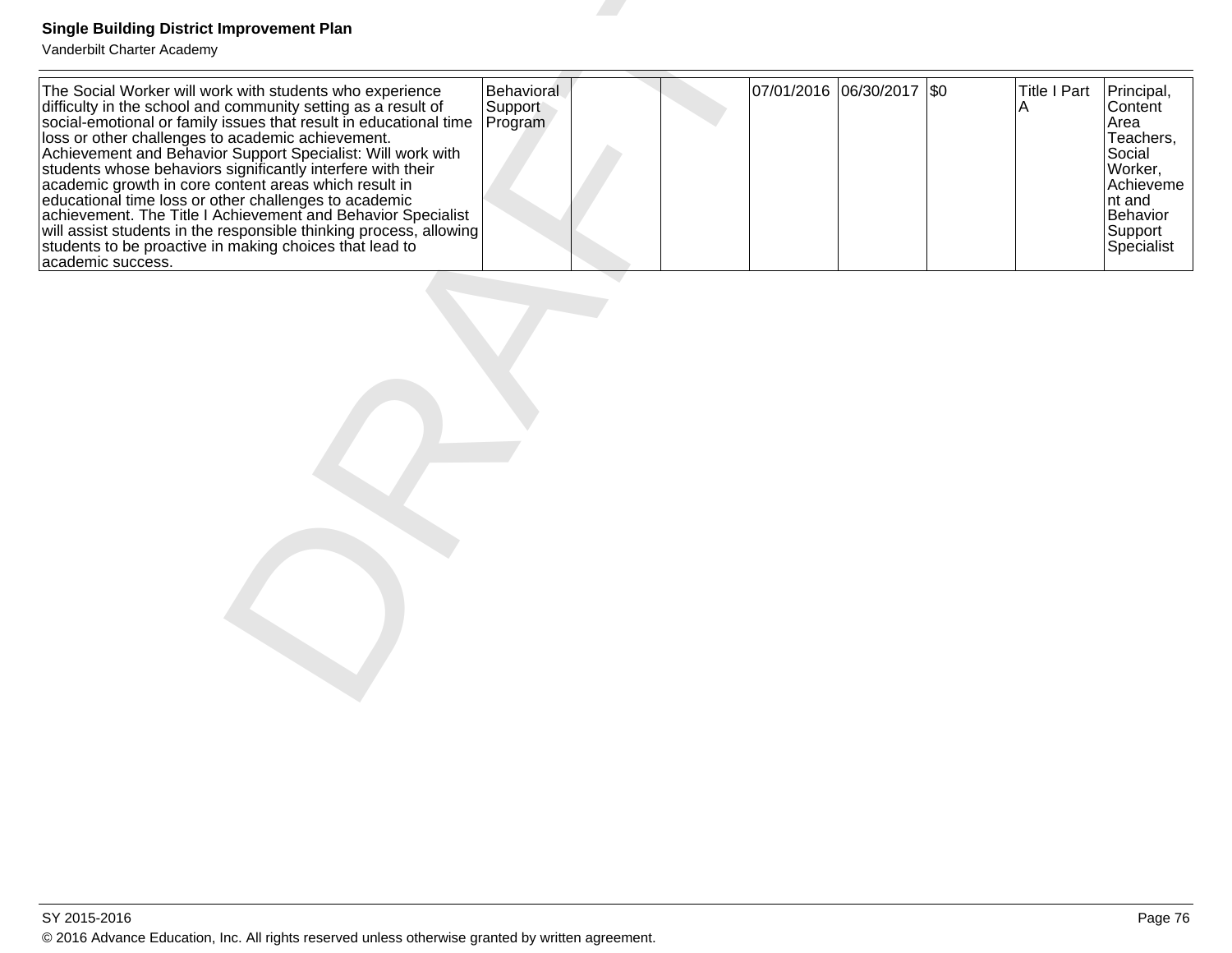| | | | | | | | | |
|---|---|---|---|---|---|---|---|---|
| The Social Worker will work with students who experience difficulty in the school and community setting as a result of social-emotional or family issues that result in educational time loss or other challenges to academic achievement. Achievement and Behavior Support Specialist: Will work with students whose behaviors significantly interfere with their academic growth in core content areas which result in educational time loss or other challenges to academic achievement. The Title I Achievement and Behavior Specialist will assist students in the responsible thinking process, allowing students to be proactive in making choices that lead to academic success. | Behavioral Support Program | | | 07/01/2016 | 06/30/2017 | $0 | Title I Part A | Principal, Content Area Teachers, Social Worker, Achievement and Behavior Support Specialist |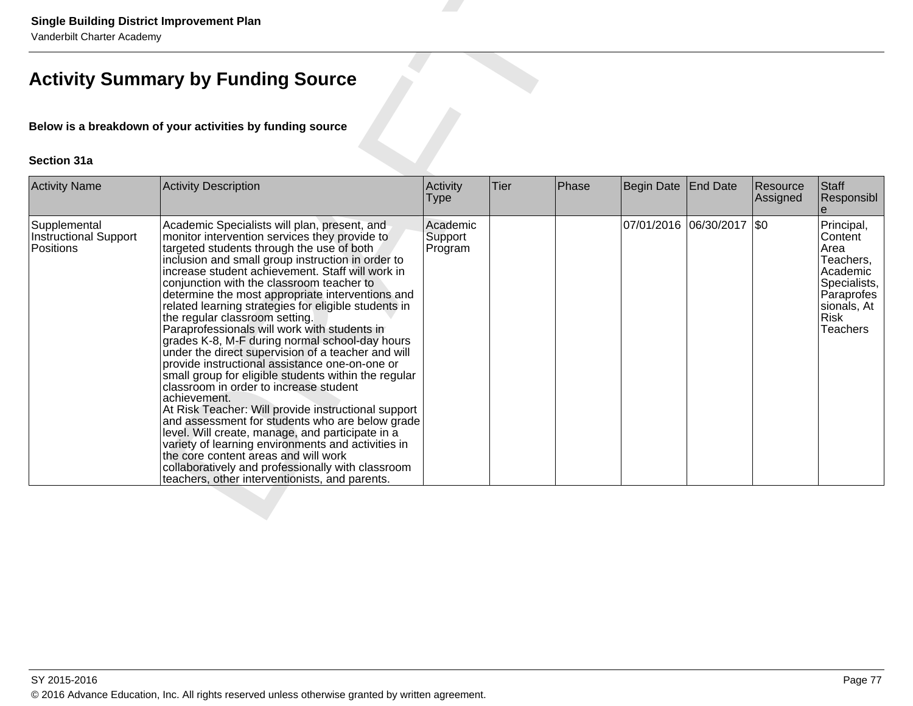# Activity Summary by Funding Source

**Below is a breakdown of your activities by funding source**

**Section 31a**

| Activity Name | Activity Description | Activity Type | Tier | Phase | Begin Date | End Date | Resource Assigned | Staff Responsible |
|---|---|---|---|---|---|---|---|---|
| Supplemental Instructional Support Positions | Academic Specialists will plan, present, and monitor intervention services they provide to targeted students through the use of both inclusion and small group instruction in order to increase student achievement. Staff will work in conjunction with the classroom teacher to determine the most appropriate interventions and related learning strategies for eligible students in the regular classroom setting. Paraprofessionals will work with students in grades K-8, M-F during normal school-day hours under the direct supervision of a teacher and will provide instructional assistance one-on-one or small group for eligible students within the regular classroom in order to increase student achievement. At Risk Teacher: Will provide instructional support and assessment for students who are below grade level. Will create, manage, and participate in a variety of learning environments and activities in the core content areas and will work collaboratively and professionally with classroom teachers, other interventionists, and parents. | Academic Support Program | | | 07/01/2016 | 06/30/2017 | $0 | Principal, Content Area Teachers, Academic Specialists, Paraprofessionals, At Risk Teachers |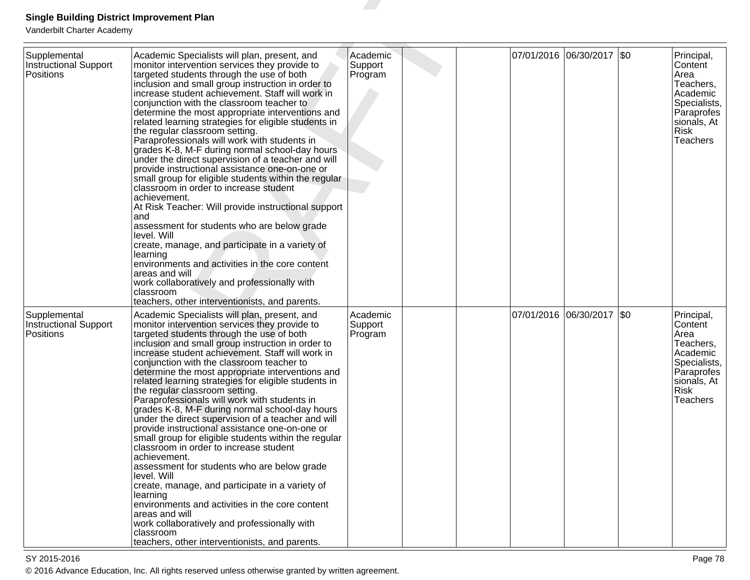| Supplemental Instructional Support Positions | Academic Specialists will plan, present, and monitor intervention services they provide to targeted students through the use of both inclusion and small group instruction in order to increase student achievement. Staff will work in conjunction with the classroom teacher to determine the most appropriate interventions and related learning strategies for eligible students in the regular classroom setting.<br>Paraprofessionals will work with students in grades K-8, M-F during normal school-day hours under the direct supervision of a teacher and will provide instructional assistance one-on-one or small group for eligible students within the regular classroom in order to increase student achievement.<br>At Risk Teacher: Will provide instructional support and<br>assessment for students who are below grade level. Will<br>create, manage, and participate in a variety of learning<br>environments and activities in the core content areas and will<br>work collaboratively and professionally with classroom<br>teachers, other interventionists, and parents. | Academic Support Program | | | 07/01/2016 | 06/30/2017 | $0 | Principal, Content Area Teachers, Academic Specialists, Paraprofessionals, At Risk Teachers |
|---|---|---|---|---|---|---|---|---|
| Supplemental Instructional Support Positions | Academic Specialists will plan, present, and monitor intervention services they provide to targeted students through the use of both inclusion and small group instruction in order to increase student achievement. Staff will work in conjunction with the classroom teacher to determine the most appropriate interventions and related learning strategies for eligible students in the regular classroom setting.<br>Paraprofessionals will work with students in grades K-8, M-F during normal school-day hours under the direct supervision of a teacher and will provide instructional assistance one-on-one or small group for eligible students within the regular classroom in order to increase student achievement.<br>assessment for students who are below grade level. Will<br>create, manage, and participate in a variety of learning<br>environments and activities in the core content areas and will<br>work collaboratively and professionally with classroom<br>teachers, other interventionists, and parents. | Academic Support Program | | | 07/01/2016 | 06/30/2017 | $0 | Principal, Content Area Teachers, Academic Specialists, Paraprofessionals, At Risk Teachers |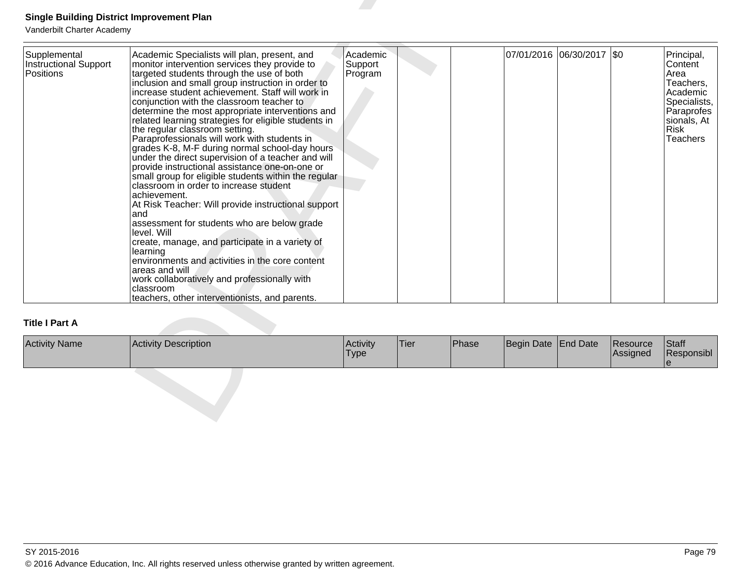| Supplemental Instructional Support Positions | Academic Specialists will plan, present, and monitor intervention services they provide to targeted students through the use of both inclusion and small group instruction in order to increase student achievement. Staff will work in conjunction with the classroom teacher to determine the most appropriate interventions and related learning strategies for eligible students in the regular classroom setting.<br>Paraprofessionals will work with students in grades K-8, M-F during normal school-day hours under the direct supervision of a teacher and will provide instructional assistance one-on-one or small group for eligible students within the regular classroom in order to increase student achievement.<br>At Risk Teacher: Will provide instructional support and<br>assessment for students who are below grade level. Will<br>create, manage, and participate in a variety of learning<br>environments and activities in the core content areas and will<br>work collaboratively and professionally with classroom<br>teachers, other interventionists, and parents. | Academic Support Program | | | 07/01/2016 | 06/30/2017 | $0 | Principal, Content Area Teachers, Academic Specialists, Paraprofessionals, At Risk Teachers |
|---|---|---|---|---|---|---|---|---|

**Title I Part A**

| Activity Name | Activity Description | Activity Type | Tier | Phase | Begin Date | End Date | Resource Assigned | Staff Responsible |
|---|---|---|---|---|---|---|---|---|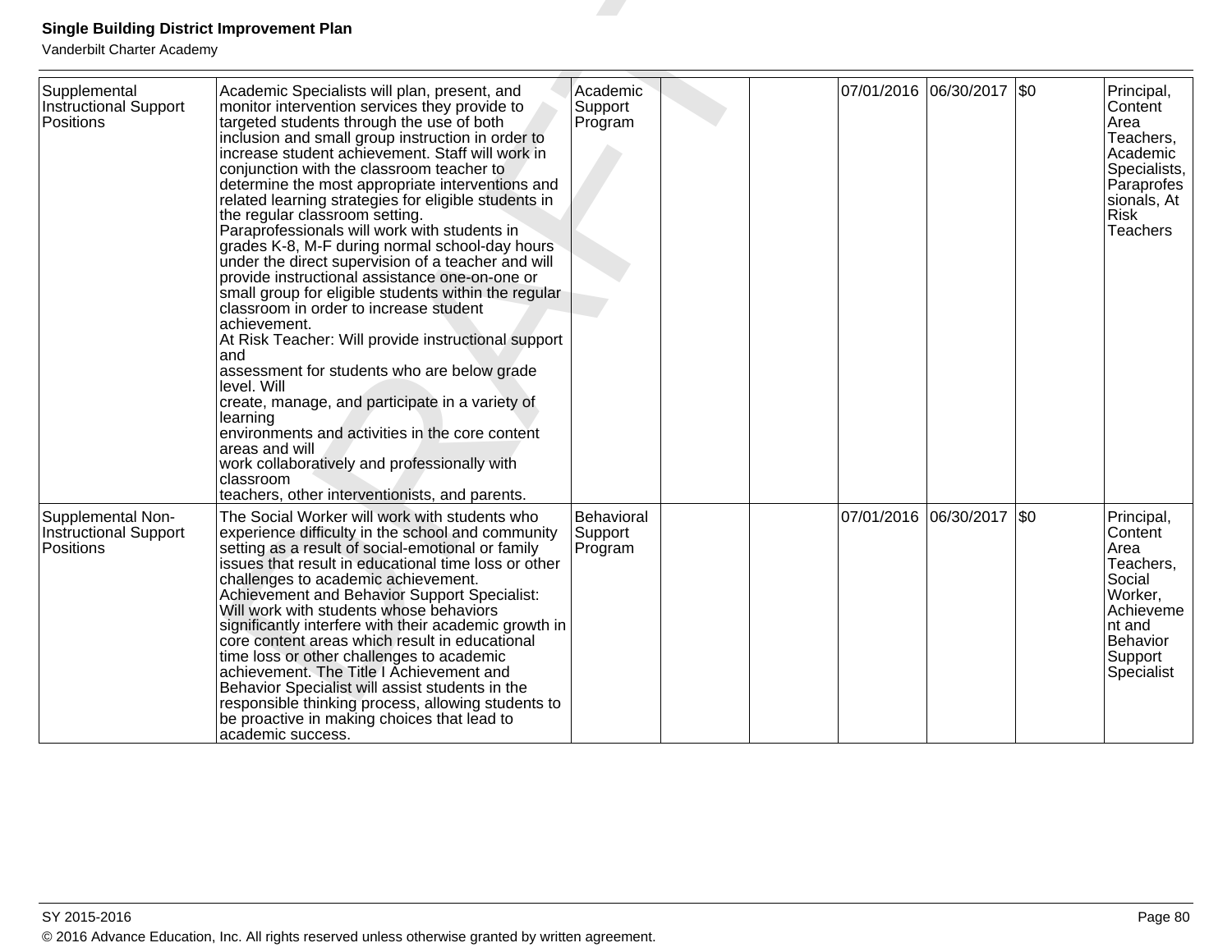| | | | | | | | | |
|---|---|---|---|---|---|---|---|---|
| Supplemental Instructional Support Positions | Academic Specialists will plan, present, and monitor intervention services they provide to targeted students through the use of both inclusion and small group instruction in order to increase student achievement. Staff will work in conjunction with the classroom teacher to determine the most appropriate interventions and related learning strategies for eligible students in the regular classroom setting.<br>Paraprofessionals will work with students in grades K-8, M-F during normal school-day hours under the direct supervision of a teacher and will provide instructional assistance one-on-one or small group for eligible students within the regular classroom in order to increase student achievement.<br>At Risk Teacher: Will provide instructional support and<br>assessment for students who are below grade level. Will<br>create, manage, and participate in a variety of learning<br>environments and activities in the core content areas and will<br>work collaboratively and professionally with classroom<br>teachers, other interventionists, and parents. | Academic Support Program | | | 07/01/2016 | 06/30/2017 | $0 | Principal, Content Area Teachers, Academic Specialists, Paraprofessionals, At Risk Teachers |
| Supplemental Non-Instructional Support Positions | The Social Worker will work with students who experience difficulty in the school and community setting as a result of social-emotional or family issues that result in educational time loss or other challenges to academic achievement.<br>Achievement and Behavior Support Specialist: Will work with students whose behaviors significantly interfere with their academic growth in core content areas which result in educational time loss or other challenges to academic achievement. The Title I Achievement and Behavior Specialist will assist students in the responsible thinking process, allowing students to be proactive in making choices that lead to academic success. | Behavioral Support Program | | | 07/01/2016 | 06/30/2017 | $0 | Principal, Content Area Teachers, Social Worker, Achievement and Behavior Support Specialist |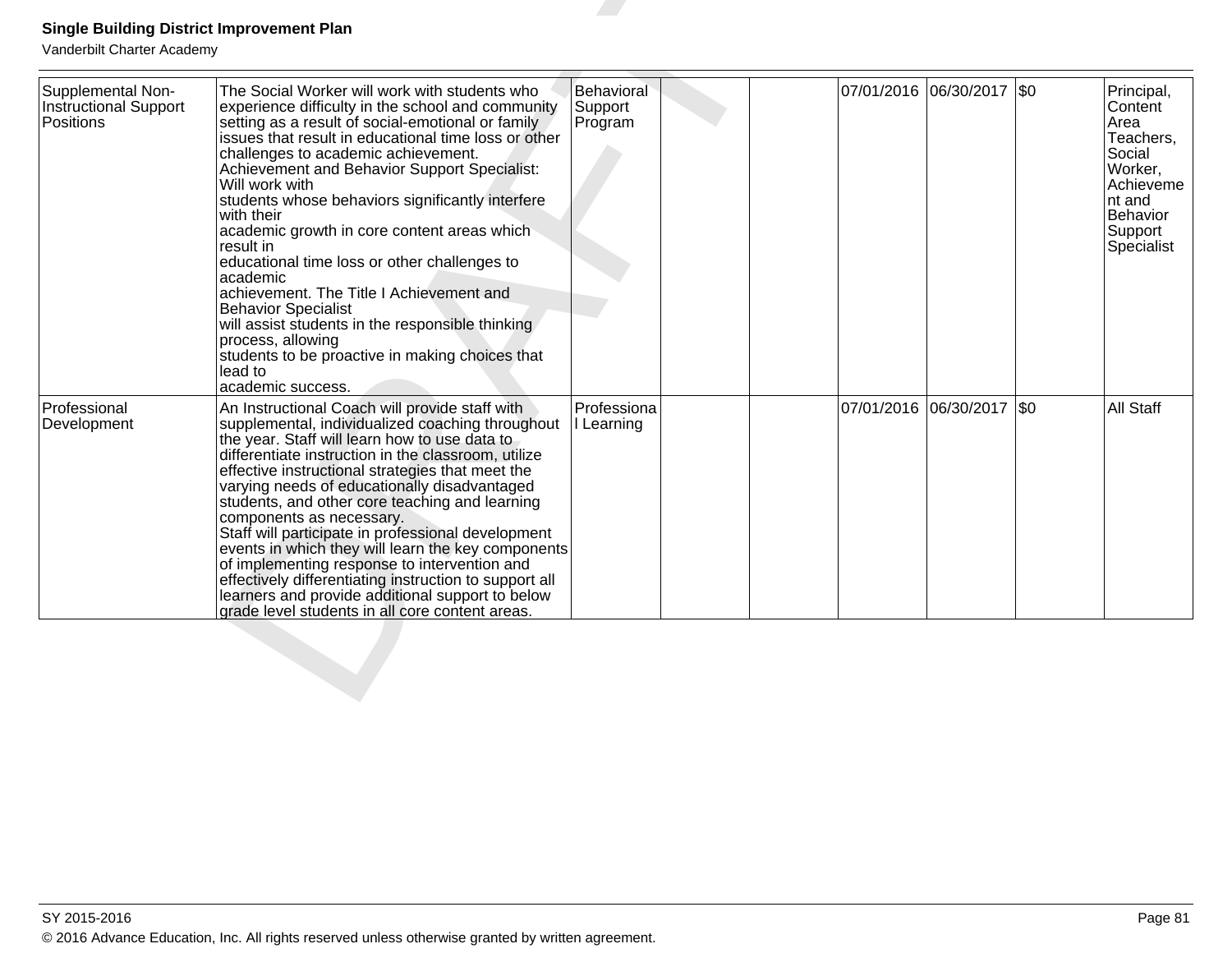| | | | | | | | | |
|---|---|---|---|---|---|---|---|---|
| Supplemental Non-Instructional Support Positions | The Social Worker will work with students who experience difficulty in the school and community setting as a result of social-emotional or family issues that result in educational time loss or other challenges to academic achievement. Achievement and Behavior Support Specialist: Will work with students whose behaviors significantly interfere with their academic growth in core content areas which result in educational time loss or other challenges to academic achievement. The Title I Achievement and Behavior Specialist will assist students in the responsible thinking process, allowing students to be proactive in making choices that lead to academic success. | Behavioral Support Program | | | 07/01/2016 | 06/30/2017 | $0 | Principal, Content Area Teachers, Social Worker, Achievement and Behavior Support Specialist |
| Professional Development | An Instructional Coach will provide staff with supplemental, individualized coaching throughout the year. Staff will learn how to use data to differentiate instruction in the classroom, utilize effective instructional strategies that meet the varying needs of educationally disadvantaged students, and other core teaching and learning components as necessary. Staff will participate in professional development events in which they will learn the key components of implementing response to intervention and effectively differentiating instruction to support all learners and provide additional support to below grade level students in all core content areas. | Professional Learning | | | 07/01/2016 | 06/30/2017 | $0 | All Staff |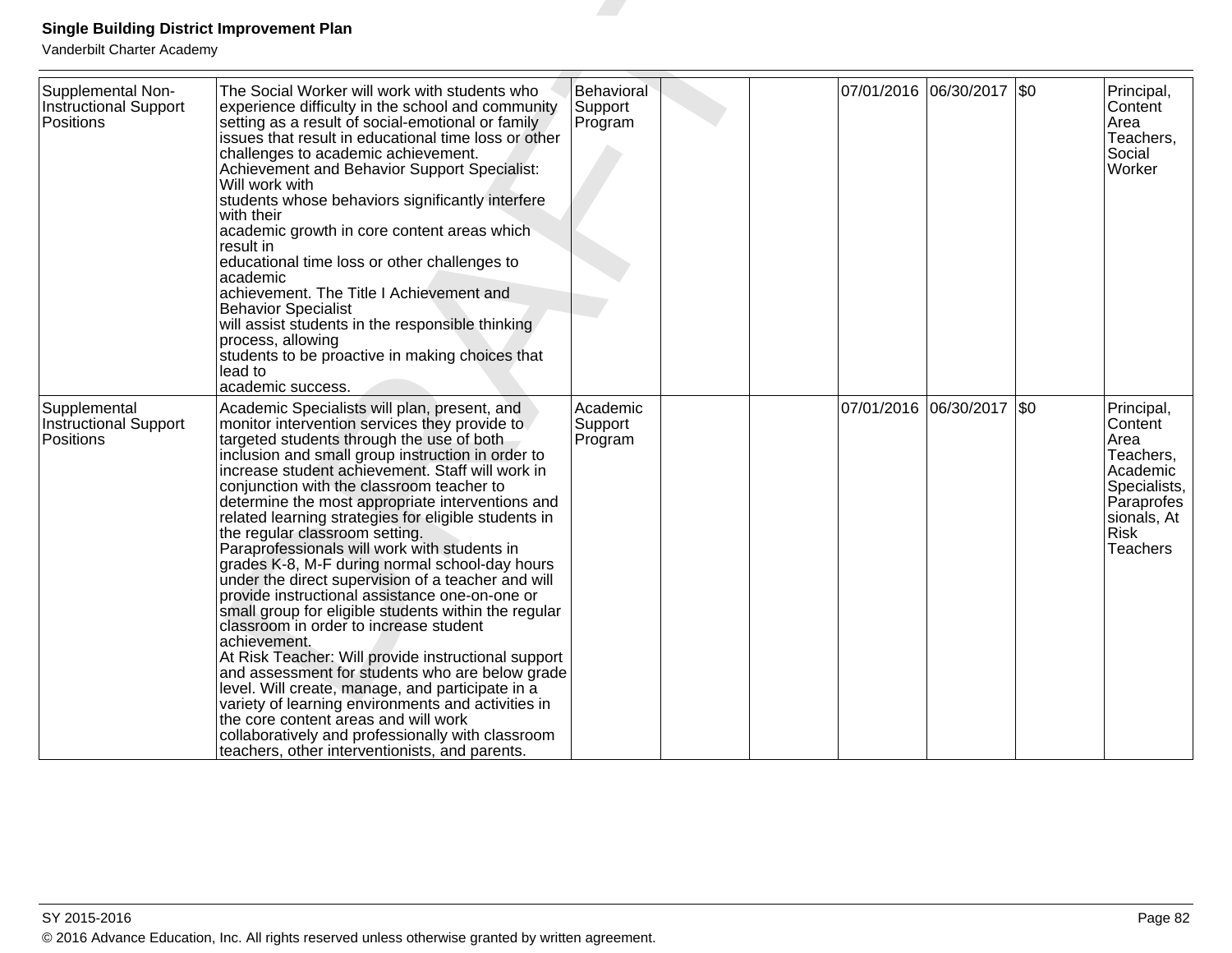| Supplemental Non-Instructional Support Positions | The Social Worker will work with students who experience difficulty in the school and community setting as a result of social-emotional or family issues that result in educational time loss or other challenges to academic achievement. Achievement and Behavior Support Specialist: Will work with students whose behaviors significantly interfere with their academic growth in core content areas which result in educational time loss or other challenges to academic achievement. The Title I Achievement and Behavior Specialist will assist students in the responsible thinking process, allowing students to be proactive in making choices that lead to academic success. | Behavioral Support Program | | | 07/01/2016 | 06/30/2017 | $0 | Principal, Content Area Teachers, Social Worker |
|---|---|---|---|---|---|---|---|---|
| Supplemental Instructional Support Positions | Academic Specialists will plan, present, and monitor intervention services they provide to targeted students through the use of both inclusion and small group instruction in order to increase student achievement. Staff will work in conjunction with the classroom teacher to determine the most appropriate interventions and related learning strategies for eligible students in the regular classroom setting. Paraprofessionals will work with students in grades K-8, M-F during normal school-day hours under the direct supervision of a teacher and will provide instructional assistance one-on-one or small group for eligible students within the regular classroom in order to increase student achievement. At Risk Teacher: Will provide instructional support and assessment for students who are below grade level. Will create, manage, and participate in a variety of learning environments and activities in the core content areas and will work collaboratively and professionally with classroom teachers, other interventionists, and parents. | Academic Support Program | | | 07/01/2016 | 06/30/2017 | $0 | Principal, Content Area Teachers, Academic Specialists, Paraprofessionals, At Risk Teachers |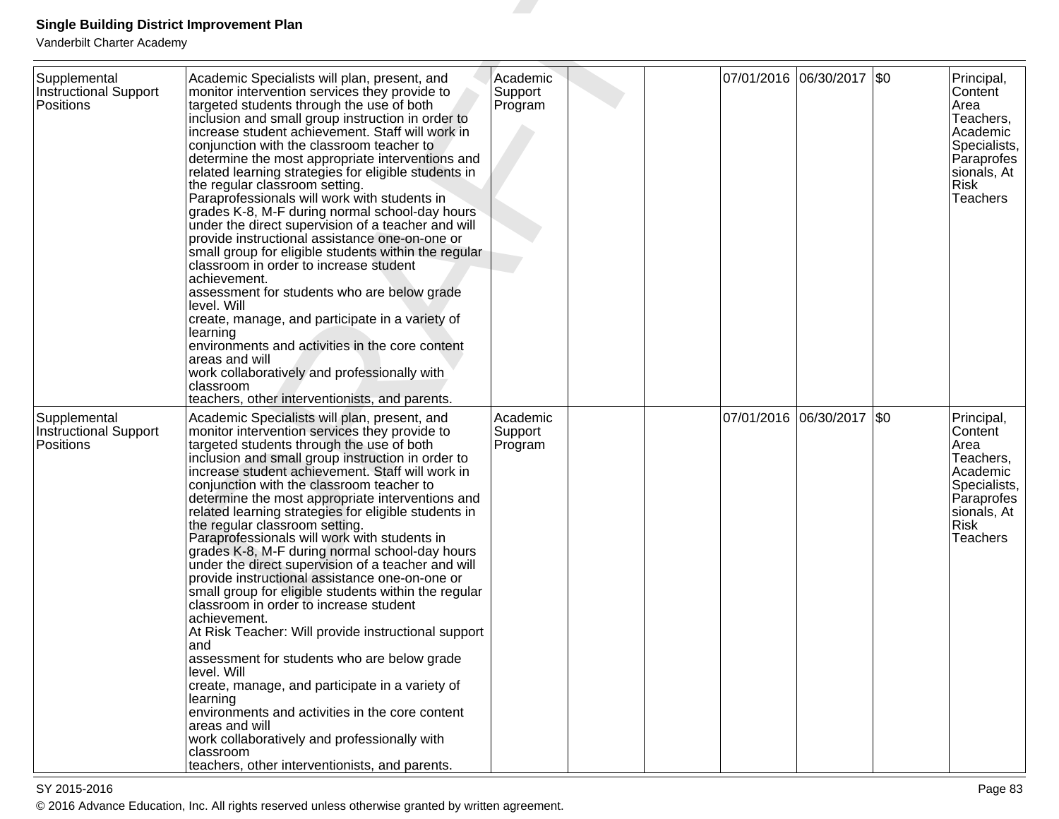| | | | | | | | | |
|---|---|---|---|---|---|---|---|---|
| Supplemental Instructional Support Positions | Academic Specialists will plan, present, and monitor intervention services they provide to targeted students through the use of both inclusion and small group instruction in order to increase student achievement. Staff will work in conjunction with the classroom teacher to determine the most appropriate interventions and related learning strategies for eligible students in the regular classroom setting.<br>Paraprofessionals will work with students in grades K-8, M-F during normal school-day hours under the direct supervision of a teacher and will provide instructional assistance one-on-one or small group for eligible students within the regular classroom in order to increase student achievement.<br>assessment for students who are below grade level. Will<br>create, manage, and participate in a variety of learning<br>environments and activities in the core content areas and will<br>work collaboratively and professionally with classroom<br>teachers, other interventionists, and parents. | Academic Support Program | | | 07/01/2016 | 06/30/2017 | $0 | Principal, Content Area Teachers, Academic Specialists, Paraprofessionals, At Risk Teachers |
| Supplemental Instructional Support Positions | Academic Specialists will plan, present, and monitor intervention services they provide to targeted students through the use of both inclusion and small group instruction in order to increase student achievement. Staff will work in conjunction with the classroom teacher to determine the most appropriate interventions and related learning strategies for eligible students in the regular classroom setting.<br>Paraprofessionals will work with students in grades K-8, M-F during normal school-day hours under the direct supervision of a teacher and will provide instructional assistance one-on-one or small group for eligible students within the regular classroom in order to increase student achievement.<br>At Risk Teacher: Will provide instructional support and<br>assessment for students who are below grade level. Will<br>create, manage, and participate in a variety of learning<br>environments and activities in the core content areas and will<br>work collaboratively and professionally with classroom<br>teachers, other interventionists, and parents. | Academic Support Program | | | 07/01/2016 | 06/30/2017 | $0 | Principal, Content Area Teachers, Academic Specialists, Paraprofessionals, At Risk Teachers |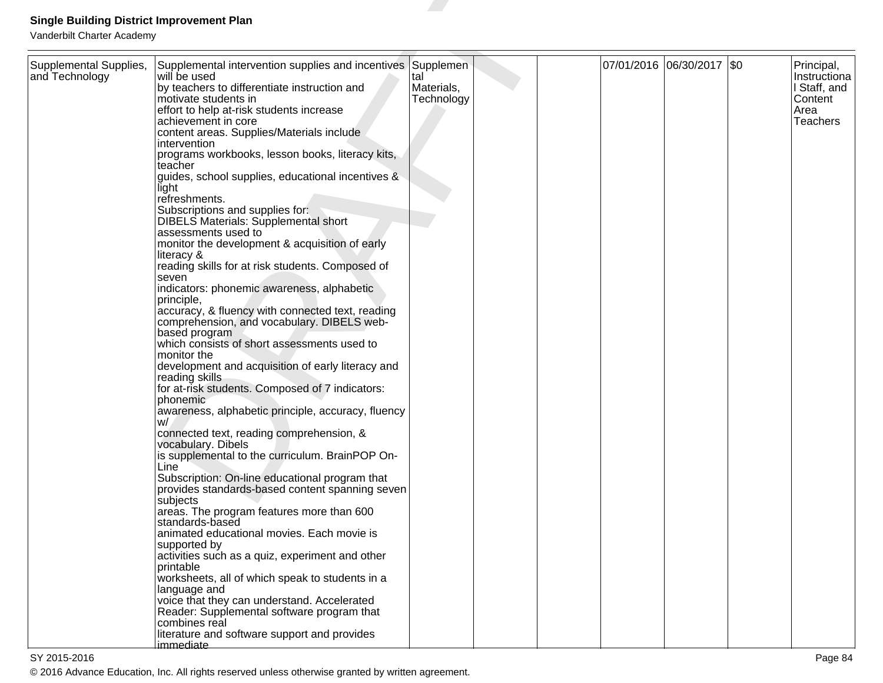| | | | | | | | | |
|---|---|---|---|---|---|---|---|---|
| Supplemental Supplies, and Technology | Supplemental intervention supplies and incentives will be used by teachers to differentiate instruction and motivate students in effort to help at-risk students increase achievement in core content areas. Supplies/Materials include intervention programs workbooks, lesson books, literacy kits, teacher guides, school supplies, educational incentives & light refreshments. Subscriptions and supplies for: DIBELS Materials: Supplemental short assessments used to monitor the development & acquisition of early literacy & reading skills for at risk students. Composed of seven indicators: phonemic awareness, alphabetic principle, accuracy, & fluency with connected text, reading comprehension, and vocabulary. DIBELS web-based program which consists of short assessments used to monitor the development and acquisition of early literacy and reading skills for at-risk students. Composed of 7 indicators: phonemic awareness, alphabetic principle, accuracy, fluency w/ connected text, reading comprehension, & vocabulary. Dibels is supplemental to the curriculum. BrainPOP On-Line Subscription: On-line educational program that provides standards-based content spanning seven subjects areas. The program features more than 600 standards-based animated educational movies. Each movie is supported by activities such as a quiz, experiment and other printable worksheets, all of which speak to students in a language and voice that they can understand. Accelerated Reader: Supplemental software program that combines real literature and software support and provides immediate | Supplemental Materials, Technology | | | 07/01/2016 | 06/30/2017 | $0 | Principal, Instructional Staff, and Content Area Teachers |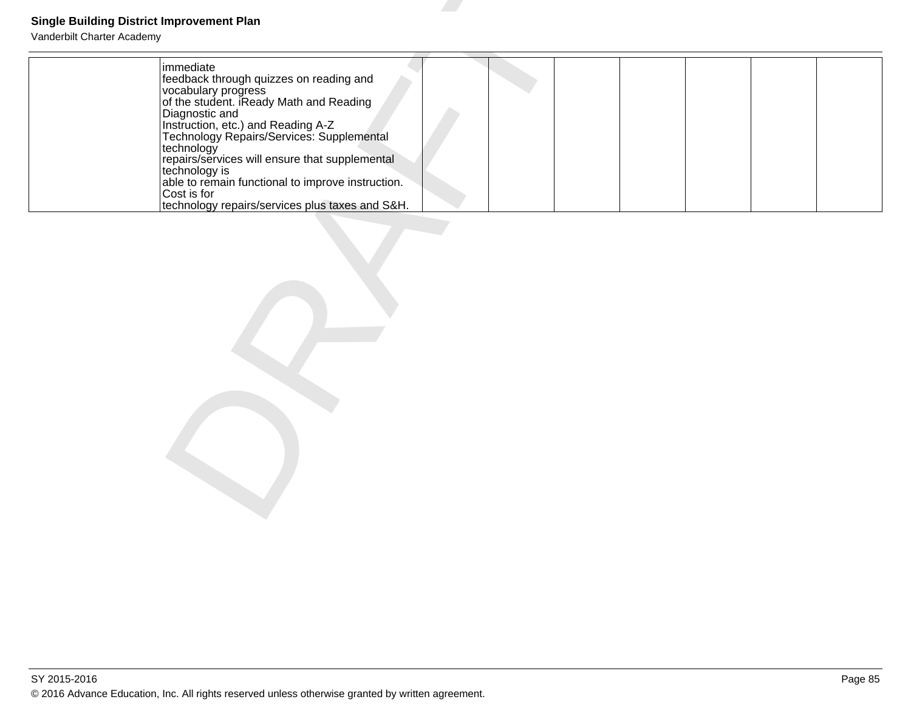| | | | | | | | | |
|---|---|---|---|---|---|---|---|---|
| | immediate feedback through quizzes on reading and vocabulary progress of the student. iReady Math and Reading Diagnostic and Instruction, etc.) and Reading A-Z Technology Repairs/Services: Supplemental technology repairs/services will ensure that supplemental technology is able to remain functional to improve instruction. Cost is for technology repairs/services plus taxes and S&H. | | | | | | | |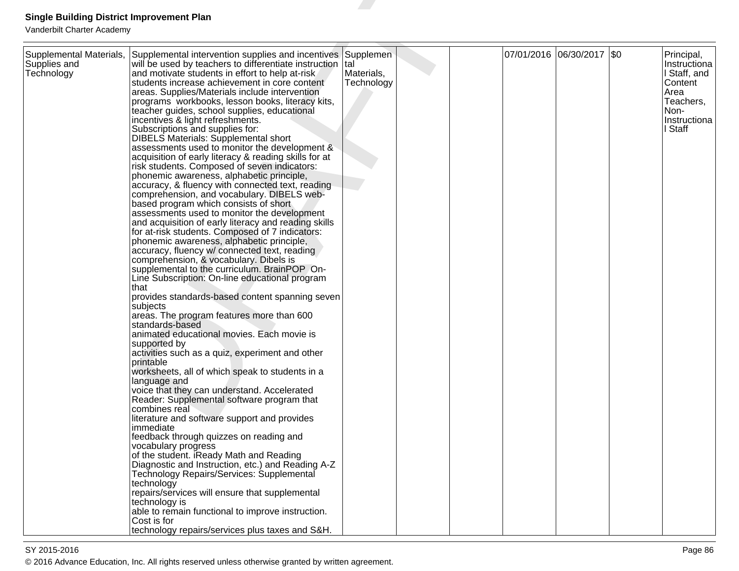| Supplemental Materials, Supplies and Technology | Supplemental intervention supplies and incentives will be used by teachers to differentiate instruction and motivate students in effort to help at-risk students increase achievement in core content areas. Supplies/Materials include intervention programs workbooks, lesson books, literacy kits, teacher guides, school supplies, educational incentives & light refreshments.<br>Subscriptions and supplies for:<br>DIBELS Materials: Supplemental short assessments used to monitor the development & acquisition of early literacy & reading skills for at risk students. Composed of seven indicators: phonemic awareness, alphabetic principle, accuracy, & fluency with connected text, reading comprehension, and vocabulary. DIBELS web-based program which consists of short assessments used to monitor the development and acquisition of early literacy and reading skills for at-risk students. Composed of 7 indicators: phonemic awareness, alphabetic principle, accuracy, fluency w/ connected text, reading comprehension, & vocabulary. Dibels is supplemental to the curriculum. BrainPOP On-Line Subscription: On-line educational program that<br>provides standards-based content spanning seven subjects<br>areas. The program features more than 600 standards-based<br>animated educational movies. Each movie is supported by<br>activities such as a quiz, experiment and other printable<br>worksheets, all of which speak to students in a language and<br>voice that they can understand. Accelerated Reader: Supplemental software program that combines real<br>literature and software support and provides immediate<br>feedback through quizzes on reading and vocabulary progress<br>of the student. iReady Math and Reading Diagnostic and Instruction, etc.) and Reading A-Z Technology Repairs/Services: Supplemental technology<br>repairs/services will ensure that supplemental technology is<br>able to remain functional to improve instruction. Cost is for<br>technology repairs/services plus taxes and S&H. | Supplemental Materials, Technology | | | 07/01/2016 | 06/30/2017 | $0 | Principal, Instructional Staff, and Content Area Teachers, Non-Instructional Staff |
|---|---|---|---|---|---|---|---|---|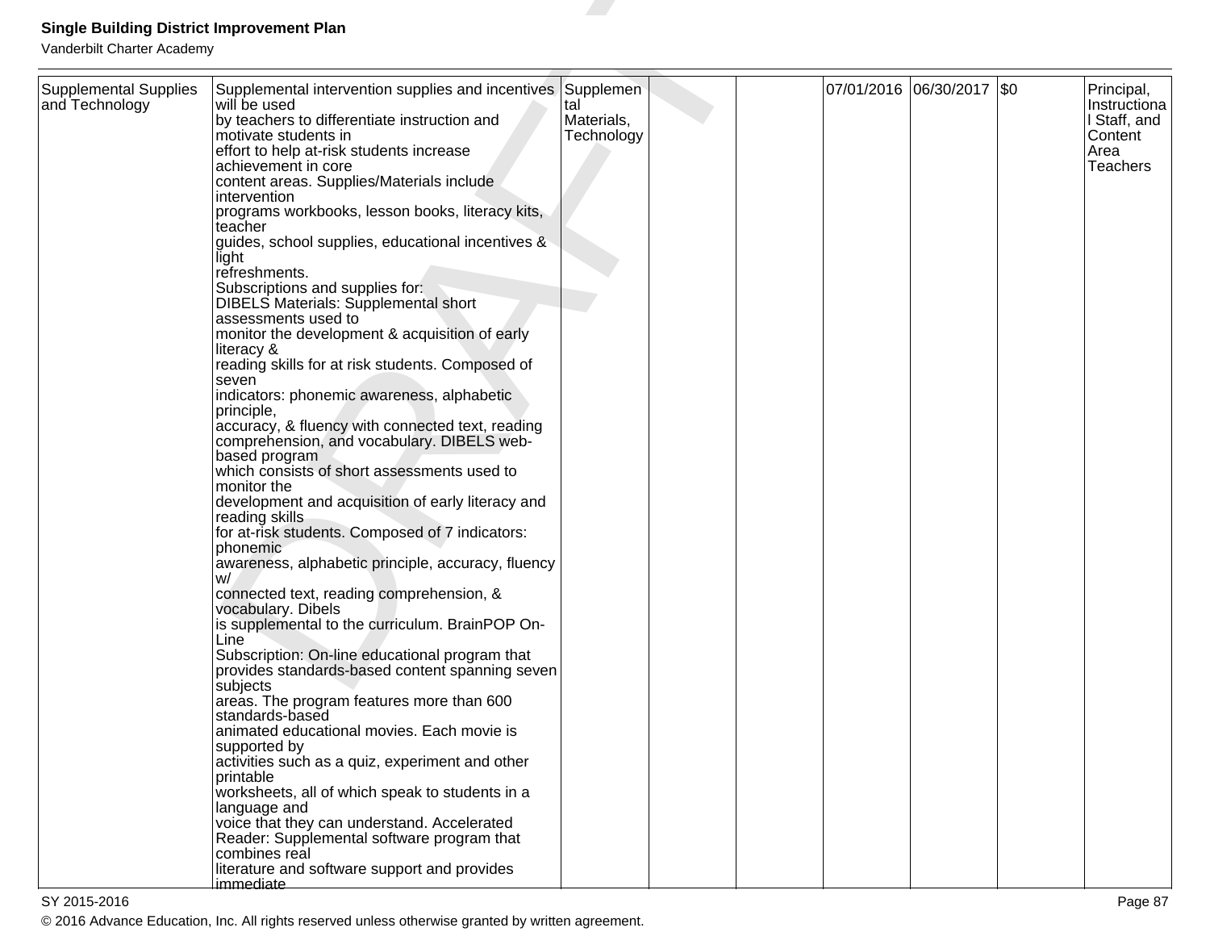| Supplemental Supplies and Technology | Supplemental intervention supplies and incentives will be used by teachers to differentiate instruction and motivate students in effort to help at-risk students increase achievement in core content areas. Supplies/Materials include intervention programs workbooks, lesson books, literacy kits, teacher guides, school supplies, educational incentives & light refreshments. Subscriptions and supplies for: DIBELS Materials: Supplemental short assessments used to monitor the development & acquisition of early literacy & reading skills for at risk students. Composed of seven indicators: phonemic awareness, alphabetic principle, accuracy, & fluency with connected text, reading comprehension, and vocabulary. DIBELS web-based program which consists of short assessments used to monitor the development and acquisition of early literacy and reading skills for at-risk students. Composed of 7 indicators: phonemic awareness, alphabetic principle, accuracy, fluency w/ connected text, reading comprehension, & vocabulary. Dibels is supplemental to the curriculum. BrainPOP On-Line Subscription: On-line educational program that provides standards-based content spanning seven subjects areas. The program features more than 600 standards-based animated educational movies. Each movie is supported by activities such as a quiz, experiment and other printable worksheets, all of which speak to students in a language and voice that they can understand. Accelerated Reader: Supplemental software program that combines real literature and software support and provides immediate | Supplemental Materials, Technology | | | 07/01/2016 | 06/30/2017 | $0 | Principal, Instructional Staff, and Content Area Teachers |
|---|---|---|---|---|---|---|---|---|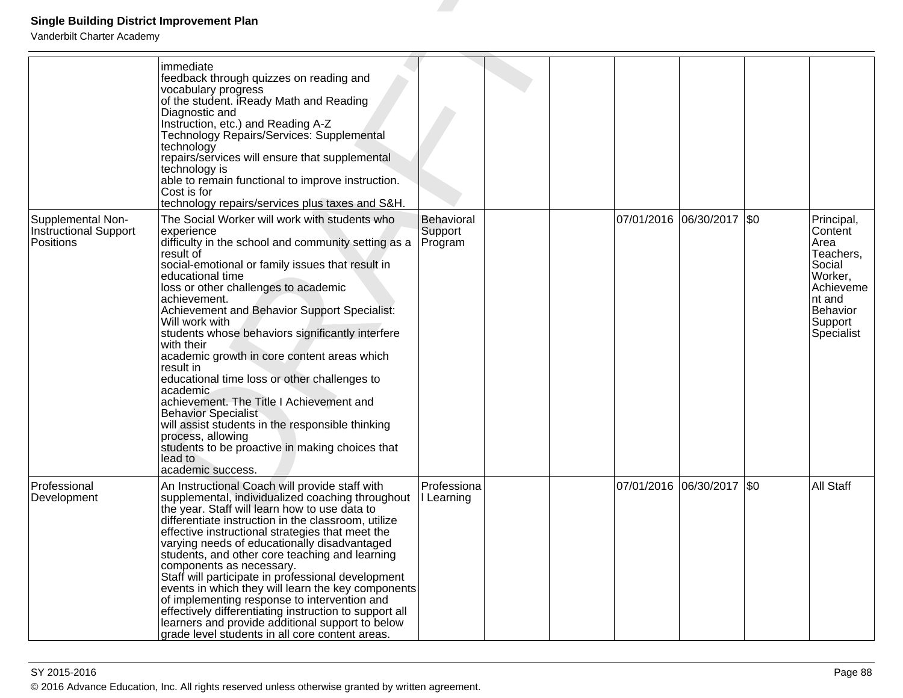| | | | | | | | | |
|---|---|---|---|---|---|---|---|---|
| | immediate feedback through quizzes on reading and vocabulary progress of the student. iReady Math and Reading Diagnostic and Instruction, etc.) and Reading A-Z Technology Repairs/Services: Supplemental technology repairs/services will ensure that supplemental technology is able to remain functional to improve instruction. Cost is for technology repairs/services plus taxes and S&H. | | | | | | | |
| Supplemental Non-Instructional Support Positions | The Social Worker will work with students who experience difficulty in the school and community setting as a result of social-emotional or family issues that result in educational time loss or other challenges to academic achievement. Achievement and Behavior Support Specialist: Will work with students whose behaviors significantly interfere with their academic growth in core content areas which result in educational time loss or other challenges to academic achievement. The Title I Achievement and Behavior Specialist will assist students in the responsible thinking process, allowing students to be proactive in making choices that lead to academic success. | Behavioral Support Program | | | 07/01/2016 | 06/30/2017 | $0 | Principal, Content Area Teachers, Social Worker, Achievement and Behavior Support Specialist |
| Professional Development | An Instructional Coach will provide staff with supplemental, individualized coaching throughout the year. Staff will learn how to use data to differentiate instruction in the classroom, utilize effective instructional strategies that meet the varying needs of educationally disadvantaged students, and other core teaching and learning components as necessary. Staff will participate in professional development events in which they will learn the key components of implementing response to intervention and effectively differentiating instruction to support all learners and provide additional support to below grade level students in all core content areas. | Professional Learning | | | 07/01/2016 | 06/30/2017 | $0 | All Staff |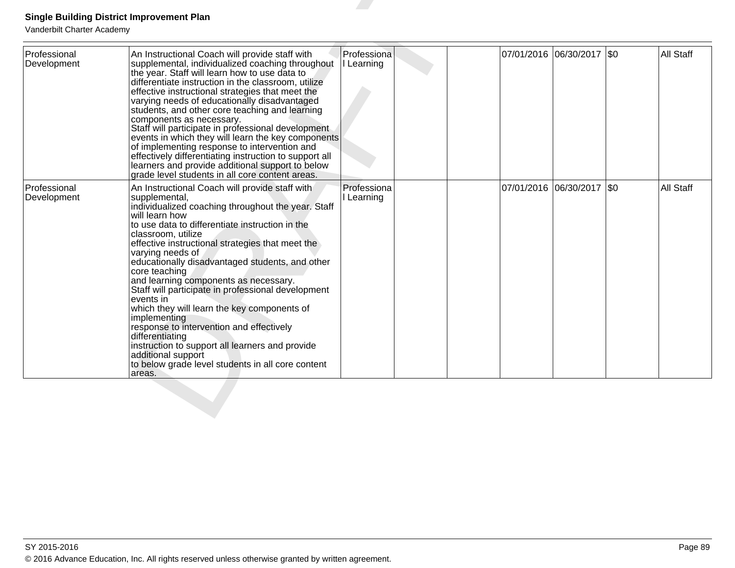| Professional Development | An Instructional Coach will provide staff with supplemental, individualized coaching throughout the year. Staff will learn how to use data to differentiate instruction in the classroom, utilize effective instructional strategies that meet the varying needs of educationally disadvantaged students, and other core teaching and learning components as necessary. Staff will participate in professional development events in which they will learn the key components of implementing response to intervention and effectively differentiating instruction to support all learners and provide additional support to below grade level students in all core content areas. | Professional Learning | | | 07/01/2016 | 06/30/2017 | $0 | All Staff |
|---|---|---|---|---|---|---|---|---|
| Professional Development | An Instructional Coach will provide staff with supplemental, individualized coaching throughout the year. Staff will learn how to use data to differentiate instruction in the classroom, utilize effective instructional strategies that meet the varying needs of educationally disadvantaged students, and other core teaching and learning components as necessary. Staff will participate in professional development events in which they will learn the key components of implementing response to intervention and effectively differentiating instruction to support all learners and provide additional support to below grade level students in all core content areas. | Professional Learning | | | 07/01/2016 | 06/30/2017 | $0 | All Staff |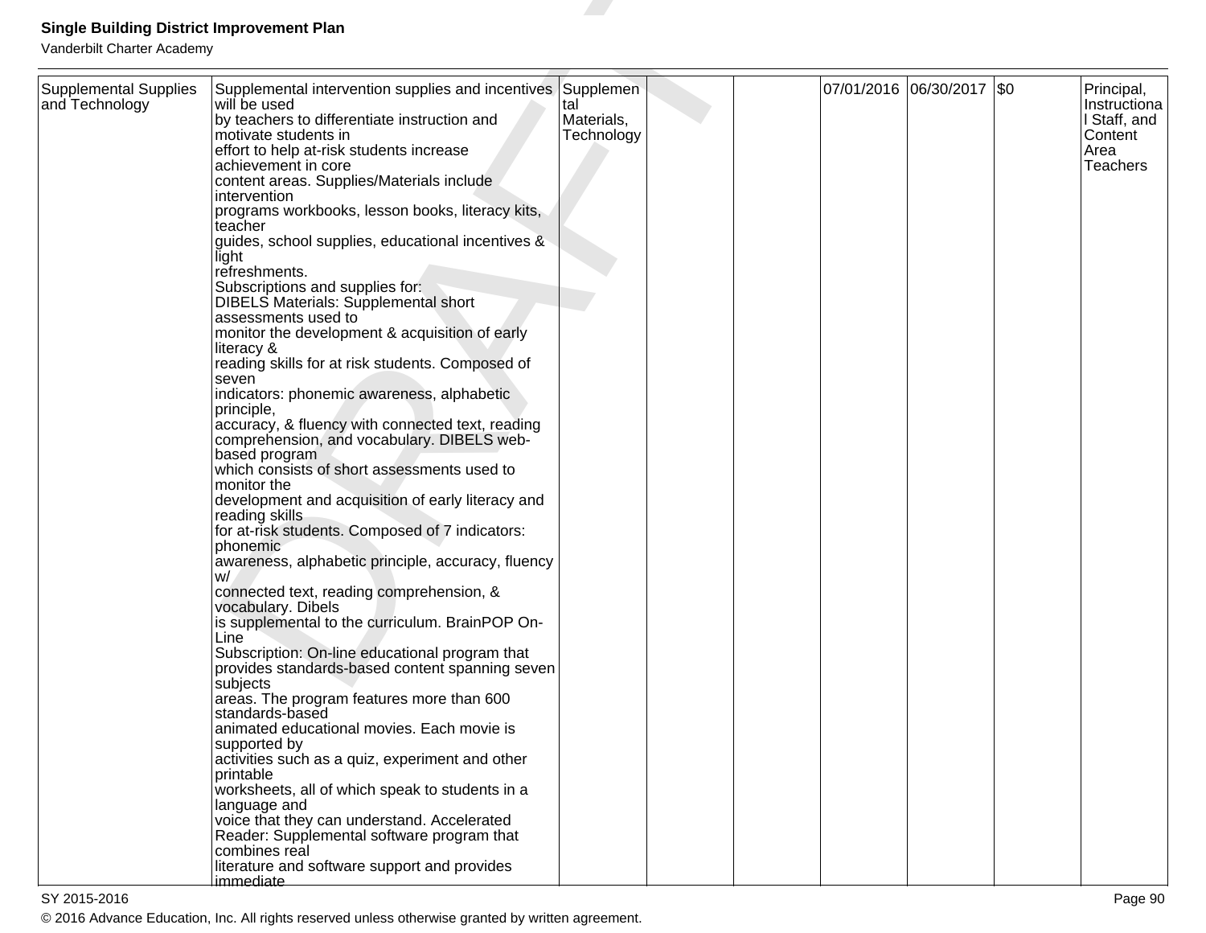| Supplemental Supplies and Technology | Supplemental intervention supplies and incentives will be used by teachers to differentiate instruction and motivate students in effort to help at-risk students increase achievement in core content areas. Supplies/Materials include intervention programs workbooks, lesson books, literacy kits, teacher guides, school supplies, educational incentives & light refreshments. Subscriptions and supplies for: DIBELS Materials: Supplemental short assessments used to monitor the development & acquisition of early literacy & reading skills for at risk students. Composed of seven indicators: phonemic awareness, alphabetic principle, accuracy, & fluency with connected text, reading comprehension, and vocabulary. DIBELS web-based program which consists of short assessments used to monitor the development and acquisition of early literacy and reading skills for at-risk students. Composed of 7 indicators: phonemic awareness, alphabetic principle, accuracy, fluency w/ connected text, reading comprehension, & vocabulary. Dibels is supplemental to the curriculum. BrainPOP On-Line Subscription: On-line educational program that provides standards-based content spanning seven subjects areas. The program features more than 600 standards-based animated educational movies. Each movie is supported by activities such as a quiz, experiment and other printable worksheets, all of which speak to students in a language and voice that they can understand. Accelerated Reader: Supplemental software program that combines real literature and software support and provides immediate | Supplemental Materials, Technology | | | 07/01/2016 | 06/30/2017 | $0 | Principal, Instructional Staff, and Content Area Teachers |
|---|---|---|---|---|---|---|---|---|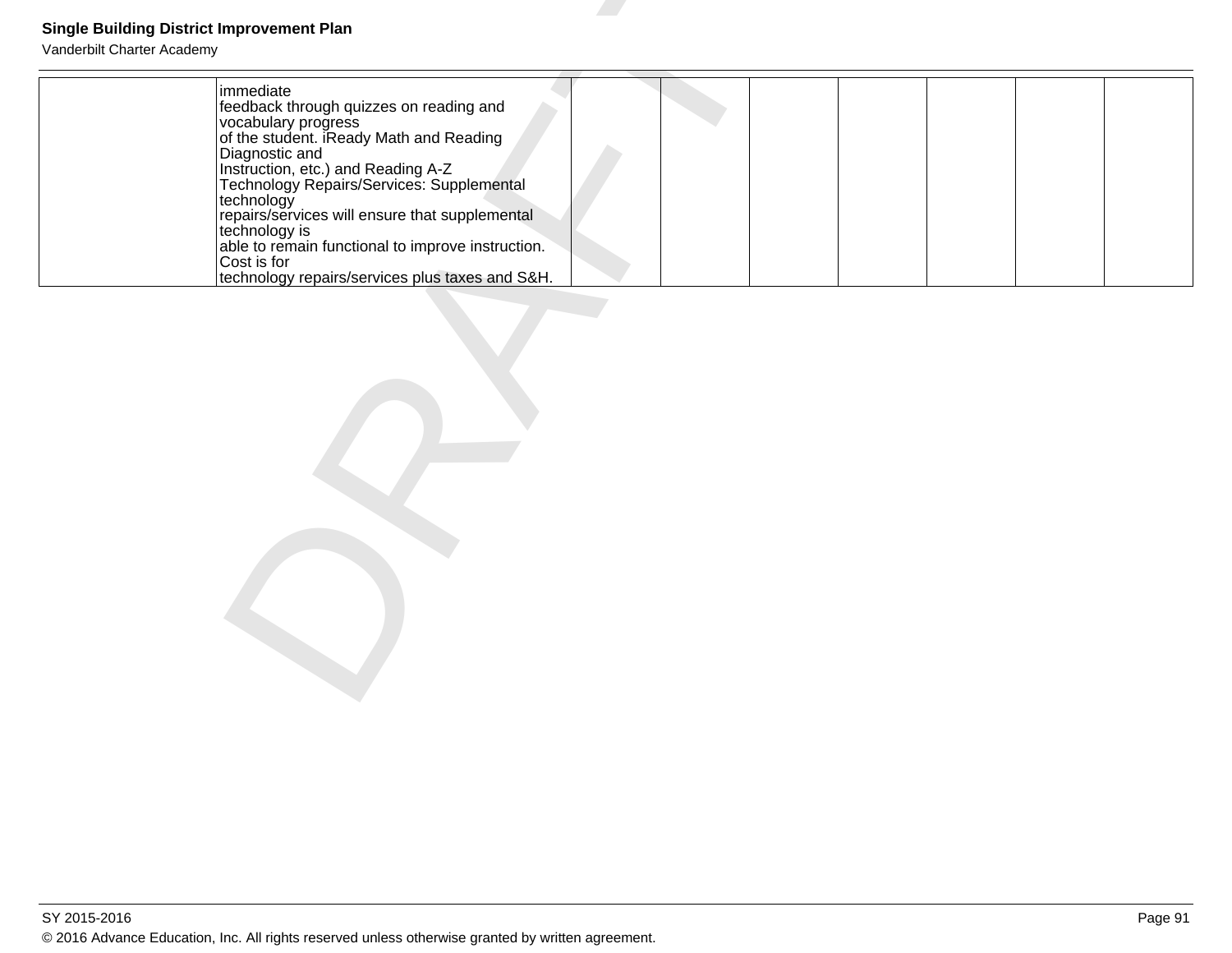| | | | | | | | | |
|---|---|---|---|---|---|---|---|---|
| | immediate feedback through quizzes on reading and vocabulary progress of the student. iReady Math and Reading Diagnostic and Instruction, etc.) and Reading A-Z Technology Repairs/Services: Supplemental technology repairs/services will ensure that supplemental technology is able to remain functional to improve instruction. Cost is for technology repairs/services plus taxes and S&H. | | | | | | | |